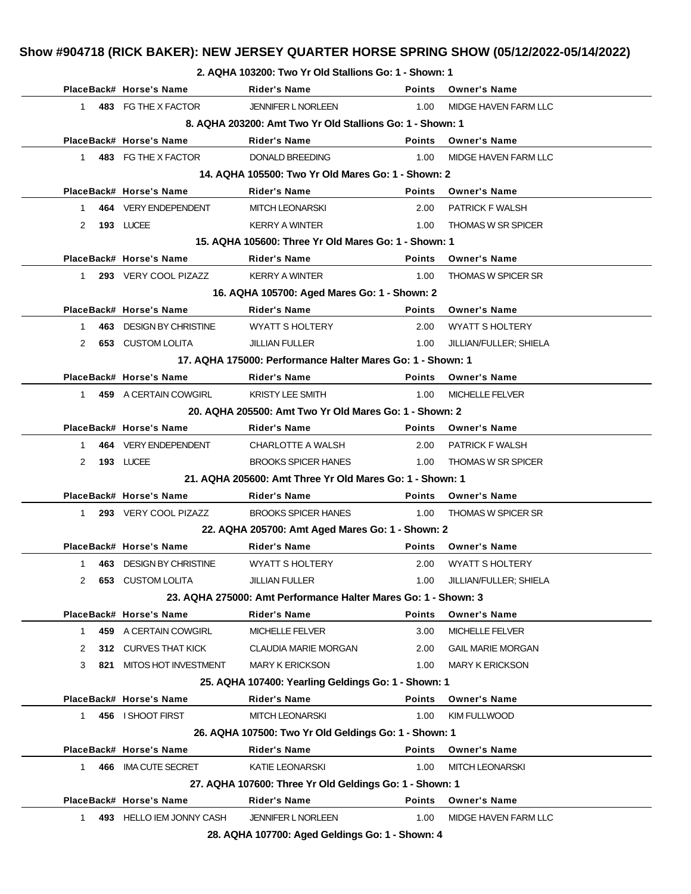# Show #904718 (RICK BAKER): NEW JERSEY QUARTER HORSE SPRING SHOW (05/12/2022-05/14/2022)

### 2. AQHA 103200: Two Yr Old Stallions Go: 1 - Shown: 1

| Place | Back# | Horse's Name | Rider's Name | Points | Owner's Name |
|---|---|---|---|---|---|
| 1 | 483 | FG THE X FACTOR | JENNIFER L NORLEEN | 1.00 | MIDGE HAVEN FARM LLC |

### 8. AQHA 203200: Amt Two Yr Old Stallions Go: 1 - Shown: 1

| Place | Back# | Horse's Name | Rider's Name | Points | Owner's Name |
|---|---|---|---|---|---|
| 1 | 483 | FG THE X FACTOR | DONALD BREEDING | 1.00 | MIDGE HAVEN FARM LLC |

### 14. AQHA 105500: Two Yr Old Mares Go: 1 - Shown: 2

| Place | Back# | Horse's Name | Rider's Name | Points | Owner's Name |
|---|---|---|---|---|---|
| 1 | 464 | VERY ENDEPENDENT | MITCH LEONARSKI | 2.00 | PATRICK F WALSH |
| 2 | 193 | LUCEE | KERRY A WINTER | 1.00 | THOMAS W SR SPICER |

### 15. AQHA 105600: Three Yr Old Mares Go: 1 - Shown: 1

| Place | Back# | Horse's Name | Rider's Name | Points | Owner's Name |
|---|---|---|---|---|---|
| 1 | 293 | VERY COOL PIZAZZ | KERRY A WINTER | 1.00 | THOMAS W SPICER SR |

### 16. AQHA 105700: Aged Mares Go: 1 - Shown: 2

| Place | Back# | Horse's Name | Rider's Name | Points | Owner's Name |
|---|---|---|---|---|---|
| 1 | 463 | DESIGN BY CHRISTINE | WYATT S HOLTERY | 2.00 | WYATT S HOLTERY |
| 2 | 653 | CUSTOM LOLITA | JILLIAN FULLER | 1.00 | JILLIAN/FULLER; SHIELA |

### 17. AQHA 175000: Performance Halter Mares Go: 1 - Shown: 1

| Place | Back# | Horse's Name | Rider's Name | Points | Owner's Name |
|---|---|---|---|---|---|
| 1 | 459 | A CERTAIN COWGIRL | KRISTY LEE SMITH | 1.00 | MICHELLE FELVER |

### 20. AQHA 205500: Amt Two Yr Old Mares Go: 1 - Shown: 2

| Place | Back# | Horse's Name | Rider's Name | Points | Owner's Name |
|---|---|---|---|---|---|
| 1 | 464 | VERY ENDEPENDENT | CHARLOTTE A WALSH | 2.00 | PATRICK F WALSH |
| 2 | 193 | LUCEE | BROOKS SPICER HANES | 1.00 | THOMAS W SR SPICER |

### 21. AQHA 205600: Amt Three Yr Old Mares Go: 1 - Shown: 1

| Place | Back# | Horse's Name | Rider's Name | Points | Owner's Name |
|---|---|---|---|---|---|
| 1 | 293 | VERY COOL PIZAZZ | BROOKS SPICER HANES | 1.00 | THOMAS W SPICER SR |

### 22. AQHA 205700: Amt Aged Mares Go: 1 - Shown: 2

| Place | Back# | Horse's Name | Rider's Name | Points | Owner's Name |
|---|---|---|---|---|---|
| 1 | 463 | DESIGN BY CHRISTINE | WYATT S HOLTERY | 2.00 | WYATT S HOLTERY |
| 2 | 653 | CUSTOM LOLITA | JILLIAN FULLER | 1.00 | JILLIAN/FULLER; SHIELA |

### 23. AQHA 275000: Amt Performance Halter Mares Go: 1 - Shown: 3

| Place | Back# | Horse's Name | Rider's Name | Points | Owner's Name |
|---|---|---|---|---|---|
| 1 | 459 | A CERTAIN COWGIRL | MICHELLE FELVER | 3.00 | MICHELLE FELVER |
| 2 | 312 | CURVES THAT KICK | CLAUDIA MARIE MORGAN | 2.00 | GAIL MARIE MORGAN |
| 3 | 821 | MITOS HOT INVESTMENT | MARY K ERICKSON | 1.00 | MARY K ERICKSON |

### 25. AQHA 107400: Yearling Geldings Go: 1 - Shown: 1

| Place | Back# | Horse's Name | Rider's Name | Points | Owner's Name |
|---|---|---|---|---|---|
| 1 | 456 | I SHOOT FIRST | MITCH LEONARSKI | 1.00 | KIM FULLWOOD |

### 26. AQHA 107500: Two Yr Old Geldings Go: 1 - Shown: 1

| Place | Back# | Horse's Name | Rider's Name | Points | Owner's Name |
|---|---|---|---|---|---|
| 1 | 466 | IMA CUTE SECRET | KATIE LEONARSKI | 1.00 | MITCH LEONARSKI |

### 27. AQHA 107600: Three Yr Old Geldings Go: 1 - Shown: 1

| Place | Back# | Horse's Name | Rider's Name | Points | Owner's Name |
|---|---|---|---|---|---|
| 1 | 493 | HELLO IEM JONNY CASH | JENNIFER L NORLEEN | 1.00 | MIDGE HAVEN FARM LLC |

### 28. AQHA 107700: Aged Geldings Go: 1 - Shown: 4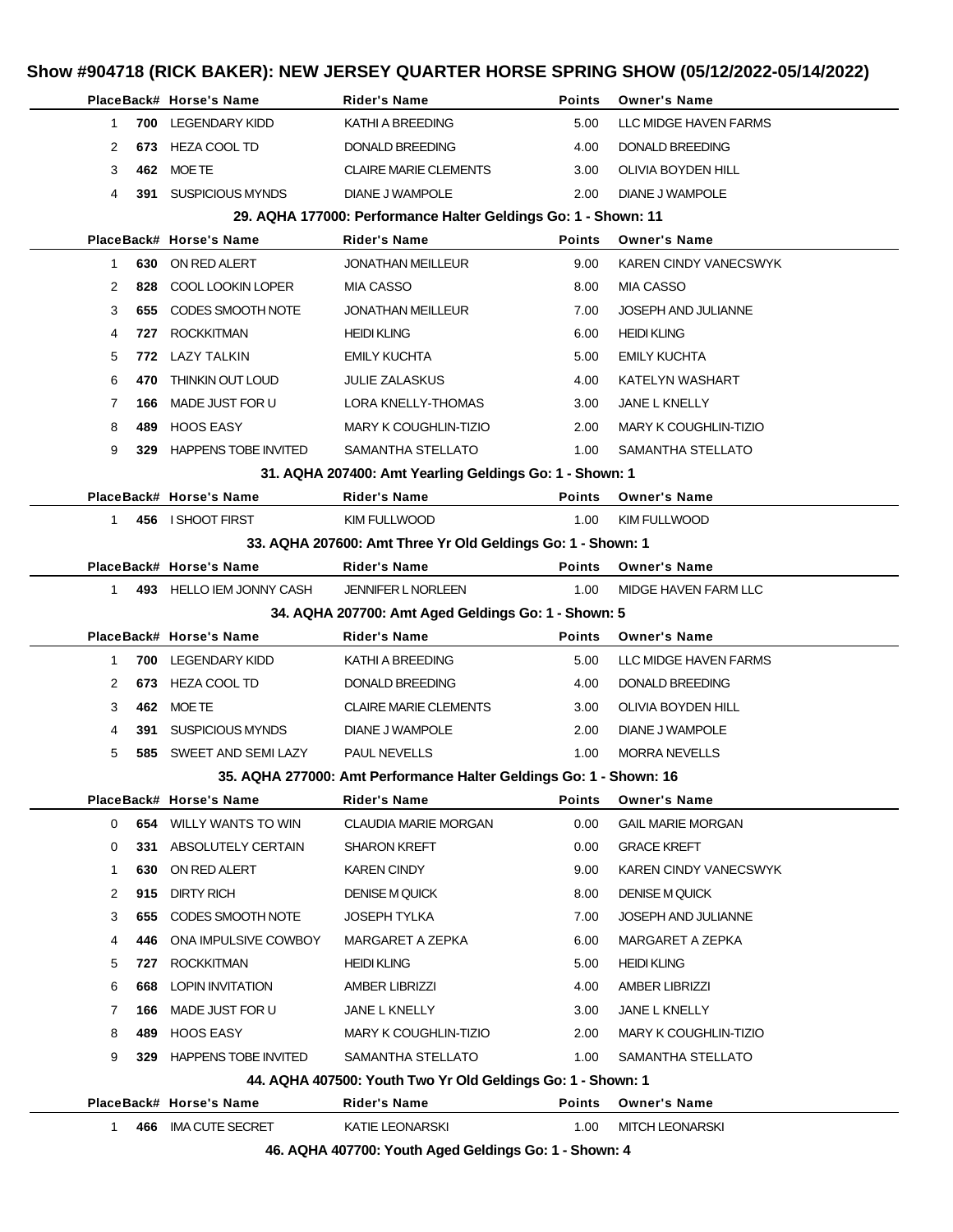# Show #904718 (RICK BAKER): NEW JERSEY QUARTER HORSE SPRING SHOW (05/12/2022-05/14/2022)

| Place | Back# | Horse's Name | Rider's Name | Points | Owner's Name |
|---|---|---|---|---|---|
| 1 | **700** | LEGENDARY KIDD | KATHI A BREEDING | 5.00 | LLC MIDGE HAVEN FARMS |
| 2 | **673** | HEZA COOL TD | DONALD BREEDING | 4.00 | DONALD BREEDING |
| 3 | **462** | MOE TE | CLAIRE MARIE CLEMENTS | 3.00 | OLIVIA BOYDEN HILL |
| 4 | **391** | SUSPICIOUS MYNDS | DIANE J WAMPOLE | 2.00 | DIANE J WAMPOLE |

### 29. AQHA 177000: Performance Halter Geldings Go: 1 - Shown: 11

| Place | Back# | Horse's Name | Rider's Name | Points | Owner's Name |
|---|---|---|---|---|---|
| 1 | **630** | ON RED ALERT | JONATHAN MEILLEUR | 9.00 | KAREN CINDY VANECSWYK |
| 2 | **828** | COOL LOOKIN LOPER | MIA CASSO | 8.00 | MIA CASSO |
| 3 | **655** | CODES SMOOTH NOTE | JONATHAN MEILLEUR | 7.00 | JOSEPH AND JULIANNE |
| 4 | **727** | ROCKKITMAN | HEIDI KLING | 6.00 | HEIDI KLING |
| 5 | **772** | LAZY TALKIN | EMILY KUCHTA | 5.00 | EMILY KUCHTA |
| 6 | **470** | THINKIN OUT LOUD | JULIE ZALASKUS | 4.00 | KATELYN WASHART |
| 7 | **166** | MADE JUST FOR U | LORA KNELLY-THOMAS | 3.00 | JANE L KNELLY |
| 8 | **489** | HOOS EASY | MARY K COUGHLIN-TIZIO | 2.00 | MARY K COUGHLIN-TIZIO |
| 9 | **329** | HAPPENS TOBE INVITED | SAMANTHA STELLATO | 1.00 | SAMANTHA STELLATO |

### 31. AQHA 207400: Amt Yearling Geldings Go: 1 - Shown: 1

| Place | Back# | Horse's Name | Rider's Name | Points | Owner's Name |
|---|---|---|---|---|---|
| 1 | **456** | I SHOOT FIRST | KIM FULLWOOD | 1.00 | KIM FULLWOOD |

### 33. AQHA 207600: Amt Three Yr Old Geldings Go: 1 - Shown: 1

| Place | Back# | Horse's Name | Rider's Name | Points | Owner's Name |
|---|---|---|---|---|---|
| 1 | **493** | HELLO IEM JONNY CASH | JENNIFER L NORLEEN | 1.00 | MIDGE HAVEN FARM LLC |

### 34. AQHA 207700: Amt Aged Geldings Go: 1 - Shown: 5

| Place | Back# | Horse's Name | Rider's Name | Points | Owner's Name |
|---|---|---|---|---|---|
| 1 | **700** | LEGENDARY KIDD | KATHI A BREEDING | 5.00 | LLC MIDGE HAVEN FARMS |
| 2 | **673** | HEZA COOL TD | DONALD BREEDING | 4.00 | DONALD BREEDING |
| 3 | **462** | MOE TE | CLAIRE MARIE CLEMENTS | 3.00 | OLIVIA BOYDEN HILL |
| 4 | **391** | SUSPICIOUS MYNDS | DIANE J WAMPOLE | 2.00 | DIANE J WAMPOLE |
| 5 | **585** | SWEET AND SEMI LAZY | PAUL NEVELLS | 1.00 | MORRA NEVELLS |

### 35. AQHA 277000: Amt Performance Halter Geldings Go: 1 - Shown: 16

| Place | Back# | Horse's Name | Rider's Name | Points | Owner's Name |
|---|---|---|---|---|---|
| 0 | **654** | WILLY WANTS TO WIN | CLAUDIA MARIE MORGAN | 0.00 | GAIL MARIE MORGAN |
| 0 | **331** | ABSOLUTELY CERTAIN | SHARON KREFT | 0.00 | GRACE KREFT |
| 1 | **630** | ON RED ALERT | KAREN CINDY | 9.00 | KAREN CINDY VANECSWYK |
| 2 | **915** | DIRTY RICH | DENISE M QUICK | 8.00 | DENISE M QUICK |
| 3 | **655** | CODES SMOOTH NOTE | JOSEPH TYLKA | 7.00 | JOSEPH AND JULIANNE |
| 4 | **446** | ONA IMPULSIVE COWBOY | MARGARET A ZEPKA | 6.00 | MARGARET A ZEPKA |
| 5 | **727** | ROCKKITMAN | HEIDI KLING | 5.00 | HEIDI KLING |
| 6 | **668** | LOPIN INVITATION | AMBER LIBRIZZI | 4.00 | AMBER LIBRIZZI |
| 7 | **166** | MADE JUST FOR U | JANE L KNELLY | 3.00 | JANE L KNELLY |
| 8 | **489** | HOOS EASY | MARY K COUGHLIN-TIZIO | 2.00 | MARY K COUGHLIN-TIZIO |
| 9 | **329** | HAPPENS TOBE INVITED | SAMANTHA STELLATO | 1.00 | SAMANTHA STELLATO |

### 44. AQHA 407500: Youth Two Yr Old Geldings Go: 1 - Shown: 1

| Place | Back# | Horse's Name | Rider's Name | Points | Owner's Name |
|---|---|---|---|---|---|
| 1 | **466** | IMA CUTE SECRET | KATIE LEONARSKI | 1.00 | MITCH LEONARSKI |

### 46. AQHA 407700: Youth Aged Geldings Go: 1 - Shown: 4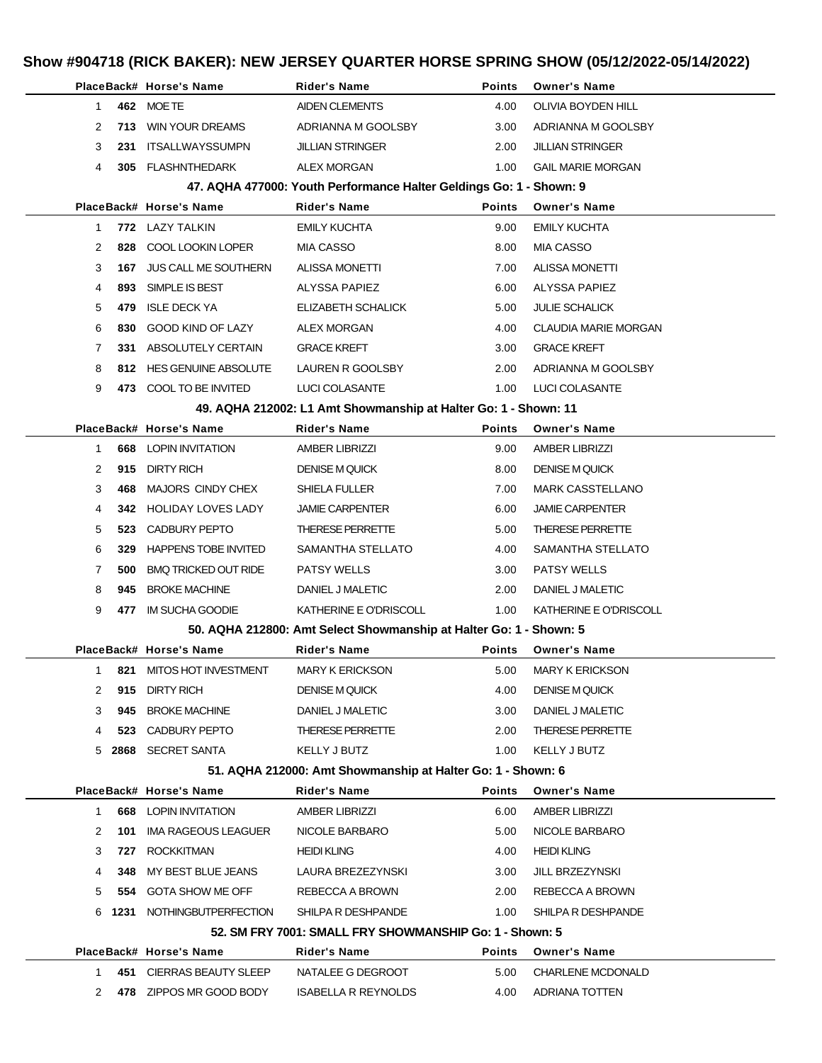# Show #904718 (RICK BAKER): NEW JERSEY QUARTER HORSE SPRING SHOW (05/12/2022-05/14/2022)

| Place | Back# | Horse's Name | Rider's Name | Points | Owner's Name |
|---|---|---|---|---|---|
| 1 | 462 | MOE TE | AIDEN CLEMENTS | 4.00 | OLIVIA BOYDEN HILL |
| 2 | 713 | WIN YOUR DREAMS | ADRIANNA M GOOLSBY | 3.00 | ADRIANNA M GOOLSBY |
| 3 | 231 | ITSALLWAYSSUMPN | JILLIAN STRINGER | 2.00 | JILLIAN STRINGER |
| 4 | 305 | FLASHNTHEDARK | ALEX MORGAN | 1.00 | GAIL MARIE MORGAN |

### 47. AQHA 477000: Youth Performance Halter Geldings Go: 1 - Shown: 9

| Place | Back# | Horse's Name | Rider's Name | Points | Owner's Name |
|---|---|---|---|---|---|
| 1 | 772 | LAZY TALKIN | EMILY KUCHTA | 9.00 | EMILY KUCHTA |
| 2 | 828 | COOL LOOKIN LOPER | MIA CASSO | 8.00 | MIA CASSO |
| 3 | 167 | JUS CALL ME SOUTHERN | ALISSA MONETTI | 7.00 | ALISSA MONETTI |
| 4 | 893 | SIMPLE IS BEST | ALYSSA PAPIEZ | 6.00 | ALYSSA PAPIEZ |
| 5 | 479 | ISLE DECK YA | ELIZABETH SCHALICK | 5.00 | JULIE SCHALICK |
| 6 | 830 | GOOD KIND OF LAZY | ALEX MORGAN | 4.00 | CLAUDIA MARIE MORGAN |
| 7 | 331 | ABSOLUTELY CERTAIN | GRACE KREFT | 3.00 | GRACE KREFT |
| 8 | 812 | HES GENUINE ABSOLUTE | LAUREN R GOOLSBY | 2.00 | ADRIANNA M GOOLSBY |
| 9 | 473 | COOL TO BE INVITED | LUCI COLASANTE | 1.00 | LUCI COLASANTE |

### 49. AQHA 212002: L1 Amt Showmanship at Halter Go: 1 - Shown: 11

| Place | Back# | Horse's Name | Rider's Name | Points | Owner's Name |
|---|---|---|---|---|---|
| 1 | 668 | LOPIN INVITATION | AMBER LIBRIZZI | 9.00 | AMBER LIBRIZZI |
| 2 | 915 | DIRTY RICH | DENISE M QUICK | 8.00 | DENISE M QUICK |
| 3 | 468 | MAJORS CINDY CHEX | SHIELA FULLER | 7.00 | MARK CASSTELLANO |
| 4 | 342 | HOLIDAY LOVES LADY | JAMIE CARPENTER | 6.00 | JAMIE CARPENTER |
| 5 | 523 | CADBURY PEPTO | THERESE PERRETTE | 5.00 | THERESE PERRETTE |
| 6 | 329 | HAPPENS TOBE INVITED | SAMANTHA STELLATO | 4.00 | SAMANTHA STELLATO |
| 7 | 500 | BMQ TRICKED OUT RIDE | PATSY WELLS | 3.00 | PATSY WELLS |
| 8 | 945 | BROKE MACHINE | DANIEL J MALETIC | 2.00 | DANIEL J MALETIC |
| 9 | 477 | IM SUCHA GOODIE | KATHERINE E O'DRISCOLL | 1.00 | KATHERINE E O'DRISCOLL |

### 50. AQHA 212800: Amt Select Showmanship at Halter Go: 1 - Shown: 5

| Place | Back# | Horse's Name | Rider's Name | Points | Owner's Name |
|---|---|---|---|---|---|
| 1 | 821 | MITOS HOT INVESTMENT | MARY K ERICKSON | 5.00 | MARY K ERICKSON |
| 2 | 915 | DIRTY RICH | DENISE M QUICK | 4.00 | DENISE M QUICK |
| 3 | 945 | BROKE MACHINE | DANIEL J MALETIC | 3.00 | DANIEL J MALETIC |
| 4 | 523 | CADBURY PEPTO | THERESE PERRETTE | 2.00 | THERESE PERRETTE |
| 5 | 2868 | SECRET SANTA | KELLY J BUTZ | 1.00 | KELLY J BUTZ |

### 51. AQHA 212000: Amt Showmanship at Halter Go: 1 - Shown: 6

| Place | Back# | Horse's Name | Rider's Name | Points | Owner's Name |
|---|---|---|---|---|---|
| 1 | 668 | LOPIN INVITATION | AMBER LIBRIZZI | 6.00 | AMBER LIBRIZZI |
| 2 | 101 | IMA RAGEOUS LEAGUER | NICOLE BARBARO | 5.00 | NICOLE BARBARO |
| 3 | 727 | ROCKKITMAN | HEIDI KLING | 4.00 | HEIDI KLING |
| 4 | 348 | MY BEST BLUE JEANS | LAURA BREZEZYNSKI | 3.00 | JILL BRZEZYNSKI |
| 5 | 554 | GOTA SHOW ME OFF | REBECCA A BROWN | 2.00 | REBECCA A BROWN |
| 6 | 1231 | NOTHINGBUTPERFECTION | SHILPA R DESHPANDE | 1.00 | SHILPA R DESHPANDE |

### 52. SM FRY 7001: SMALL FRY SHOWMANSHIP Go: 1 - Shown: 5

| Place | Back# | Horse's Name | Rider's Name | Points | Owner's Name |
|---|---|---|---|---|---|
| 1 | 451 | CIERRAS BEAUTY SLEEP | NATALEE G DEGROOT | 5.00 | CHARLENE MCDONALD |
| 2 | 478 | ZIPPOS MR GOOD BODY | ISABELLA R REYNOLDS | 4.00 | ADRIANA TOTTEN |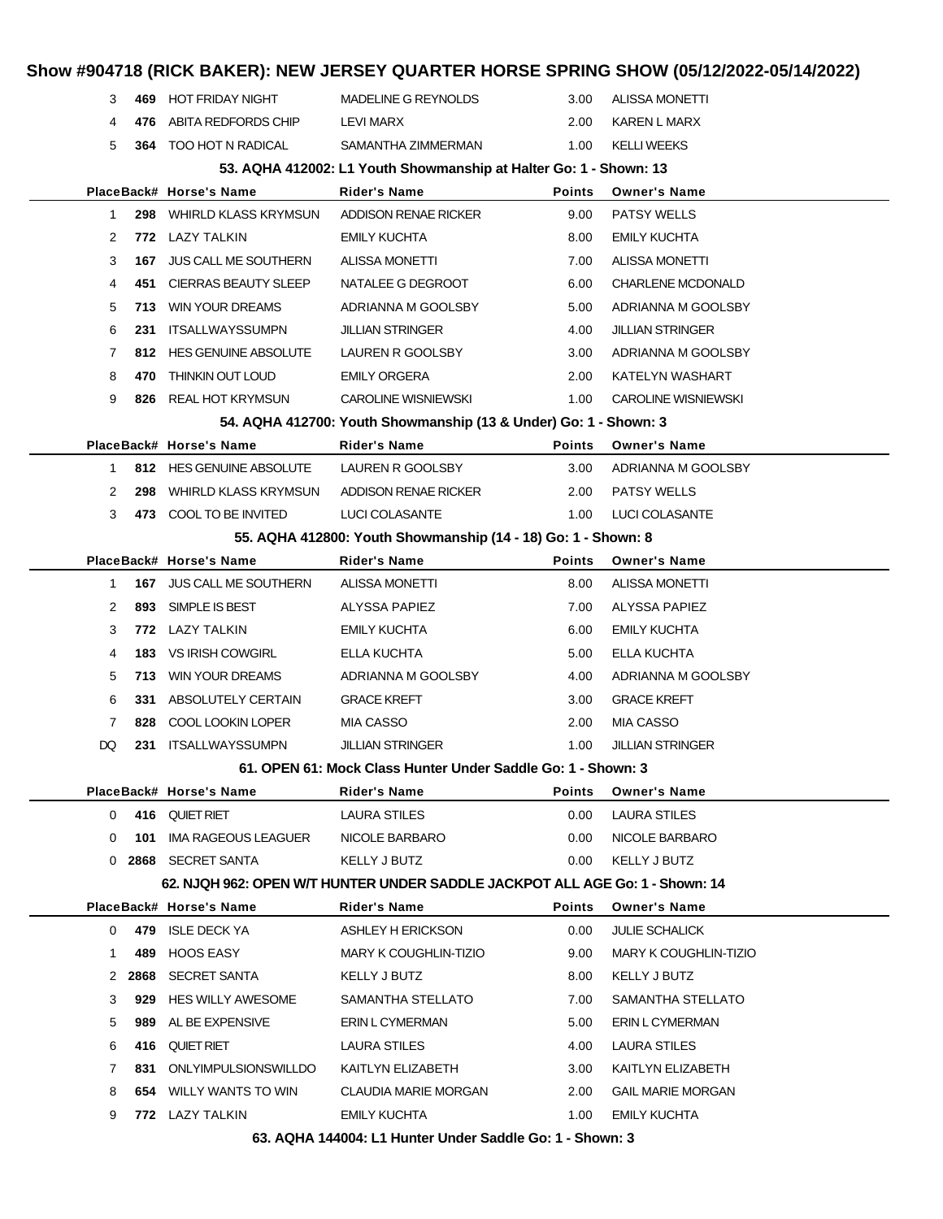# Show #904718 (RICK BAKER): NEW JERSEY QUARTER HORSE SPRING SHOW (05/12/2022-05/14/2022)

| Place | Back# | Horse's Name | Rider's Name | Points | Owner's Name |
|---|---|---|---|---|---|
| 3 | **469** | HOT FRIDAY NIGHT | MADELINE G REYNOLDS | 3.00 | ALISSA MONETTI |
| 4 | **476** | ABITA REDFORDS CHIP | LEVI MARX | 2.00 | KAREN L MARX |
| 5 | **364** | TOO HOT N RADICAL | SAMANTHA ZIMMERMAN | 1.00 | KELLI WEEKS |

### 53. AQHA 412002: L1 Youth Showmanship at Halter Go: 1 - Shown: 13

| Place | Back# | Horse's Name | Rider's Name | Points | Owner's Name |
|---|---|---|---|---|---|
| 1 | **298** | WHIRLD KLASS KRYMSUN | ADDISON RENAE RICKER | 9.00 | PATSY WELLS |
| 2 | **772** | LAZY TALKIN | EMILY KUCHTA | 8.00 | EMILY KUCHTA |
| 3 | **167** | JUS CALL ME SOUTHERN | ALISSA MONETTI | 7.00 | ALISSA MONETTI |
| 4 | **451** | CIERRAS BEAUTY SLEEP | NATALEE G DEGROOT | 6.00 | CHARLENE MCDONALD |
| 5 | **713** | WIN YOUR DREAMS | ADRIANNA M GOOLSBY | 5.00 | ADRIANNA M GOOLSBY |
| 6 | **231** | ITSALLWAYSSUMPN | JILLIAN STRINGER | 4.00 | JILLIAN STRINGER |
| 7 | **812** | HES GENUINE ABSOLUTE | LAUREN R GOOLSBY | 3.00 | ADRIANNA M GOOLSBY |
| 8 | **470** | THINKIN OUT LOUD | EMILY ORGERA | 2.00 | KATELYN WASHART |
| 9 | **826** | REAL HOT KRYMSUN | CAROLINE WISNIEWSKI | 1.00 | CAROLINE WISNIEWSKI |

### 54. AQHA 412700: Youth Showmanship (13 & Under) Go: 1 - Shown: 3

| Place | Back# | Horse's Name | Rider's Name | Points | Owner's Name |
|---|---|---|---|---|---|
| 1 | **812** | HES GENUINE ABSOLUTE | LAUREN R GOOLSBY | 3.00 | ADRIANNA M GOOLSBY |
| 2 | **298** | WHIRLD KLASS KRYMSUN | ADDISON RENAE RICKER | 2.00 | PATSY WELLS |
| 3 | **473** | COOL TO BE INVITED | LUCI COLASANTE | 1.00 | LUCI COLASANTE |

### 55. AQHA 412800: Youth Showmanship (14 - 18) Go: 1 - Shown: 8

| Place | Back# | Horse's Name | Rider's Name | Points | Owner's Name |
|---|---|---|---|---|---|
| 1 | **167** | JUS CALL ME SOUTHERN | ALISSA MONETTI | 8.00 | ALISSA MONETTI |
| 2 | **893** | SIMPLE IS BEST | ALYSSA PAPIEZ | 7.00 | ALYSSA PAPIEZ |
| 3 | **772** | LAZY TALKIN | EMILY KUCHTA | 6.00 | EMILY KUCHTA |
| 4 | **183** | VS IRISH COWGIRL | ELLA KUCHTA | 5.00 | ELLA KUCHTA |
| 5 | **713** | WIN YOUR DREAMS | ADRIANNA M GOOLSBY | 4.00 | ADRIANNA M GOOLSBY |
| 6 | **331** | ABSOLUTELY CERTAIN | GRACE KREFT | 3.00 | GRACE KREFT |
| 7 | **828** | COOL LOOKIN LOPER | MIA CASSO | 2.00 | MIA CASSO |
| DQ | **231** | ITSALLWAYSSUMPN | JILLIAN STRINGER | 1.00 | JILLIAN STRINGER |

### 61. OPEN 61: Mock Class Hunter Under Saddle Go: 1 - Shown: 3

| Place | Back# | Horse's Name | Rider's Name | Points | Owner's Name |
|---|---|---|---|---|---|
| 0 | **416** | QUIET RIET | LAURA STILES | 0.00 | LAURA STILES |
| 0 | **101** | IMA RAGEOUS LEAGUER | NICOLE BARBARO | 0.00 | NICOLE BARBARO |
| 0 | **2868** | SECRET SANTA | KELLY J BUTZ | 0.00 | KELLY J BUTZ |

### 62. NJQH 962: OPEN W/T HUNTER UNDER SADDLE JACKPOT ALL AGE Go: 1 - Shown: 14

| Place | Back# | Horse's Name | Rider's Name | Points | Owner's Name |
|---|---|---|---|---|---|
| 0 | **479** | ISLE DECK YA | ASHLEY H ERICKSON | 0.00 | JULIE SCHALICK |
| 1 | **489** | HOOS EASY | MARY K COUGHLIN-TIZIO | 9.00 | MARY K COUGHLIN-TIZIO |
| 2 | **2868** | SECRET SANTA | KELLY J BUTZ | 8.00 | KELLY J BUTZ |
| 3 | **929** | HES WILLY AWESOME | SAMANTHA STELLATO | 7.00 | SAMANTHA STELLATO |
| 5 | **989** | AL BE EXPENSIVE | ERIN L CYMERMAN | 5.00 | ERIN L CYMERMAN |
| 6 | **416** | QUIET RIET | LAURA STILES | 4.00 | LAURA STILES |
| 7 | **831** | ONLYIMPULSIONSWILLDO | KAITLYN ELIZABETH | 3.00 | KAITLYN ELIZABETH |
| 8 | **654** | WILLY WANTS TO WIN | CLAUDIA MARIE MORGAN | 2.00 | GAIL MARIE MORGAN |
| 9 | **772** | LAZY TALKIN | EMILY KUCHTA | 1.00 | EMILY KUCHTA |

### 63. AQHA 144004: L1 Hunter Under Saddle Go: 1 - Shown: 3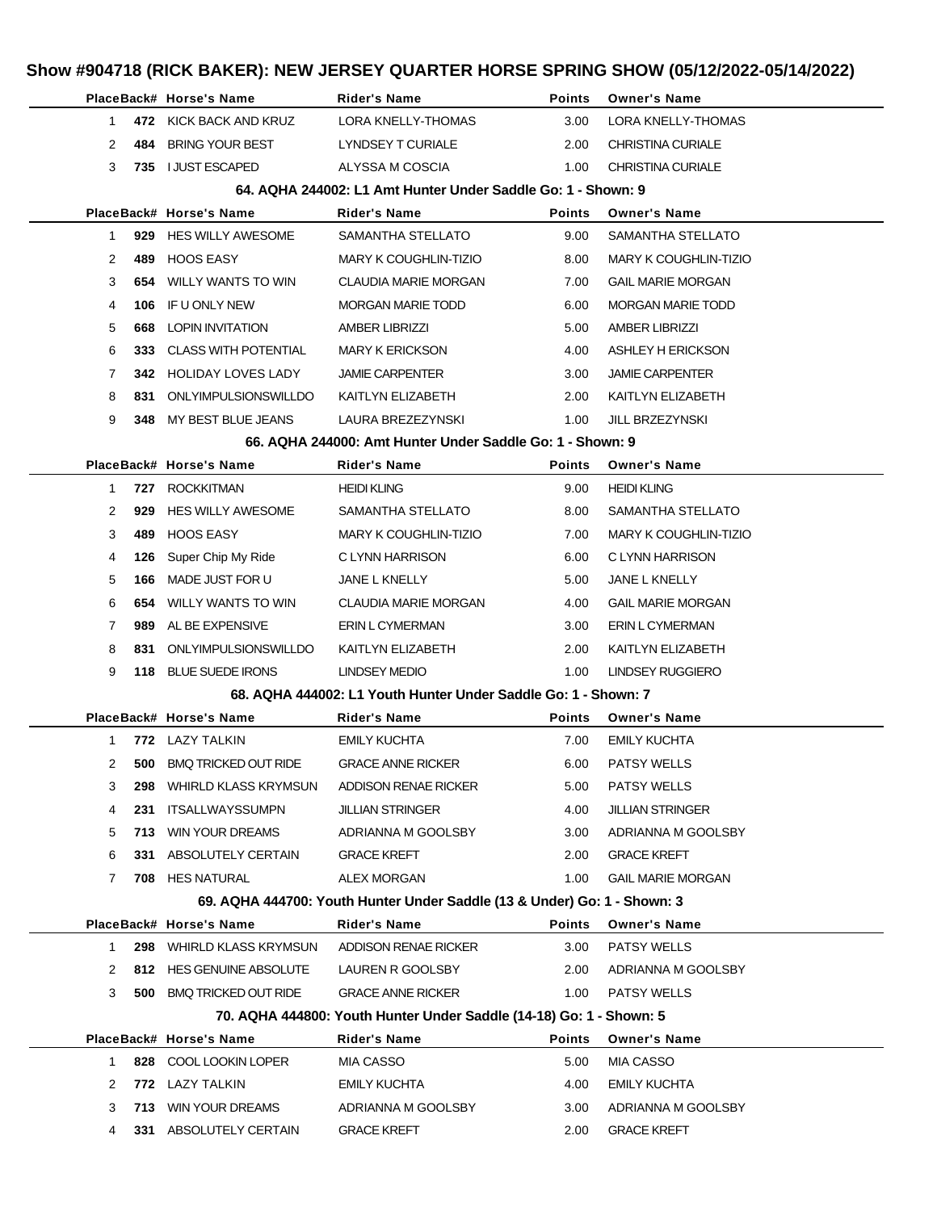# Show #904718 (RICK BAKER): NEW JERSEY QUARTER HORSE SPRING SHOW (05/12/2022-05/14/2022)

| Place | Back# | Horse's Name | Rider's Name | Points | Owner's Name |
|---|---|---|---|---|---|
| 1 | 472 | KICK BACK AND KRUZ | LORA KNELLY-THOMAS | 3.00 | LORA KNELLY-THOMAS |
| 2 | 484 | BRING YOUR BEST | LYNDSEY T CURIALE | 2.00 | CHRISTINA CURIALE |
| 3 | 735 | I JUST ESCAPED | ALYSSA M COSCIA | 1.00 | CHRISTINA CURIALE |

### 64. AQHA 244002: L1 Amt Hunter Under Saddle Go: 1 - Shown: 9

| Place | Back# | Horse's Name | Rider's Name | Points | Owner's Name |
|---|---|---|---|---|---|
| 1 | 929 | HES WILLY AWESOME | SAMANTHA STELLATO | 9.00 | SAMANTHA STELLATO |
| 2 | 489 | HOOS EASY | MARY K COUGHLIN-TIZIO | 8.00 | MARY K COUGHLIN-TIZIO |
| 3 | 654 | WILLY WANTS TO WIN | CLAUDIA MARIE MORGAN | 7.00 | GAIL MARIE MORGAN |
| 4 | 106 | IF U ONLY NEW | MORGAN MARIE TODD | 6.00 | MORGAN MARIE TODD |
| 5 | 668 | LOPIN INVITATION | AMBER LIBRIZZI | 5.00 | AMBER LIBRIZZI |
| 6 | 333 | CLASS WITH POTENTIAL | MARY K ERICKSON | 4.00 | ASHLEY H ERICKSON |
| 7 | 342 | HOLIDAY LOVES LADY | JAMIE CARPENTER | 3.00 | JAMIE CARPENTER |
| 8 | 831 | ONLYIMPULSIONSWILLDO | KAITLYN ELIZABETH | 2.00 | KAITLYN ELIZABETH |
| 9 | 348 | MY BEST BLUE JEANS | LAURA BREZEZYNSKI | 1.00 | JILL BRZEZYNSKI |

### 66. AQHA 244000: Amt Hunter Under Saddle Go: 1 - Shown: 9

| Place | Back# | Horse's Name | Rider's Name | Points | Owner's Name |
|---|---|---|---|---|---|
| 1 | 727 | ROCKKITMAN | HEIDI KLING | 9.00 | HEIDI KLING |
| 2 | 929 | HES WILLY AWESOME | SAMANTHA STELLATO | 8.00 | SAMANTHA STELLATO |
| 3 | 489 | HOOS EASY | MARY K COUGHLIN-TIZIO | 7.00 | MARY K COUGHLIN-TIZIO |
| 4 | 126 | Super Chip My Ride | C LYNN HARRISON | 6.00 | C LYNN HARRISON |
| 5 | 166 | MADE JUST FOR U | JANE L KNELLY | 5.00 | JANE L KNELLY |
| 6 | 654 | WILLY WANTS TO WIN | CLAUDIA MARIE MORGAN | 4.00 | GAIL MARIE MORGAN |
| 7 | 989 | AL BE EXPENSIVE | ERIN L CYMERMAN | 3.00 | ERIN L CYMERMAN |
| 8 | 831 | ONLYIMPULSIONSWILLDO | KAITLYN ELIZABETH | 2.00 | KAITLYN ELIZABETH |
| 9 | 118 | BLUE SUEDE IRONS | LINDSEY MEDIO | 1.00 | LINDSEY RUGGIERO |

### 68. AQHA 444002: L1 Youth Hunter Under Saddle Go: 1 - Shown: 7

| Place | Back# | Horse's Name | Rider's Name | Points | Owner's Name |
|---|---|---|---|---|---|
| 1 | 772 | LAZY TALKIN | EMILY KUCHTA | 7.00 | EMILY KUCHTA |
| 2 | 500 | BMQ TRICKED OUT RIDE | GRACE ANNE RICKER | 6.00 | PATSY WELLS |
| 3 | 298 | WHIRLD KLASS KRYMSUN | ADDISON RENAE RICKER | 5.00 | PATSY WELLS |
| 4 | 231 | ITSALLWAYSSUMPN | JILLIAN STRINGER | 4.00 | JILLIAN STRINGER |
| 5 | 713 | WIN YOUR DREAMS | ADRIANNA M GOOLSBY | 3.00 | ADRIANNA M GOOLSBY |
| 6 | 331 | ABSOLUTELY CERTAIN | GRACE KREFT | 2.00 | GRACE KREFT |
| 7 | 708 | HES NATURAL | ALEX MORGAN | 1.00 | GAIL MARIE MORGAN |

### 69. AQHA 444700: Youth Hunter Under Saddle (13 & Under) Go: 1 - Shown: 3

| Place | Back# | Horse's Name | Rider's Name | Points | Owner's Name |
|---|---|---|---|---|---|
| 1 | 298 | WHIRLD KLASS KRYMSUN | ADDISON RENAE RICKER | 3.00 | PATSY WELLS |
| 2 | 812 | HES GENUINE ABSOLUTE | LAUREN R GOOLSBY | 2.00 | ADRIANNA M GOOLSBY |
| 3 | 500 | BMQ TRICKED OUT RIDE | GRACE ANNE RICKER | 1.00 | PATSY WELLS |

### 70. AQHA 444800: Youth Hunter Under Saddle (14-18) Go: 1 - Shown: 5

| Place | Back# | Horse's Name | Rider's Name | Points | Owner's Name |
|---|---|---|---|---|---|
| 1 | 828 | COOL LOOKIN LOPER | MIA CASSO | 5.00 | MIA CASSO |
| 2 | 772 | LAZY TALKIN | EMILY KUCHTA | 4.00 | EMILY KUCHTA |
| 3 | 713 | WIN YOUR DREAMS | ADRIANNA M GOOLSBY | 3.00 | ADRIANNA M GOOLSBY |
| 4 | 331 | ABSOLUTELY CERTAIN | GRACE KREFT | 2.00 | GRACE KREFT |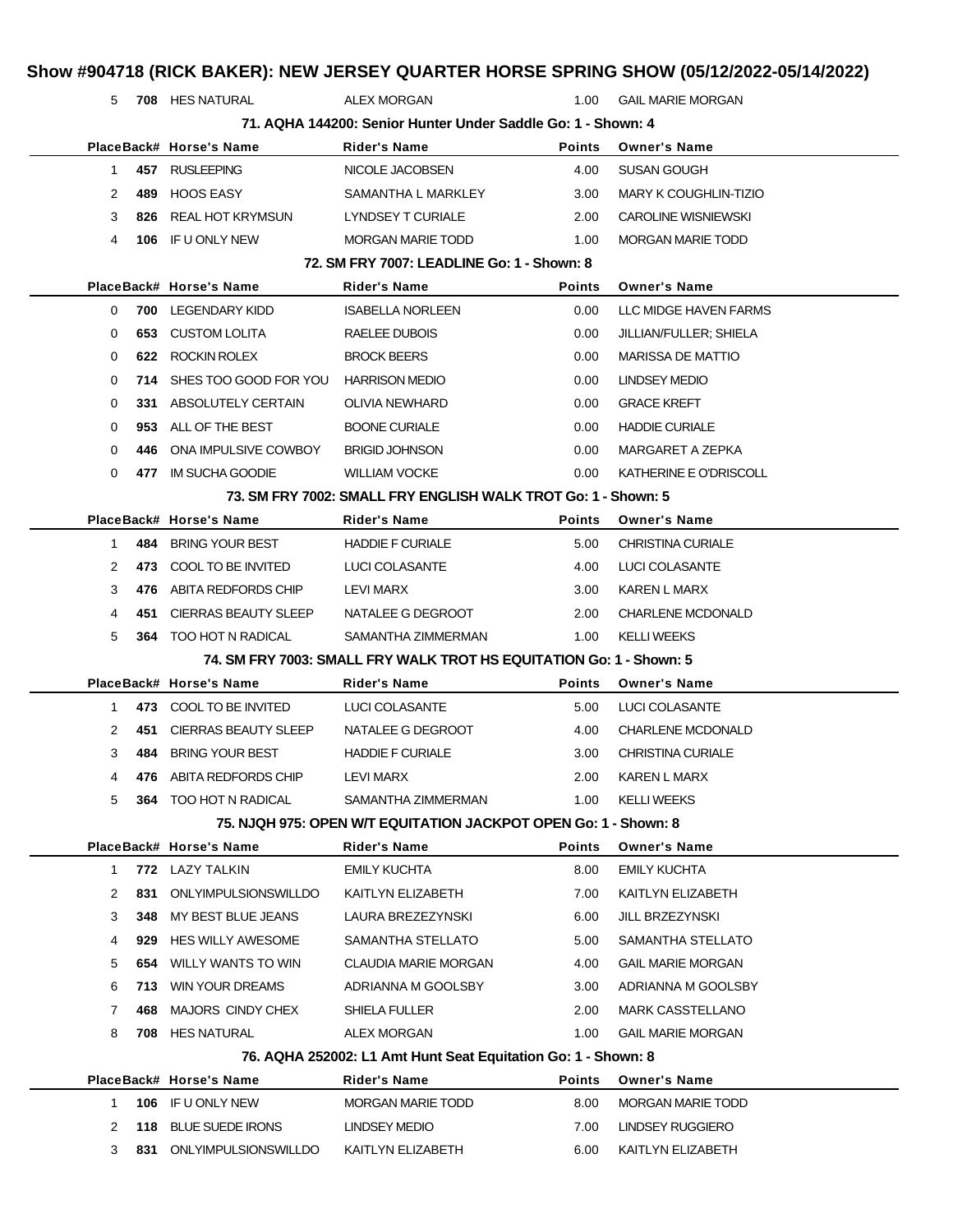# Show #904718 (RICK BAKER): NEW JERSEY QUARTER HORSE SPRING SHOW (05/12/2022-05/14/2022)

| Place | Back# | Horse's Name | Rider's Name | Points | Owner's Name |
|---|---|---|---|---|---|
| 5 | **708** | HES NATURAL | ALEX MORGAN | 1.00 | GAIL MARIE MORGAN |

### 71. AQHA 144200: Senior Hunter Under Saddle Go: 1 - Shown: 4

| Place | Back# | Horse's Name | Rider's Name | Points | Owner's Name |
|---|---|---|---|---|---|
| 1 | **457** | RUSLEEPING | NICOLE JACOBSEN | 4.00 | SUSAN GOUGH |
| 2 | **489** | HOOS EASY | SAMANTHA L MARKLEY | 3.00 | MARY K COUGHLIN-TIZIO |
| 3 | **826** | REAL HOT KRYMSUN | LYNDSEY T CURIALE | 2.00 | CAROLINE WISNIEWSKI |
| 4 | **106** | IF U ONLY NEW | MORGAN MARIE TODD | 1.00 | MORGAN MARIE TODD |

### 72. SM FRY 7007: LEADLINE Go: 1 - Shown: 8

| Place | Back# | Horse's Name | Rider's Name | Points | Owner's Name |
|---|---|---|---|---|---|
| 0 | **700** | LEGENDARY KIDD | ISABELLA NORLEEN | 0.00 | LLC MIDGE HAVEN FARMS |
| 0 | **653** | CUSTOM LOLITA | RAELEE DUBOIS | 0.00 | JILLIAN/FULLER; SHIELA |
| 0 | **622** | ROCKIN ROLEX | BROCK BEERS | 0.00 | MARISSA DE MATTIO |
| 0 | **714** | SHES TOO GOOD FOR YOU | HARRISON MEDIO | 0.00 | LINDSEY MEDIO |
| 0 | **331** | ABSOLUTELY CERTAIN | OLIVIA NEWHARD | 0.00 | GRACE KREFT |
| 0 | **953** | ALL OF THE BEST | BOONE CURIALE | 0.00 | HADDIE CURIALE |
| 0 | **446** | ONA IMPULSIVE COWBOY | BRIGID JOHNSON | 0.00 | MARGARET A ZEPKA |
| 0 | **477** | IM SUCHA GOODIE | WILLIAM VOCKE | 0.00 | KATHERINE E O'DRISCOLL |

### 73. SM FRY 7002: SMALL FRY ENGLISH WALK TROT Go: 1 - Shown: 5

| Place | Back# | Horse's Name | Rider's Name | Points | Owner's Name |
|---|---|---|---|---|---|
| 1 | **484** | BRING YOUR BEST | HADDIE F CURIALE | 5.00 | CHRISTINA CURIALE |
| 2 | **473** | COOL TO BE INVITED | LUCI COLASANTE | 4.00 | LUCI COLASANTE |
| 3 | **476** | ABITA REDFORDS CHIP | LEVI MARX | 3.00 | KAREN L MARX |
| 4 | **451** | CIERRAS BEAUTY SLEEP | NATALEE G DEGROOT | 2.00 | CHARLENE MCDONALD |
| 5 | **364** | TOO HOT N RADICAL | SAMANTHA ZIMMERMAN | 1.00 | KELLI WEEKS |

### 74. SM FRY 7003: SMALL FRY WALK TROT HS EQUITATION Go: 1 - Shown: 5

| Place | Back# | Horse's Name | Rider's Name | Points | Owner's Name |
|---|---|---|---|---|---|
| 1 | **473** | COOL TO BE INVITED | LUCI COLASANTE | 5.00 | LUCI COLASANTE |
| 2 | **451** | CIERRAS BEAUTY SLEEP | NATALEE G DEGROOT | 4.00 | CHARLENE MCDONALD |
| 3 | **484** | BRING YOUR BEST | HADDIE F CURIALE | 3.00 | CHRISTINA CURIALE |
| 4 | **476** | ABITA REDFORDS CHIP | LEVI MARX | 2.00 | KAREN L MARX |
| 5 | **364** | TOO HOT N RADICAL | SAMANTHA ZIMMERMAN | 1.00 | KELLI WEEKS |

### 75. NJQH 975: OPEN W/T EQUITATION JACKPOT OPEN Go: 1 - Shown: 8

| Place | Back# | Horse's Name | Rider's Name | Points | Owner's Name |
|---|---|---|---|---|---|
| 1 | **772** | LAZY TALKIN | EMILY KUCHTA | 8.00 | EMILY KUCHTA |
| 2 | **831** | ONLYIMPULSIONSWILLDO | KAITLYN ELIZABETH | 7.00 | KAITLYN ELIZABETH |
| 3 | **348** | MY BEST BLUE JEANS | LAURA BREZEZYNSKI | 6.00 | JILL BRZEZYNSKI |
| 4 | **929** | HES WILLY AWESOME | SAMANTHA STELLATO | 5.00 | SAMANTHA STELLATO |
| 5 | **654** | WILLY WANTS TO WIN | CLAUDIA MARIE MORGAN | 4.00 | GAIL MARIE MORGAN |
| 6 | **713** | WIN YOUR DREAMS | ADRIANNA M GOOLSBY | 3.00 | ADRIANNA M GOOLSBY |
| 7 | **468** | MAJORS CINDY CHEX | SHIELA FULLER | 2.00 | MARK CASSTELLANO |
| 8 | **708** | HES NATURAL | ALEX MORGAN | 1.00 | GAIL MARIE MORGAN |

### 76. AQHA 252002: L1 Amt Hunt Seat Equitation Go: 1 - Shown: 8

| Place | Back# | Horse's Name | Rider's Name | Points | Owner's Name |
|---|---|---|---|---|---|
| 1 | **106** | IF U ONLY NEW | MORGAN MARIE TODD | 8.00 | MORGAN MARIE TODD |
| 2 | **118** | BLUE SUEDE IRONS | LINDSEY MEDIO | 7.00 | LINDSEY RUGGIERO |
| 3 | **831** | ONLYIMPULSIONSWILLDO | KAITLYN ELIZABETH | 6.00 | KAITLYN ELIZABETH |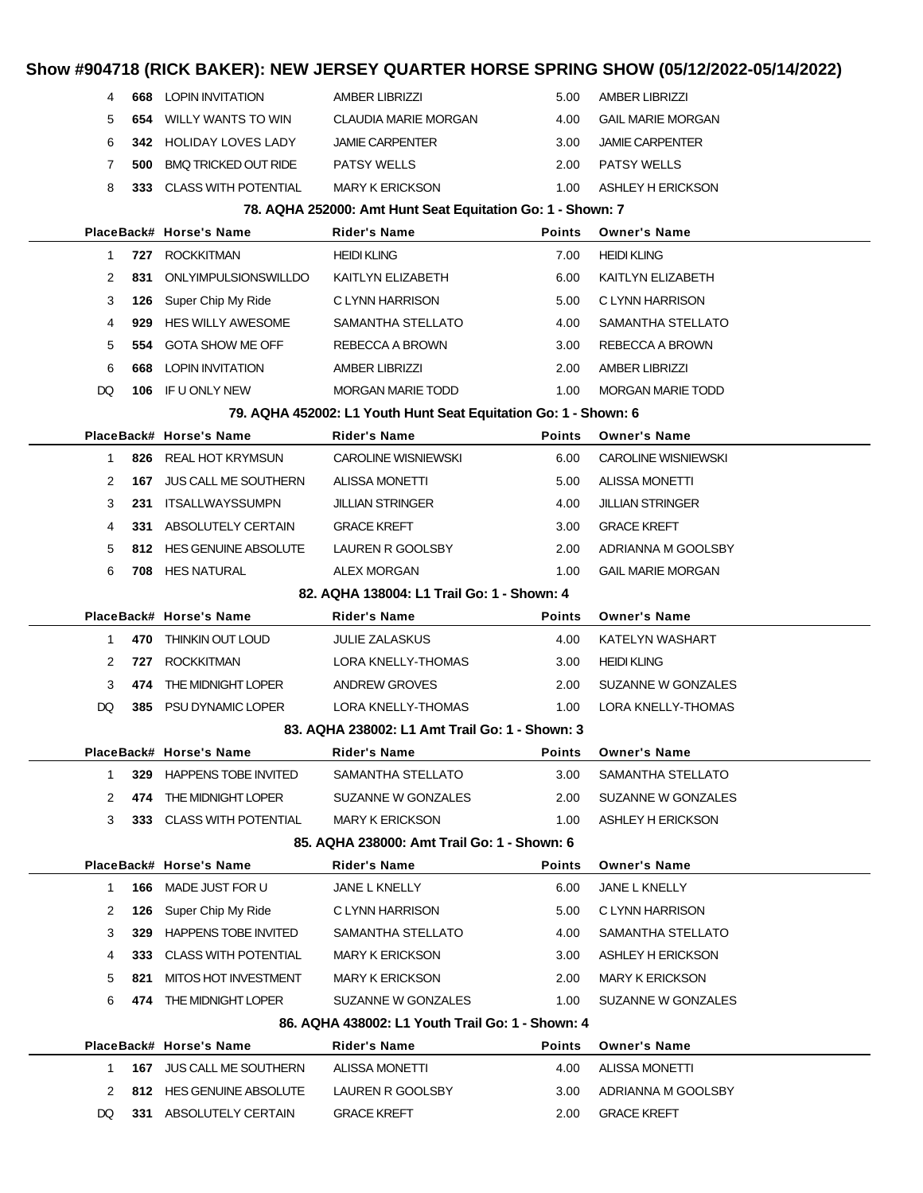# Show #904718 (RICK BAKER): NEW JERSEY QUARTER HORSE SPRING SHOW (05/12/2022-05/14/2022)

| Place | Back# | Horse's Name | Rider's Name | Points | Owner's Name |
|---|---|---|---|---|---|
| 4 | **668** | LOPIN INVITATION | AMBER LIBRIZZI | 5.00 | AMBER LIBRIZZI |
| 5 | **654** | WILLY WANTS TO WIN | CLAUDIA MARIE MORGAN | 4.00 | GAIL MARIE MORGAN |
| 6 | **342** | HOLIDAY LOVES LADY | JAMIE CARPENTER | 3.00 | JAMIE CARPENTER |
| 7 | **500** | BMQ TRICKED OUT RIDE | PATSY WELLS | 2.00 | PATSY WELLS |
| 8 | **333** | CLASS WITH POTENTIAL | MARY K ERICKSON | 1.00 | ASHLEY H ERICKSON |

### 78. AQHA 252000: Amt Hunt Seat Equitation Go: 1 - Shown: 7

| Place | Back# | Horse's Name | Rider's Name | Points | Owner's Name |
|---|---|---|---|---|---|
| 1 | **727** | ROCKKITMAN | HEIDI KLING | 7.00 | HEIDI KLING |
| 2 | **831** | ONLYIMPULSIONSWILLDO | KAITLYN ELIZABETH | 6.00 | KAITLYN ELIZABETH |
| 3 | **126** | Super Chip My Ride | C LYNN HARRISON | 5.00 | C LYNN HARRISON |
| 4 | **929** | HES WILLY AWESOME | SAMANTHA STELLATO | 4.00 | SAMANTHA STELLATO |
| 5 | **554** | GOTA SHOW ME OFF | REBECCA A BROWN | 3.00 | REBECCA A BROWN |
| 6 | **668** | LOPIN INVITATION | AMBER LIBRIZZI | 2.00 | AMBER LIBRIZZI |
| DQ | **106** | IF U ONLY NEW | MORGAN MARIE TODD | 1.00 | MORGAN MARIE TODD |

### 79. AQHA 452002: L1 Youth Hunt Seat Equitation Go: 1 - Shown: 6

| Place | Back# | Horse's Name | Rider's Name | Points | Owner's Name |
|---|---|---|---|---|---|
| 1 | **826** | REAL HOT KRYMSUN | CAROLINE WISNIEWSKI | 6.00 | CAROLINE WISNIEWSKI |
| 2 | **167** | JUS CALL ME SOUTHERN | ALISSA MONETTI | 5.00 | ALISSA MONETTI |
| 3 | **231** | ITSALLWAYSSUMPN | JILLIAN STRINGER | 4.00 | JILLIAN STRINGER |
| 4 | **331** | ABSOLUTELY CERTAIN | GRACE KREFT | 3.00 | GRACE KREFT |
| 5 | **812** | HES GENUINE ABSOLUTE | LAUREN R GOOLSBY | 2.00 | ADRIANNA M GOOLSBY |
| 6 | **708** | HES NATURAL | ALEX MORGAN | 1.00 | GAIL MARIE MORGAN |

### 82. AQHA 138004: L1 Trail Go: 1 - Shown: 4

| Place | Back# | Horse's Name | Rider's Name | Points | Owner's Name |
|---|---|---|---|---|---|
| 1 | **470** | THINKIN OUT LOUD | JULIE ZALASKUS | 4.00 | KATELYN WASHART |
| 2 | **727** | ROCKKITMAN | LORA KNELLY-THOMAS | 3.00 | HEIDI KLING |
| 3 | **474** | THE MIDNIGHT LOPER | ANDREW GROVES | 2.00 | SUZANNE W GONZALES |
| DQ | **385** | PSU DYNAMIC LOPER | LORA KNELLY-THOMAS | 1.00 | LORA KNELLY-THOMAS |

### 83. AQHA 238002: L1 Amt Trail Go: 1 - Shown: 3

| Place | Back# | Horse's Name | Rider's Name | Points | Owner's Name |
|---|---|---|---|---|---|
| 1 | **329** | HAPPENS TOBE INVITED | SAMANTHA STELLATO | 3.00 | SAMANTHA STELLATO |
| 2 | **474** | THE MIDNIGHT LOPER | SUZANNE W GONZALES | 2.00 | SUZANNE W GONZALES |
| 3 | **333** | CLASS WITH POTENTIAL | MARY K ERICKSON | 1.00 | ASHLEY H ERICKSON |

### 85. AQHA 238000: Amt Trail Go: 1 - Shown: 6

| Place | Back# | Horse's Name | Rider's Name | Points | Owner's Name |
|---|---|---|---|---|---|
| 1 | **166** | MADE JUST FOR U | JANE L KNELLY | 6.00 | JANE L KNELLY |
| 2 | **126** | Super Chip My Ride | C LYNN HARRISON | 5.00 | C LYNN HARRISON |
| 3 | **329** | HAPPENS TOBE INVITED | SAMANTHA STELLATO | 4.00 | SAMANTHA STELLATO |
| 4 | **333** | CLASS WITH POTENTIAL | MARY K ERICKSON | 3.00 | ASHLEY H ERICKSON |
| 5 | **821** | MITOS HOT INVESTMENT | MARY K ERICKSON | 2.00 | MARY K ERICKSON |
| 6 | **474** | THE MIDNIGHT LOPER | SUZANNE W GONZALES | 1.00 | SUZANNE W GONZALES |

### 86. AQHA 438002: L1 Youth Trail Go: 1 - Shown: 4

| Place | Back# | Horse's Name | Rider's Name | Points | Owner's Name |
|---|---|---|---|---|---|
| 1 | **167** | JUS CALL ME SOUTHERN | ALISSA MONETTI | 4.00 | ALISSA MONETTI |
| 2 | **812** | HES GENUINE ABSOLUTE | LAUREN R GOOLSBY | 3.00 | ADRIANNA M GOOLSBY |
| DQ | **331** | ABSOLUTELY CERTAIN | GRACE KREFT | 2.00 | GRACE KREFT |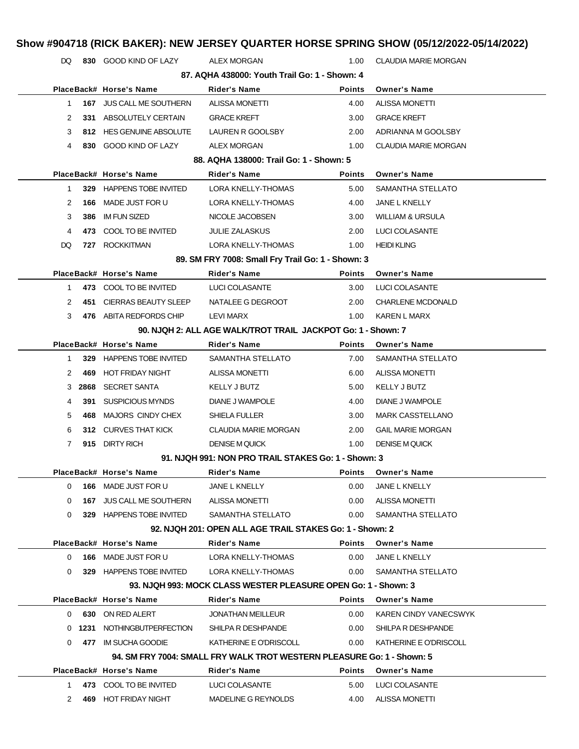# Show #904718 (RICK BAKER): NEW JERSEY QUARTER HORSE SPRING SHOW (05/12/2022-05/14/2022)

| | | | | | |
|---|---|---|---|---|---|
| DQ | **830** | GOOD KIND OF LAZY | ALEX MORGAN | 1.00 | CLAUDIA MARIE MORGAN |

### 87. AQHA 438000: Youth Trail Go: 1 - Shown: 4

| Place | Back# | Horse's Name | Rider's Name | Points | Owner's Name |
|---|---|---|---|---|---|
| 1 | **167** | JUS CALL ME SOUTHERN | ALISSA MONETTI | 4.00 | ALISSA MONETTI |
| 2 | **331** | ABSOLUTELY CERTAIN | GRACE KREFT | 3.00 | GRACE KREFT |
| 3 | **812** | HES GENUINE ABSOLUTE | LAUREN R GOOLSBY | 2.00 | ADRIANNA M GOOLSBY |
| 4 | **830** | GOOD KIND OF LAZY | ALEX MORGAN | 1.00 | CLAUDIA MARIE MORGAN |

### 88. AQHA 138000: Trail Go: 1 - Shown: 5

| Place | Back# | Horse's Name | Rider's Name | Points | Owner's Name |
|---|---|---|---|---|---|
| 1 | **329** | HAPPENS TOBE INVITED | LORA KNELLY-THOMAS | 5.00 | SAMANTHA STELLATO |
| 2 | **166** | MADE JUST FOR U | LORA KNELLY-THOMAS | 4.00 | JANE L KNELLY |
| 3 | **386** | IM FUN SIZED | NICOLE JACOBSEN | 3.00 | WILLIAM & URSULA |
| 4 | **473** | COOL TO BE INVITED | JULIE ZALASKUS | 2.00 | LUCI COLASANTE |
| DQ | **727** | ROCKKITMAN | LORA KNELLY-THOMAS | 1.00 | HEIDI KLING |

### 89. SM FRY 7008: Small Fry Trail Go: 1 - Shown: 3

| Place | Back# | Horse's Name | Rider's Name | Points | Owner's Name |
|---|---|---|---|---|---|
| 1 | **473** | COOL TO BE INVITED | LUCI COLASANTE | 3.00 | LUCI COLASANTE |
| 2 | **451** | CIERRAS BEAUTY SLEEP | NATALEE G DEGROOT | 2.00 | CHARLENE MCDONALD |
| 3 | **476** | ABITA REDFORDS CHIP | LEVI MARX | 1.00 | KAREN L MARX |

### 90. NJQH 2: ALL AGE WALK/TROT TRAIL JACKPOT Go: 1 - Shown: 7

| Place | Back# | Horse's Name | Rider's Name | Points | Owner's Name |
|---|---|---|---|---|---|
| 1 | **329** | HAPPENS TOBE INVITED | SAMANTHA STELLATO | 7.00 | SAMANTHA STELLATO |
| 2 | **469** | HOT FRIDAY NIGHT | ALISSA MONETTI | 6.00 | ALISSA MONETTI |
| 3 | **2868** | SECRET SANTA | KELLY J BUTZ | 5.00 | KELLY J BUTZ |
| 4 | **391** | SUSPICIOUS MYNDS | DIANE J WAMPOLE | 4.00 | DIANE J WAMPOLE |
| 5 | **468** | MAJORS CINDY CHEX | SHIELA FULLER | 3.00 | MARK CASSTELLANO |
| 6 | **312** | CURVES THAT KICK | CLAUDIA MARIE MORGAN | 2.00 | GAIL MARIE MORGAN |
| 7 | **915** | DIRTY RICH | DENISE M QUICK | 1.00 | DENISE M QUICK |

### 91. NJQH 991: NON PRO TRAIL STAKES Go: 1 - Shown: 3

| Place | Back# | Horse's Name | Rider's Name | Points | Owner's Name |
|---|---|---|---|---|---|
| 0 | **166** | MADE JUST FOR U | JANE L KNELLY | 0.00 | JANE L KNELLY |
| 0 | **167** | JUS CALL ME SOUTHERN | ALISSA MONETTI | 0.00 | ALISSA MONETTI |
| 0 | **329** | HAPPENS TOBE INVITED | SAMANTHA STELLATO | 0.00 | SAMANTHA STELLATO |

### 92. NJQH 201: OPEN ALL AGE TRAIL STAKES Go: 1 - Shown: 2

| Place | Back# | Horse's Name | Rider's Name | Points | Owner's Name |
|---|---|---|---|---|---|
| 0 | **166** | MADE JUST FOR U | LORA KNELLY-THOMAS | 0.00 | JANE L KNELLY |
| 0 | **329** | HAPPENS TOBE INVITED | LORA KNELLY-THOMAS | 0.00 | SAMANTHA STELLATO |

### 93. NJQH 993: MOCK CLASS WESTER PLEASURE OPEN Go: 1 - Shown: 3

| Place | Back# | Horse's Name | Rider's Name | Points | Owner's Name |
|---|---|---|---|---|---|
| 0 | **630** | ON RED ALERT | JONATHAN MEILLEUR | 0.00 | KAREN CINDY VANECSWYK |
| 0 | **1231** | NOTHINGBUTPERFECTION | SHILPA R DESHPANDE | 0.00 | SHILPA R DESHPANDE |
| 0 | **477** | IM SUCHA GOODIE | KATHERINE E O'DRISCOLL | 0.00 | KATHERINE E O'DRISCOLL |

### 94. SM FRY 7004: SMALL FRY WALK TROT WESTERN PLEASURE Go: 1 - Shown: 5

| Place | Back# | Horse's Name | Rider's Name | Points | Owner's Name |
|---|---|---|---|---|---|
| 1 | **473** | COOL TO BE INVITED | LUCI COLASANTE | 5.00 | LUCI COLASANTE |
| 2 | **469** | HOT FRIDAY NIGHT | MADELINE G REYNOLDS | 4.00 | ALISSA MONETTI |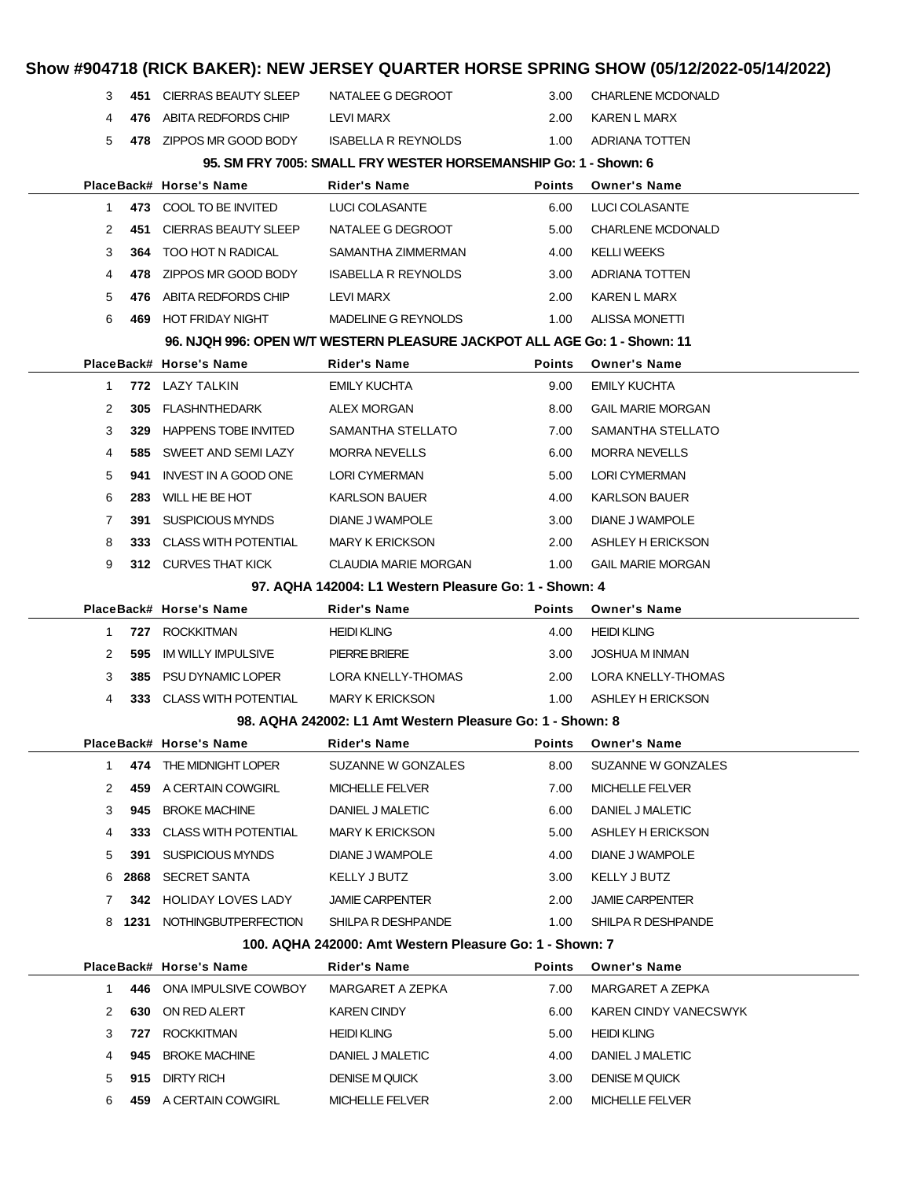# Show #904718 (RICK BAKER): NEW JERSEY QUARTER HORSE SPRING SHOW (05/12/2022-05/14/2022)

| Place | Back# | Horse's Name | Rider's Name | Points | Owner's Name |
|---|---|---|---|---|---|
| 3 | 451 | CIERRAS BEAUTY SLEEP | NATALEE G DEGROOT | 3.00 | CHARLENE MCDONALD |
| 4 | 476 | ABITA REDFORDS CHIP | LEVI MARX | 2.00 | KAREN L MARX |
| 5 | 478 | ZIPPOS MR GOOD BODY | ISABELLA R REYNOLDS | 1.00 | ADRIANA TOTTEN |

### 95. SM FRY 7005: SMALL FRY WESTER HORSEMANSHIP Go: 1 - Shown: 6

| Place | Back# | Horse's Name | Rider's Name | Points | Owner's Name |
|---|---|---|---|---|---|
| 1 | 473 | COOL TO BE INVITED | LUCI COLASANTE | 6.00 | LUCI COLASANTE |
| 2 | 451 | CIERRAS BEAUTY SLEEP | NATALEE G DEGROOT | 5.00 | CHARLENE MCDONALD |
| 3 | 364 | TOO HOT N RADICAL | SAMANTHA ZIMMERMAN | 4.00 | KELLI WEEKS |
| 4 | 478 | ZIPPOS MR GOOD BODY | ISABELLA R REYNOLDS | 3.00 | ADRIANA TOTTEN |
| 5 | 476 | ABITA REDFORDS CHIP | LEVI MARX | 2.00 | KAREN L MARX |
| 6 | 469 | HOT FRIDAY NIGHT | MADELINE G REYNOLDS | 1.00 | ALISSA MONETTI |

### 96. NJQH 996: OPEN W/T WESTERN PLEASURE JACKPOT ALL AGE Go: 1 - Shown: 11

| Place | Back# | Horse's Name | Rider's Name | Points | Owner's Name |
|---|---|---|---|---|---|
| 1 | 772 | LAZY TALKIN | EMILY KUCHTA | 9.00 | EMILY KUCHTA |
| 2 | 305 | FLASHNTHEDARK | ALEX MORGAN | 8.00 | GAIL MARIE MORGAN |
| 3 | 329 | HAPPENS TOBE INVITED | SAMANTHA STELLATO | 7.00 | SAMANTHA STELLATO |
| 4 | 585 | SWEET AND SEMI LAZY | MORRA NEVELLS | 6.00 | MORRA NEVELLS |
| 5 | 941 | INVEST IN A GOOD ONE | LORI CYMERMAN | 5.00 | LORI CYMERMAN |
| 6 | 283 | WILL HE BE HOT | KARLSON BAUER | 4.00 | KARLSON BAUER |
| 7 | 391 | SUSPICIOUS MYNDS | DIANE J WAMPOLE | 3.00 | DIANE J WAMPOLE |
| 8 | 333 | CLASS WITH POTENTIAL | MARY K ERICKSON | 2.00 | ASHLEY H ERICKSON |
| 9 | 312 | CURVES THAT KICK | CLAUDIA MARIE MORGAN | 1.00 | GAIL MARIE MORGAN |

### 97. AQHA 142004: L1 Western Pleasure Go: 1 - Shown: 4

| Place | Back# | Horse's Name | Rider's Name | Points | Owner's Name |
|---|---|---|---|---|---|
| 1 | 727 | ROCKKITMAN | HEIDI KLING | 4.00 | HEIDI KLING |
| 2 | 595 | IM WILLY IMPULSIVE | PIERRE BRIERE | 3.00 | JOSHUA M INMAN |
| 3 | 385 | PSU DYNAMIC LOPER | LORA KNELLY-THOMAS | 2.00 | LORA KNELLY-THOMAS |
| 4 | 333 | CLASS WITH POTENTIAL | MARY K ERICKSON | 1.00 | ASHLEY H ERICKSON |

### 98. AQHA 242002: L1 Amt Western Pleasure Go: 1 - Shown: 8

| Place | Back# | Horse's Name | Rider's Name | Points | Owner's Name |
|---|---|---|---|---|---|
| 1 | 474 | THE MIDNIGHT LOPER | SUZANNE W GONZALES | 8.00 | SUZANNE W GONZALES |
| 2 | 459 | A CERTAIN COWGIRL | MICHELLE FELVER | 7.00 | MICHELLE FELVER |
| 3 | 945 | BROKE MACHINE | DANIEL J MALETIC | 6.00 | DANIEL J MALETIC |
| 4 | 333 | CLASS WITH POTENTIAL | MARY K ERICKSON | 5.00 | ASHLEY H ERICKSON |
| 5 | 391 | SUSPICIOUS MYNDS | DIANE J WAMPOLE | 4.00 | DIANE J WAMPOLE |
| 6 | 2868 | SECRET SANTA | KELLY J BUTZ | 3.00 | KELLY J BUTZ |
| 7 | 342 | HOLIDAY LOVES LADY | JAMIE CARPENTER | 2.00 | JAMIE CARPENTER |
| 8 | 1231 | NOTHINGBUTPERFECTION | SHILPA R DESHPANDE | 1.00 | SHILPA R DESHPANDE |

### 100. AQHA 242000: Amt Western Pleasure Go: 1 - Shown: 7

| Place | Back# | Horse's Name | Rider's Name | Points | Owner's Name |
|---|---|---|---|---|---|
| 1 | 446 | ONA IMPULSIVE COWBOY | MARGARET A ZEPKA | 7.00 | MARGARET A ZEPKA |
| 2 | 630 | ON RED ALERT | KAREN CINDY | 6.00 | KAREN CINDY VANECSWYK |
| 3 | 727 | ROCKKITMAN | HEIDI KLING | 5.00 | HEIDI KLING |
| 4 | 945 | BROKE MACHINE | DANIEL J MALETIC | 4.00 | DANIEL J MALETIC |
| 5 | 915 | DIRTY RICH | DENISE M QUICK | 3.00 | DENISE M QUICK |
| 6 | 459 | A CERTAIN COWGIRL | MICHELLE FELVER | 2.00 | MICHELLE FELVER |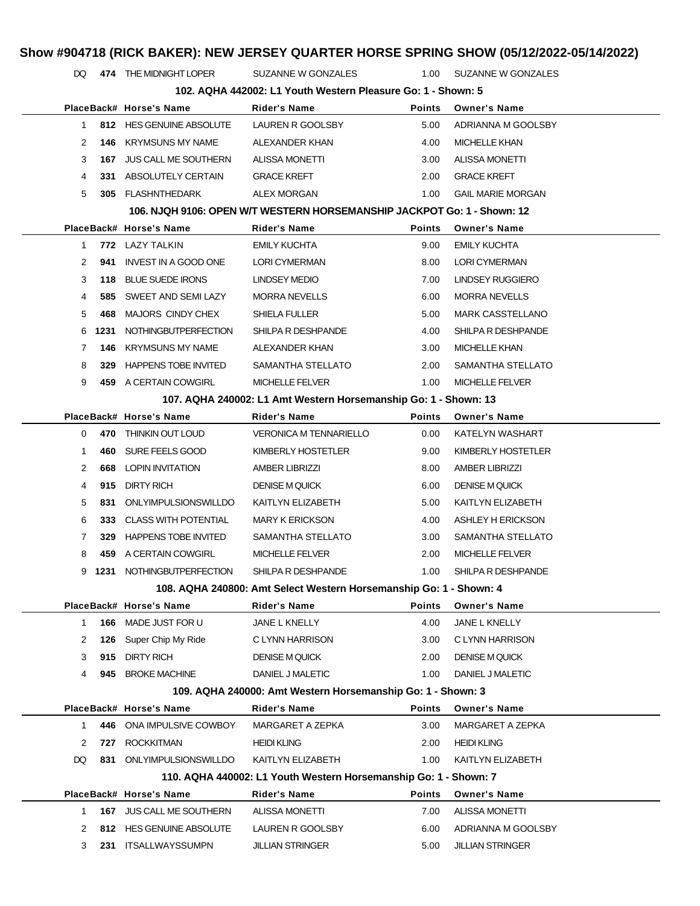# Show #904718 (RICK BAKER): NEW JERSEY QUARTER HORSE SPRING SHOW (05/12/2022-05/14/2022)

| Place | Back# | Horse's Name | Rider's Name | Points | Owner's Name |
|---|---|---|---|---|---|
| DQ | 474 | THE MIDNIGHT LOPER | SUZANNE W GONZALES | 1.00 | SUZANNE W GONZALES |

### 102. AQHA 442002: L1 Youth Western Pleasure Go: 1 - Shown: 5

| Place | Back# | Horse's Name | Rider's Name | Points | Owner's Name |
|---|---|---|---|---|---|
| 1 | 812 | HES GENUINE ABSOLUTE | LAUREN R GOOLSBY | 5.00 | ADRIANNA M GOOLSBY |
| 2 | 146 | KRYMSUNS MY NAME | ALEXANDER KHAN | 4.00 | MICHELLE KHAN |
| 3 | 167 | JUS CALL ME SOUTHERN | ALISSA MONETTI | 3.00 | ALISSA MONETTI |
| 4 | 331 | ABSOLUTELY CERTAIN | GRACE KREFT | 2.00 | GRACE KREFT |
| 5 | 305 | FLASHNTHEDARK | ALEX MORGAN | 1.00 | GAIL MARIE MORGAN |

### 106. NJQH 9106: OPEN W/T WESTERN HORSEMANSHIP JACKPOT Go: 1 - Shown: 12

| Place | Back# | Horse's Name | Rider's Name | Points | Owner's Name |
|---|---|---|---|---|---|
| 1 | 772 | LAZY TALKIN | EMILY KUCHTA | 9.00 | EMILY KUCHTA |
| 2 | 941 | INVEST IN A GOOD ONE | LORI CYMERMAN | 8.00 | LORI CYMERMAN |
| 3 | 118 | BLUE SUEDE IRONS | LINDSEY MEDIO | 7.00 | LINDSEY RUGGIERO |
| 4 | 585 | SWEET AND SEMI LAZY | MORRA NEVELLS | 6.00 | MORRA NEVELLS |
| 5 | 468 | MAJORS CINDY CHEX | SHIELA FULLER | 5.00 | MARK CASSTELLANO |
| 6 | 1231 | NOTHINGBUTPERFECTION | SHILPA R DESHPANDE | 4.00 | SHILPA R DESHPANDE |
| 7 | 146 | KRYMSUNS MY NAME | ALEXANDER KHAN | 3.00 | MICHELLE KHAN |
| 8 | 329 | HAPPENS TOBE INVITED | SAMANTHA STELLATO | 2.00 | SAMANTHA STELLATO |
| 9 | 459 | A CERTAIN COWGIRL | MICHELLE FELVER | 1.00 | MICHELLE FELVER |

### 107. AQHA 240002: L1 Amt Western Horsemanship Go: 1 - Shown: 13

| Place | Back# | Horse's Name | Rider's Name | Points | Owner's Name |
|---|---|---|---|---|---|
| 0 | 470 | THINKIN OUT LOUD | VERONICA M TENNARIELLO | 0.00 | KATELYN WASHART |
| 1 | 460 | SURE FEELS GOOD | KIMBERLY HOSTETLER | 9.00 | KIMBERLY HOSTETLER |
| 2 | 668 | LOPIN INVITATION | AMBER LIBRIZZI | 8.00 | AMBER LIBRIZZI |
| 4 | 915 | DIRTY RICH | DENISE M QUICK | 6.00 | DENISE M QUICK |
| 5 | 831 | ONLYIMPULSIONSWILLDO | KAITLYN ELIZABETH | 5.00 | KAITLYN ELIZABETH |
| 6 | 333 | CLASS WITH POTENTIAL | MARY K ERICKSON | 4.00 | ASHLEY H ERICKSON |
| 7 | 329 | HAPPENS TOBE INVITED | SAMANTHA STELLATO | 3.00 | SAMANTHA STELLATO |
| 8 | 459 | A CERTAIN COWGIRL | MICHELLE FELVER | 2.00 | MICHELLE FELVER |
| 9 | 1231 | NOTHINGBUTPERFECTION | SHILPA R DESHPANDE | 1.00 | SHILPA R DESHPANDE |

### 108. AQHA 240800: Amt Select Western Horsemanship Go: 1 - Shown: 4

| Place | Back# | Horse's Name | Rider's Name | Points | Owner's Name |
|---|---|---|---|---|---|
| 1 | 166 | MADE JUST FOR U | JANE L KNELLY | 4.00 | JANE L KNELLY |
| 2 | 126 | Super Chip My Ride | C LYNN HARRISON | 3.00 | C LYNN HARRISON |
| 3 | 915 | DIRTY RICH | DENISE M QUICK | 2.00 | DENISE M QUICK |
| 4 | 945 | BROKE MACHINE | DANIEL J MALETIC | 1.00 | DANIEL J MALETIC |

### 109. AQHA 240000: Amt Western Horsemanship Go: 1 - Shown: 3

| Place | Back# | Horse's Name | Rider's Name | Points | Owner's Name |
|---|---|---|---|---|---|
| 1 | 446 | ONA IMPULSIVE COWBOY | MARGARET A ZEPKA | 3.00 | MARGARET A ZEPKA |
| 2 | 727 | ROCKKITMAN | HEIDI KLING | 2.00 | HEIDI KLING |
| DQ | 831 | ONLYIMPULSIONSWILLDO | KAITLYN ELIZABETH | 1.00 | KAITLYN ELIZABETH |

### 110. AQHA 440002: L1 Youth Western Horsemanship Go: 1 - Shown: 7

| Place | Back# | Horse's Name | Rider's Name | Points | Owner's Name |
|---|---|---|---|---|---|
| 1 | 167 | JUS CALL ME SOUTHERN | ALISSA MONETTI | 7.00 | ALISSA MONETTI |
| 2 | 812 | HES GENUINE ABSOLUTE | LAUREN R GOOLSBY | 6.00 | ADRIANNA M GOOLSBY |
| 3 | 231 | ITSALLWAYSSUMPN | JILLIAN STRINGER | 5.00 | JILLIAN STRINGER |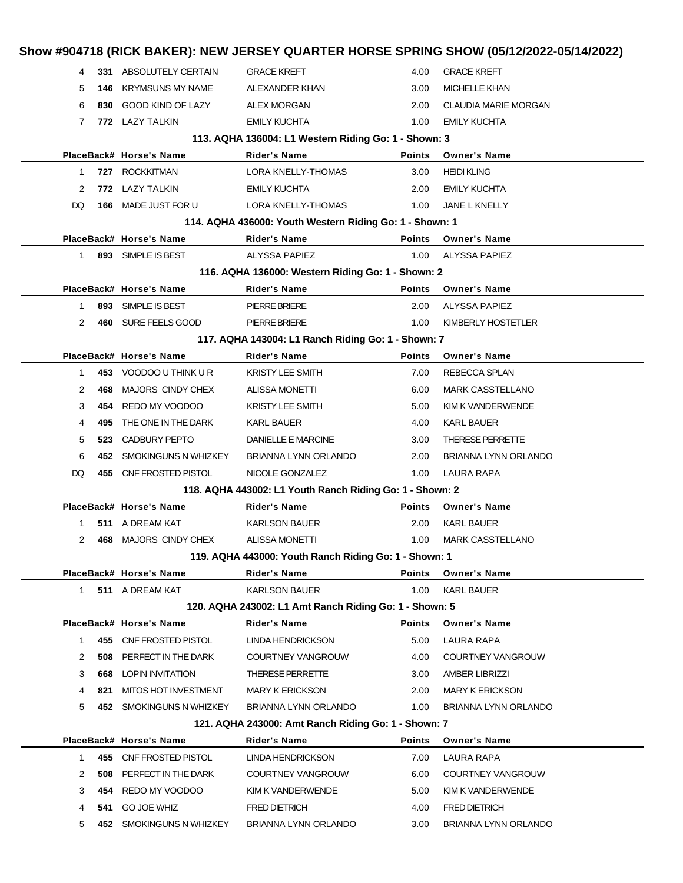| Place | Back# | Horse's Name | Rider's Name | Points | Owner's Name |
|---|---|---|---|---|---|
| 4 | **331** | ABSOLUTELY CERTAIN | GRACE KREFT | 4.00 | GRACE KREFT |
| 5 | **146** | KRYMSUNS MY NAME | ALEXANDER KHAN | 3.00 | MICHELLE KHAN |
| 6 | **830** | GOOD KIND OF LAZY | ALEX MORGAN | 2.00 | CLAUDIA MARIE MORGAN |
| 7 | **772** | LAZY TALKIN | EMILY KUCHTA | 1.00 | EMILY KUCHTA |

**113. AQHA 136004: L1 Western Riding Go: 1 - Shown: 3**

| Place | Back# | Horse's Name | Rider's Name | Points | Owner's Name |
|---|---|---|---|---|---|
| 1 | **727** | ROCKKITMAN | LORA KNELLY-THOMAS | 3.00 | HEIDI KLING |
| 2 | **772** | LAZY TALKIN | EMILY KUCHTA | 2.00 | EMILY KUCHTA |
| DQ | **166** | MADE JUST FOR U | LORA KNELLY-THOMAS | 1.00 | JANE L KNELLY |

**114. AQHA 436000: Youth Western Riding Go: 1 - Shown: 1**

| Place | Back# | Horse's Name | Rider's Name | Points | Owner's Name |
|---|---|---|---|---|---|
| 1 | **893** | SIMPLE IS BEST | ALYSSA PAPIEZ | 1.00 | ALYSSA PAPIEZ |

**116. AQHA 136000: Western Riding Go: 1 - Shown: 2**

| Place | Back# | Horse's Name | Rider's Name | Points | Owner's Name |
|---|---|---|---|---|---|
| 1 | **893** | SIMPLE IS BEST | PIERRE BRIERE | 2.00 | ALYSSA PAPIEZ |
| 2 | **460** | SURE FEELS GOOD | PIERRE BRIERE | 1.00 | KIMBERLY HOSTETLER |

**117. AQHA 143004: L1 Ranch Riding Go: 1 - Shown: 7**

| Place | Back# | Horse's Name | Rider's Name | Points | Owner's Name |
|---|---|---|---|---|---|
| 1 | **453** | VOODOO U THINK U R | KRISTY LEE SMITH | 7.00 | REBECCA SPLAN |
| 2 | **468** | MAJORS CINDY CHEX | ALISSA MONETTI | 6.00 | MARK CASSTELLANO |
| 3 | **454** | REDO MY VOODOO | KRISTY LEE SMITH | 5.00 | KIM K VANDERWENDE |
| 4 | **495** | THE ONE IN THE DARK | KARL BAUER | 4.00 | KARL BAUER |
| 5 | **523** | CADBURY PEPTO | DANIELLE E MARCINE | 3.00 | THERESE PERRETTE |
| 6 | **452** | SMOKINGUNS N WHIZKEY | BRIANNA LYNN ORLANDO | 2.00 | BRIANNA LYNN ORLANDO |
| DQ | **455** | CNF FROSTED PISTOL | NICOLE GONZALEZ | 1.00 | LAURA RAPA |

**118. AQHA 443002: L1 Youth Ranch Riding Go: 1 - Shown: 2**

| Place | Back# | Horse's Name | Rider's Name | Points | Owner's Name |
|---|---|---|---|---|---|
| 1 | **511** | A DREAM KAT | KARLSON BAUER | 2.00 | KARL BAUER |
| 2 | **468** | MAJORS CINDY CHEX | ALISSA MONETTI | 1.00 | MARK CASSTELLANO |

**119. AQHA 443000: Youth Ranch Riding Go: 1 - Shown: 1**

| Place | Back# | Horse's Name | Rider's Name | Points | Owner's Name |
|---|---|---|---|---|---|
| 1 | **511** | A DREAM KAT | KARLSON BAUER | 1.00 | KARL BAUER |

**120. AQHA 243002: L1 Amt Ranch Riding Go: 1 - Shown: 5**

| Place | Back# | Horse's Name | Rider's Name | Points | Owner's Name |
|---|---|---|---|---|---|
| 1 | **455** | CNF FROSTED PISTOL | LINDA HENDRICKSON | 5.00 | LAURA RAPA |
| 2 | **508** | PERFECT IN THE DARK | COURTNEY VANGROUW | 4.00 | COURTNEY VANGROUW |
| 3 | **668** | LOPIN INVITATION | THERESE PERRETTE | 3.00 | AMBER LIBRIZZI |
| 4 | **821** | MITOS HOT INVESTMENT | MARY K ERICKSON | 2.00 | MARY K ERICKSON |
| 5 | **452** | SMOKINGUNS N WHIZKEY | BRIANNA LYNN ORLANDO | 1.00 | BRIANNA LYNN ORLANDO |

**121. AQHA 243000: Amt Ranch Riding Go: 1 - Shown: 7**

| Place | Back# | Horse's Name | Rider's Name | Points | Owner's Name |
|---|---|---|---|---|---|
| 1 | **455** | CNF FROSTED PISTOL | LINDA HENDRICKSON | 7.00 | LAURA RAPA |
| 2 | **508** | PERFECT IN THE DARK | COURTNEY VANGROUW | 6.00 | COURTNEY VANGROUW |
| 3 | **454** | REDO MY VOODOO | KIM K VANDERWENDE | 5.00 | KIM K VANDERWENDE |
| 4 | **541** | GO JOE WHIZ | FRED DIETRICH | 4.00 | FRED DIETRICH |
| 5 | **452** | SMOKINGUNS N WHIZKEY | BRIANNA LYNN ORLANDO | 3.00 | BRIANNA LYNN ORLANDO |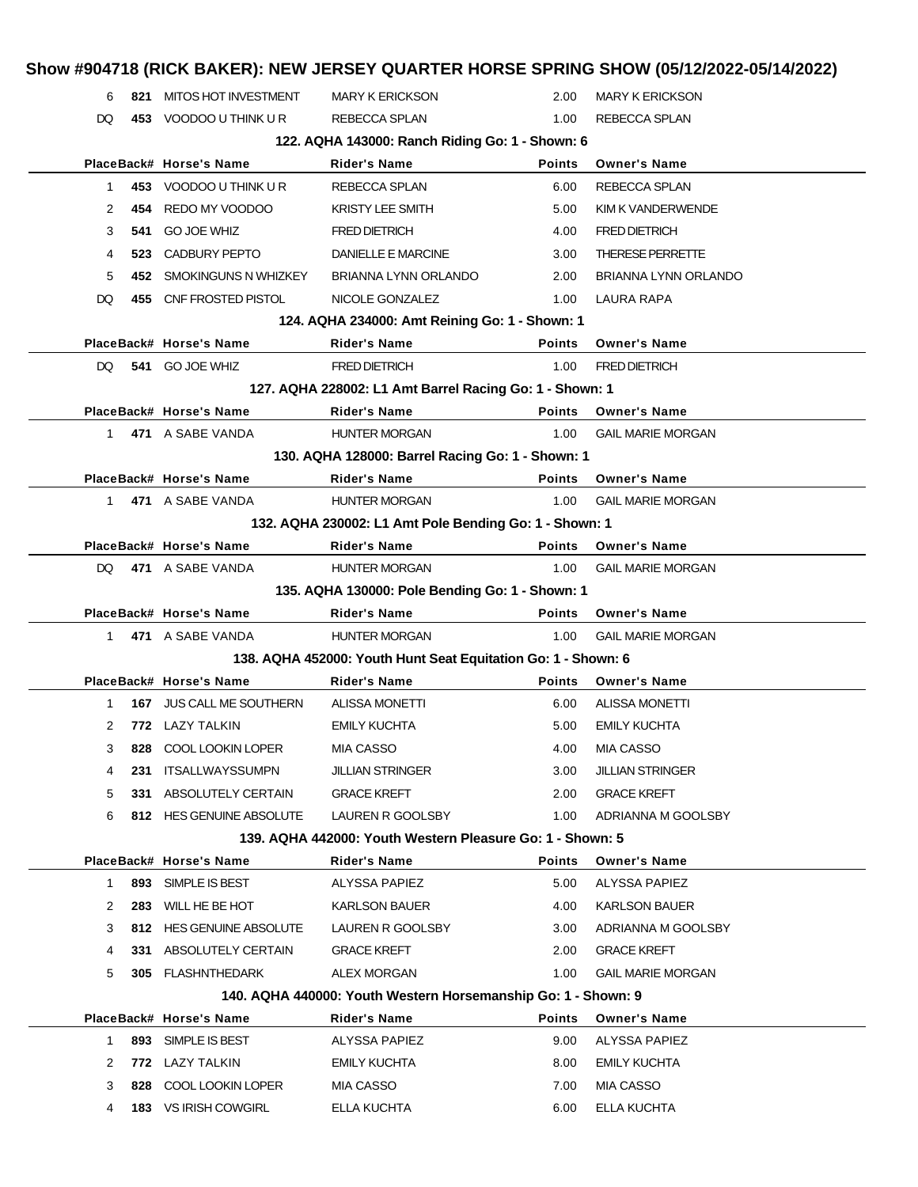# Show #904718 (RICK BAKER): NEW JERSEY QUARTER HORSE SPRING SHOW (05/12/2022-05/14/2022)

| Place | Back# | Horse's Name | Rider's Name | Points | Owner's Name |
|---|---|---|---|---|---|
| 6 | **821** | MITOS HOT INVESTMENT | MARY K ERICKSON | 2.00 | MARY K ERICKSON |
| DQ | **453** | VOODOO U THINK U R | REBECCA SPLAN | 1.00 | REBECCA SPLAN |

### 122. AQHA 143000: Ranch Riding Go: 1 - Shown: 6

| Place | Back# | Horse's Name | Rider's Name | Points | Owner's Name |
|---|---|---|---|---|---|
| 1 | **453** | VOODOO U THINK U R | REBECCA SPLAN | 6.00 | REBECCA SPLAN |
| 2 | **454** | REDO MY VOODOO | KRISTY LEE SMITH | 5.00 | KIM K VANDERWENDE |
| 3 | **541** | GO JOE WHIZ | FRED DIETRICH | 4.00 | FRED DIETRICH |
| 4 | **523** | CADBURY PEPTO | DANIELLE E MARCINE | 3.00 | THERESE PERRETTE |
| 5 | **452** | SMOKINGUNS N WHIZKEY | BRIANNA LYNN ORLANDO | 2.00 | BRIANNA LYNN ORLANDO |
| DQ | **455** | CNF FROSTED PISTOL | NICOLE GONZALEZ | 1.00 | LAURA RAPA |

### 124. AQHA 234000: Amt Reining Go: 1 - Shown: 1

| Place | Back# | Horse's Name | Rider's Name | Points | Owner's Name |
|---|---|---|---|---|---|
| DQ | **541** | GO JOE WHIZ | FRED DIETRICH | 1.00 | FRED DIETRICH |

### 127. AQHA 228002: L1 Amt Barrel Racing Go: 1 - Shown: 1

| Place | Back# | Horse's Name | Rider's Name | Points | Owner's Name |
|---|---|---|---|---|---|
| 1 | **471** | A SABE VANDA | HUNTER MORGAN | 1.00 | GAIL MARIE MORGAN |

### 130. AQHA 128000: Barrel Racing Go: 1 - Shown: 1

| Place | Back# | Horse's Name | Rider's Name | Points | Owner's Name |
|---|---|---|---|---|---|
| 1 | **471** | A SABE VANDA | HUNTER MORGAN | 1.00 | GAIL MARIE MORGAN |

### 132. AQHA 230002: L1 Amt Pole Bending Go: 1 - Shown: 1

| Place | Back# | Horse's Name | Rider's Name | Points | Owner's Name |
|---|---|---|---|---|---|
| DQ | **471** | A SABE VANDA | HUNTER MORGAN | 1.00 | GAIL MARIE MORGAN |

### 135. AQHA 130000: Pole Bending Go: 1 - Shown: 1

| Place | Back# | Horse's Name | Rider's Name | Points | Owner's Name |
|---|---|---|---|---|---|
| 1 | **471** | A SABE VANDA | HUNTER MORGAN | 1.00 | GAIL MARIE MORGAN |

### 138. AQHA 452000: Youth Hunt Seat Equitation Go: 1 - Shown: 6

| Place | Back# | Horse's Name | Rider's Name | Points | Owner's Name |
|---|---|---|---|---|---|
| 1 | **167** | JUS CALL ME SOUTHERN | ALISSA MONETTI | 6.00 | ALISSA MONETTI |
| 2 | **772** | LAZY TALKIN | EMILY KUCHTA | 5.00 | EMILY KUCHTA |
| 3 | **828** | COOL LOOKIN LOPER | MIA CASSO | 4.00 | MIA CASSO |
| 4 | **231** | ITSALLWAYSSUMPN | JILLIAN STRINGER | 3.00 | JILLIAN STRINGER |
| 5 | **331** | ABSOLUTELY CERTAIN | GRACE KREFT | 2.00 | GRACE KREFT |
| 6 | **812** | HES GENUINE ABSOLUTE | LAUREN R GOOLSBY | 1.00 | ADRIANNA M GOOLSBY |

### 139. AQHA 442000: Youth Western Pleasure Go: 1 - Shown: 5

| Place | Back# | Horse's Name | Rider's Name | Points | Owner's Name |
|---|---|---|---|---|---|
| 1 | **893** | SIMPLE IS BEST | ALYSSA PAPIEZ | 5.00 | ALYSSA PAPIEZ |
| 2 | **283** | WILL HE BE HOT | KARLSON BAUER | 4.00 | KARLSON BAUER |
| 3 | **812** | HES GENUINE ABSOLUTE | LAUREN R GOOLSBY | 3.00 | ADRIANNA M GOOLSBY |
| 4 | **331** | ABSOLUTELY CERTAIN | GRACE KREFT | 2.00 | GRACE KREFT |
| 5 | **305** | FLASHNTHEDARK | ALEX MORGAN | 1.00 | GAIL MARIE MORGAN |

### 140. AQHA 440000: Youth Western Horsemanship Go: 1 - Shown: 9

| Place | Back# | Horse's Name | Rider's Name | Points | Owner's Name |
|---|---|---|---|---|---|
| 1 | **893** | SIMPLE IS BEST | ALYSSA PAPIEZ | 9.00 | ALYSSA PAPIEZ |
| 2 | **772** | LAZY TALKIN | EMILY KUCHTA | 8.00 | EMILY KUCHTA |
| 3 | **828** | COOL LOOKIN LOPER | MIA CASSO | 7.00 | MIA CASSO |
| 4 | **183** | VS IRISH COWGIRL | ELLA KUCHTA | 6.00 | ELLA KUCHTA |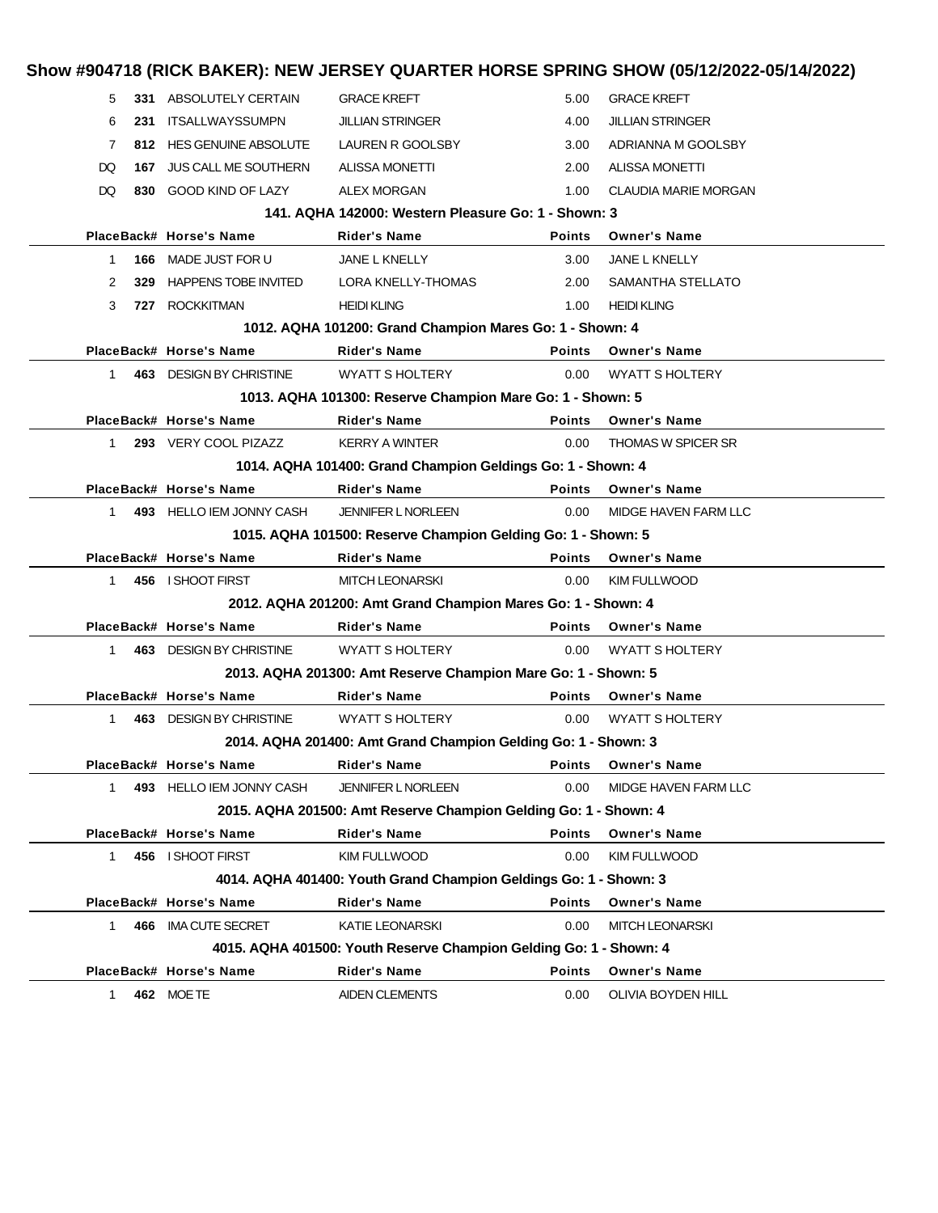# Show #904718 (RICK BAKER): NEW JERSEY QUARTER HORSE SPRING SHOW (05/12/2022-05/14/2022)

| Place | Back# | Horse's Name | Rider's Name | Points | Owner's Name |
|---|---|---|---|---|---|
| 5 | **331** | ABSOLUTELY CERTAIN | GRACE KREFT | 5.00 | GRACE KREFT |
| 6 | **231** | ITSALLWAYSSUMPN | JILLIAN STRINGER | 4.00 | JILLIAN STRINGER |
| 7 | **812** | HES GENUINE ABSOLUTE | LAUREN R GOOLSBY | 3.00 | ADRIANNA M GOOLSBY |
| DQ | **167** | JUS CALL ME SOUTHERN | ALISSA MONETTI | 2.00 | ALISSA MONETTI |
| DQ | **830** | GOOD KIND OF LAZY | ALEX MORGAN | 1.00 | CLAUDIA MARIE MORGAN |

### 141. AQHA 142000: Western Pleasure Go: 1 - Shown: 3

| Place | Back# | Horse's Name | Rider's Name | Points | Owner's Name |
|---|---|---|---|---|---|
| 1 | **166** | MADE JUST FOR U | JANE L KNELLY | 3.00 | JANE L KNELLY |
| 2 | **329** | HAPPENS TOBE INVITED | LORA KNELLY-THOMAS | 2.00 | SAMANTHA STELLATO |
| 3 | **727** | ROCKKITMAN | HEIDI KLING | 1.00 | HEIDI KLING |

### 1012. AQHA 101200: Grand Champion Mares Go: 1 - Shown: 4

| Place | Back# | Horse's Name | Rider's Name | Points | Owner's Name |
|---|---|---|---|---|---|
| 1 | **463** | DESIGN BY CHRISTINE | WYATT S HOLTERY | 0.00 | WYATT S HOLTERY |

### 1013. AQHA 101300: Reserve Champion Mare Go: 1 - Shown: 5

| Place | Back# | Horse's Name | Rider's Name | Points | Owner's Name |
|---|---|---|---|---|---|
| 1 | **293** | VERY COOL PIZAZZ | KERRY A WINTER | 0.00 | THOMAS W SPICER SR |

### 1014. AQHA 101400: Grand Champion Geldings Go: 1 - Shown: 4

| Place | Back# | Horse's Name | Rider's Name | Points | Owner's Name |
|---|---|---|---|---|---|
| 1 | **493** | HELLO IEM JONNY CASH | JENNIFER L NORLEEN | 0.00 | MIDGE HAVEN FARM LLC |

### 1015. AQHA 101500: Reserve Champion Gelding Go: 1 - Shown: 5

| Place | Back# | Horse's Name | Rider's Name | Points | Owner's Name |
|---|---|---|---|---|---|
| 1 | **456** | I SHOOT FIRST | MITCH LEONARSKI | 0.00 | KIM FULLWOOD |

### 2012. AQHA 201200: Amt Grand Champion Mares Go: 1 - Shown: 4

| Place | Back# | Horse's Name | Rider's Name | Points | Owner's Name |
|---|---|---|---|---|---|
| 1 | **463** | DESIGN BY CHRISTINE | WYATT S HOLTERY | 0.00 | WYATT S HOLTERY |

### 2013. AQHA 201300: Amt Reserve Champion Mare Go: 1 - Shown: 5

| Place | Back# | Horse's Name | Rider's Name | Points | Owner's Name |
|---|---|---|---|---|---|
| 1 | **463** | DESIGN BY CHRISTINE | WYATT S HOLTERY | 0.00 | WYATT S HOLTERY |

### 2014. AQHA 201400: Amt Grand Champion Gelding Go: 1 - Shown: 3

| Place | Back# | Horse's Name | Rider's Name | Points | Owner's Name |
|---|---|---|---|---|---|
| 1 | **493** | HELLO IEM JONNY CASH | JENNIFER L NORLEEN | 0.00 | MIDGE HAVEN FARM LLC |

### 2015. AQHA 201500: Amt Reserve Champion Gelding Go: 1 - Shown: 4

| Place | Back# | Horse's Name | Rider's Name | Points | Owner's Name |
|---|---|---|---|---|---|
| 1 | **456** | I SHOOT FIRST | KIM FULLWOOD | 0.00 | KIM FULLWOOD |

### 4014. AQHA 401400: Youth Grand Champion Geldings Go: 1 - Shown: 3

| Place | Back# | Horse's Name | Rider's Name | Points | Owner's Name |
|---|---|---|---|---|---|
| 1 | **466** | IMA CUTE SECRET | KATIE LEONARSKI | 0.00 | MITCH LEONARSKI |

### 4015. AQHA 401500: Youth Reserve Champion Gelding Go: 1 - Shown: 4

| Place | Back# | Horse's Name | Rider's Name | Points | Owner's Name |
|---|---|---|---|---|---|
| 1 | **462** | MOE TE | AIDEN CLEMENTS | 0.00 | OLIVIA BOYDEN HILL |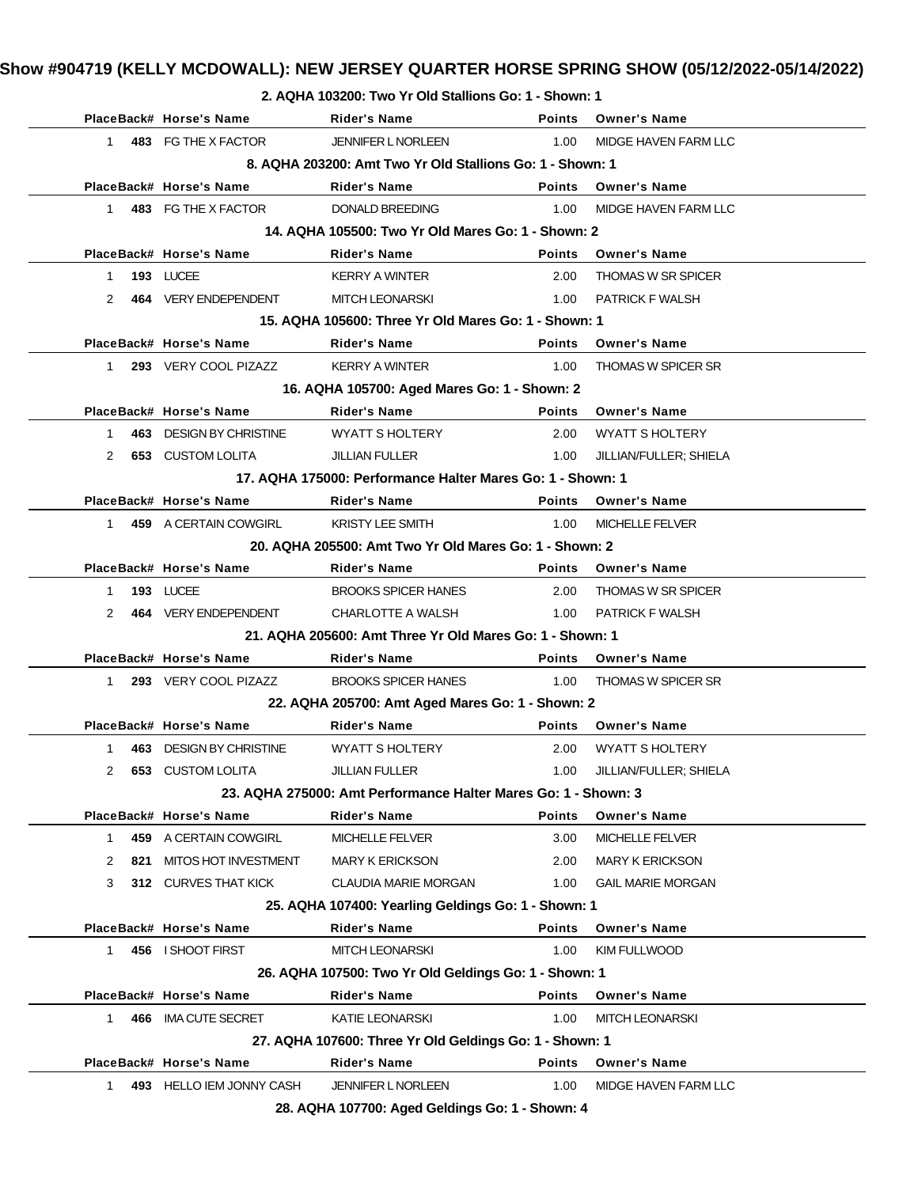# Show #904719 (KELLY MCDOWALL): NEW JERSEY QUARTER HORSE SPRING SHOW (05/12/2022-05/14/2022)

### 2. AQHA 103200: Two Yr Old Stallions Go: 1 - Shown: 1

| Place | Back# | Horse's Name | Rider's Name | Points | Owner's Name |
|---|---|---|---|---|---|
| 1 | 483 | FG THE X FACTOR | JENNIFER L NORLEEN | 1.00 | MIDGE HAVEN FARM LLC |

### 8. AQHA 203200: Amt Two Yr Old Stallions Go: 1 - Shown: 1

| Place | Back# | Horse's Name | Rider's Name | Points | Owner's Name |
|---|---|---|---|---|---|
| 1 | 483 | FG THE X FACTOR | DONALD BREEDING | 1.00 | MIDGE HAVEN FARM LLC |

### 14. AQHA 105500: Two Yr Old Mares Go: 1 - Shown: 2

| Place | Back# | Horse's Name | Rider's Name | Points | Owner's Name |
|---|---|---|---|---|---|
| 1 | 193 | LUCEE | KERRY A WINTER | 2.00 | THOMAS W SR SPICER |
| 2 | 464 | VERY ENDEPENDENT | MITCH LEONARSKI | 1.00 | PATRICK F WALSH |

### 15. AQHA 105600: Three Yr Old Mares Go: 1 - Shown: 1

| Place | Back# | Horse's Name | Rider's Name | Points | Owner's Name |
|---|---|---|---|---|---|
| 1 | 293 | VERY COOL PIZAZZ | KERRY A WINTER | 1.00 | THOMAS W SPICER SR |

### 16. AQHA 105700: Aged Mares Go: 1 - Shown: 2

| Place | Back# | Horse's Name | Rider's Name | Points | Owner's Name |
|---|---|---|---|---|---|
| 1 | 463 | DESIGN BY CHRISTINE | WYATT S HOLTERY | 2.00 | WYATT S HOLTERY |
| 2 | 653 | CUSTOM LOLITA | JILLIAN FULLER | 1.00 | JILLIAN/FULLER; SHIELA |

### 17. AQHA 175000: Performance Halter Mares Go: 1 - Shown: 1

| Place | Back# | Horse's Name | Rider's Name | Points | Owner's Name |
|---|---|---|---|---|---|
| 1 | 459 | A CERTAIN COWGIRL | KRISTY LEE SMITH | 1.00 | MICHELLE FELVER |

### 20. AQHA 205500: Amt Two Yr Old Mares Go: 1 - Shown: 2

| Place | Back# | Horse's Name | Rider's Name | Points | Owner's Name |
|---|---|---|---|---|---|
| 1 | 193 | LUCEE | BROOKS SPICER HANES | 2.00 | THOMAS W SR SPICER |
| 2 | 464 | VERY ENDEPENDENT | CHARLOTTE A WALSH | 1.00 | PATRICK F WALSH |

### 21. AQHA 205600: Amt Three Yr Old Mares Go: 1 - Shown: 1

| Place | Back# | Horse's Name | Rider's Name | Points | Owner's Name |
|---|---|---|---|---|---|
| 1 | 293 | VERY COOL PIZAZZ | BROOKS SPICER HANES | 1.00 | THOMAS W SPICER SR |

### 22. AQHA 205700: Amt Aged Mares Go: 1 - Shown: 2

| Place | Back# | Horse's Name | Rider's Name | Points | Owner's Name |
|---|---|---|---|---|---|
| 1 | 463 | DESIGN BY CHRISTINE | WYATT S HOLTERY | 2.00 | WYATT S HOLTERY |
| 2 | 653 | CUSTOM LOLITA | JILLIAN FULLER | 1.00 | JILLIAN/FULLER; SHIELA |

### 23. AQHA 275000: Amt Performance Halter Mares Go: 1 - Shown: 3

| Place | Back# | Horse's Name | Rider's Name | Points | Owner's Name |
|---|---|---|---|---|---|
| 1 | 459 | A CERTAIN COWGIRL | MICHELLE FELVER | 3.00 | MICHELLE FELVER |
| 2 | 821 | MITOS HOT INVESTMENT | MARY K ERICKSON | 2.00 | MARY K ERICKSON |
| 3 | 312 | CURVES THAT KICK | CLAUDIA MARIE MORGAN | 1.00 | GAIL MARIE MORGAN |

### 25. AQHA 107400: Yearling Geldings Go: 1 - Shown: 1

| Place | Back# | Horse's Name | Rider's Name | Points | Owner's Name |
|---|---|---|---|---|---|
| 1 | 456 | I SHOOT FIRST | MITCH LEONARSKI | 1.00 | KIM FULLWOOD |

### 26. AQHA 107500: Two Yr Old Geldings Go: 1 - Shown: 1

| Place | Back# | Horse's Name | Rider's Name | Points | Owner's Name |
|---|---|---|---|---|---|
| 1 | 466 | IMA CUTE SECRET | KATIE LEONARSKI | 1.00 | MITCH LEONARSKI |

### 27. AQHA 107600: Three Yr Old Geldings Go: 1 - Shown: 1

| Place | Back# | Horse's Name | Rider's Name | Points | Owner's Name |
|---|---|---|---|---|---|
| 1 | 493 | HELLO IEM JONNY CASH | JENNIFER L NORLEEN | 1.00 | MIDGE HAVEN FARM LLC |

### 28. AQHA 107700: Aged Geldings Go: 1 - Shown: 4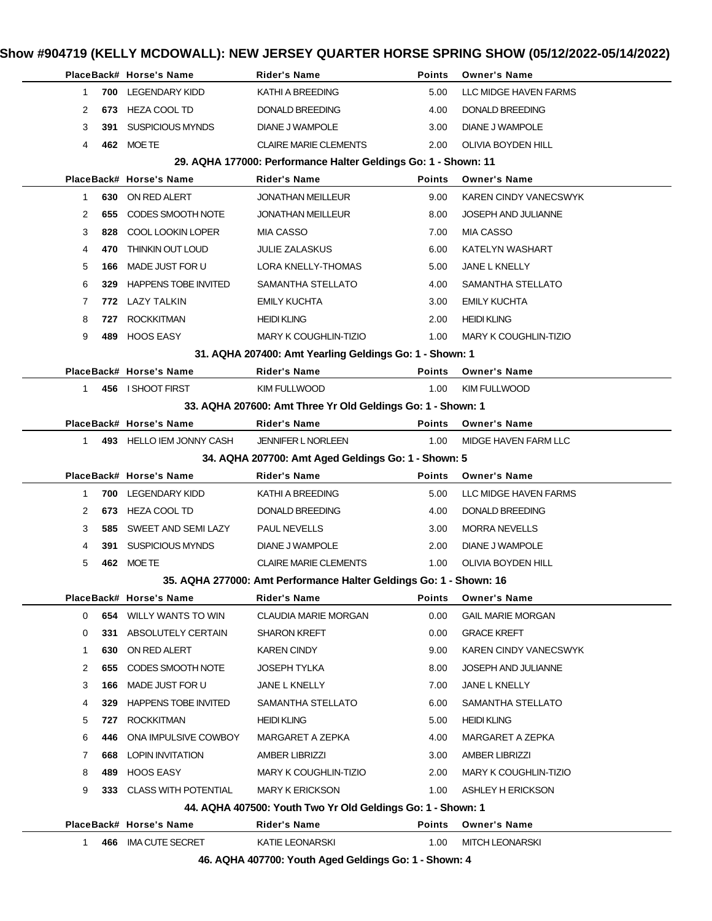# Show #904719 (KELLY MCDOWALL): NEW JERSEY QUARTER HORSE SPRING SHOW (05/12/2022-05/14/2022)

| Place | Back# | Horse's Name | Rider's Name | Points | Owner's Name |
|---|---|---|---|---|---|
| 1 | **700** | LEGENDARY KIDD | KATHI A BREEDING | 5.00 | LLC MIDGE HAVEN FARMS |
| 2 | **673** | HEZA COOL TD | DONALD BREEDING | 4.00 | DONALD BREEDING |
| 3 | **391** | SUSPICIOUS MYNDS | DIANE J WAMPOLE | 3.00 | DIANE J WAMPOLE |
| 4 | **462** | MOE TE | CLAIRE MARIE CLEMENTS | 2.00 | OLIVIA BOYDEN HILL |

**29. AQHA 177000: Performance Halter Geldings Go: 1 - Shown: 11**

| Place | Back# | Horse's Name | Rider's Name | Points | Owner's Name |
|---|---|---|---|---|---|
| 1 | **630** | ON RED ALERT | JONATHAN MEILLEUR | 9.00 | KAREN CINDY VANECSWYK |
| 2 | **655** | CODES SMOOTH NOTE | JONATHAN MEILLEUR | 8.00 | JOSEPH AND JULIANNE |
| 3 | **828** | COOL LOOKIN LOPER | MIA CASSO | 7.00 | MIA CASSO |
| 4 | **470** | THINKIN OUT LOUD | JULIE ZALASKUS | 6.00 | KATELYN WASHART |
| 5 | **166** | MADE JUST FOR U | LORA KNELLY-THOMAS | 5.00 | JANE L KNELLY |
| 6 | **329** | HAPPENS TOBE INVITED | SAMANTHA STELLATO | 4.00 | SAMANTHA STELLATO |
| 7 | **772** | LAZY TALKIN | EMILY KUCHTA | 3.00 | EMILY KUCHTA |
| 8 | **727** | ROCKKITMAN | HEIDI KLING | 2.00 | HEIDI KLING |
| 9 | **489** | HOOS EASY | MARY K COUGHLIN-TIZIO | 1.00 | MARY K COUGHLIN-TIZIO |

**31. AQHA 207400: Amt Yearling Geldings Go: 1 - Shown: 1**

| Place | Back# | Horse's Name | Rider's Name | Points | Owner's Name |
|---|---|---|---|---|---|
| 1 | **456** | I SHOOT FIRST | KIM FULLWOOD | 1.00 | KIM FULLWOOD |

**33. AQHA 207600: Amt Three Yr Old Geldings Go: 1 - Shown: 1**

| Place | Back# | Horse's Name | Rider's Name | Points | Owner's Name |
|---|---|---|---|---|---|
| 1 | **493** | HELLO IEM JONNY CASH | JENNIFER L NORLEEN | 1.00 | MIDGE HAVEN FARM LLC |

**34. AQHA 207700: Amt Aged Geldings Go: 1 - Shown: 5**

| Place | Back# | Horse's Name | Rider's Name | Points | Owner's Name |
|---|---|---|---|---|---|
| 1 | **700** | LEGENDARY KIDD | KATHI A BREEDING | 5.00 | LLC MIDGE HAVEN FARMS |
| 2 | **673** | HEZA COOL TD | DONALD BREEDING | 4.00 | DONALD BREEDING |
| 3 | **585** | SWEET AND SEMI LAZY | PAUL NEVELLS | 3.00 | MORRA NEVELLS |
| 4 | **391** | SUSPICIOUS MYNDS | DIANE J WAMPOLE | 2.00 | DIANE J WAMPOLE |
| 5 | **462** | MOE TE | CLAIRE MARIE CLEMENTS | 1.00 | OLIVIA BOYDEN HILL |

**35. AQHA 277000: Amt Performance Halter Geldings Go: 1 - Shown: 16**

| Place | Back# | Horse's Name | Rider's Name | Points | Owner's Name |
|---|---|---|---|---|---|
| 0 | **654** | WILLY WANTS TO WIN | CLAUDIA MARIE MORGAN | 0.00 | GAIL MARIE MORGAN |
| 0 | **331** | ABSOLUTELY CERTAIN | SHARON KREFT | 0.00 | GRACE KREFT |
| 1 | **630** | ON RED ALERT | KAREN CINDY | 9.00 | KAREN CINDY VANECSWYK |
| 2 | **655** | CODES SMOOTH NOTE | JOSEPH TYLKA | 8.00 | JOSEPH AND JULIANNE |
| 3 | **166** | MADE JUST FOR U | JANE L KNELLY | 7.00 | JANE L KNELLY |
| 4 | **329** | HAPPENS TOBE INVITED | SAMANTHA STELLATO | 6.00 | SAMANTHA STELLATO |
| 5 | **727** | ROCKKITMAN | HEIDI KLING | 5.00 | HEIDI KLING |
| 6 | **446** | ONA IMPULSIVE COWBOY | MARGARET A ZEPKA | 4.00 | MARGARET A ZEPKA |
| 7 | **668** | LOPIN INVITATION | AMBER LIBRIZZI | 3.00 | AMBER LIBRIZZI |
| 8 | **489** | HOOS EASY | MARY K COUGHLIN-TIZIO | 2.00 | MARY K COUGHLIN-TIZIO |
| 9 | **333** | CLASS WITH POTENTIAL | MARY K ERICKSON | 1.00 | ASHLEY H ERICKSON |

**44. AQHA 407500: Youth Two Yr Old Geldings Go: 1 - Shown: 1**

| Place | Back# | Horse's Name | Rider's Name | Points | Owner's Name |
|---|---|---|---|---|---|
| 1 | **466** | IMA CUTE SECRET | KATIE LEONARSKI | 1.00 | MITCH LEONARSKI |

**46. AQHA 407700: Youth Aged Geldings Go: 1 - Shown: 4**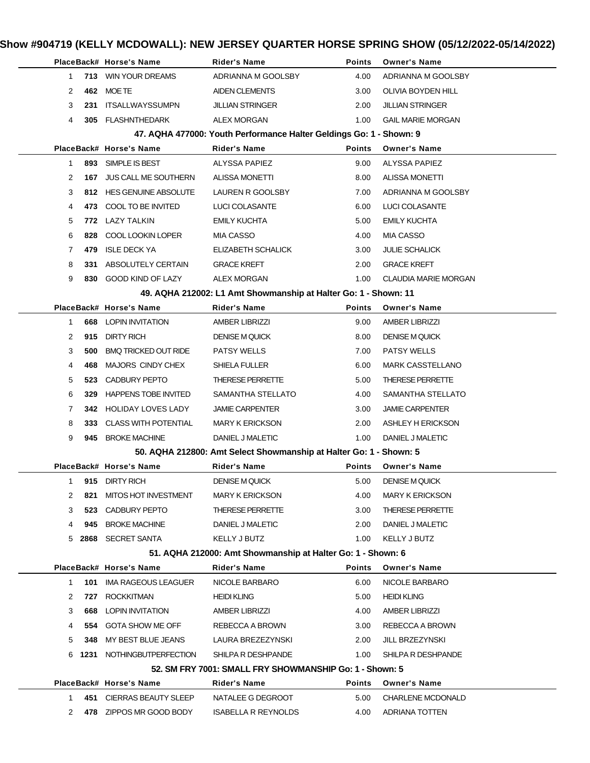# Show #904719 (KELLY MCDOWALL): NEW JERSEY QUARTER HORSE SPRING SHOW (05/12/2022-05/14/2022)

| Place | Back# | Horse's Name | Rider's Name | Points | Owner's Name |
|---|---|---|---|---|---|
| 1 | 713 | WIN YOUR DREAMS | ADRIANNA M GOOLSBY | 4.00 | ADRIANNA M GOOLSBY |
| 2 | 462 | MOE TE | AIDEN CLEMENTS | 3.00 | OLIVIA BOYDEN HILL |
| 3 | 231 | ITSALLWAYSSUMPN | JILLIAN STRINGER | 2.00 | JILLIAN STRINGER |
| 4 | 305 | FLASHNTHEDARK | ALEX MORGAN | 1.00 | GAIL MARIE MORGAN |

### 47. AQHA 477000: Youth Performance Halter Geldings Go: 1 - Shown: 9

| Place | Back# | Horse's Name | Rider's Name | Points | Owner's Name |
|---|---|---|---|---|---|
| 1 | 893 | SIMPLE IS BEST | ALYSSA PAPIEZ | 9.00 | ALYSSA PAPIEZ |
| 2 | 167 | JUS CALL ME SOUTHERN | ALISSA MONETTI | 8.00 | ALISSA MONETTI |
| 3 | 812 | HES GENUINE ABSOLUTE | LAUREN R GOOLSBY | 7.00 | ADRIANNA M GOOLSBY |
| 4 | 473 | COOL TO BE INVITED | LUCI COLASANTE | 6.00 | LUCI COLASANTE |
| 5 | 772 | LAZY TALKIN | EMILY KUCHTA | 5.00 | EMILY KUCHTA |
| 6 | 828 | COOL LOOKIN LOPER | MIA CASSO | 4.00 | MIA CASSO |
| 7 | 479 | ISLE DECK YA | ELIZABETH SCHALICK | 3.00 | JULIE SCHALICK |
| 8 | 331 | ABSOLUTELY CERTAIN | GRACE KREFT | 2.00 | GRACE KREFT |
| 9 | 830 | GOOD KIND OF LAZY | ALEX MORGAN | 1.00 | CLAUDIA MARIE MORGAN |

### 49. AQHA 212002: L1 Amt Showmanship at Halter Go: 1 - Shown: 11

| Place | Back# | Horse's Name | Rider's Name | Points | Owner's Name |
|---|---|---|---|---|---|
| 1 | 668 | LOPIN INVITATION | AMBER LIBRIZZI | 9.00 | AMBER LIBRIZZI |
| 2 | 915 | DIRTY RICH | DENISE M QUICK | 8.00 | DENISE M QUICK |
| 3 | 500 | BMQ TRICKED OUT RIDE | PATSY WELLS | 7.00 | PATSY WELLS |
| 4 | 468 | MAJORS CINDY CHEX | SHIELA FULLER | 6.00 | MARK CASSTELLANO |
| 5 | 523 | CADBURY PEPTO | THERESE PERRETTE | 5.00 | THERESE PERRETTE |
| 6 | 329 | HAPPENS TOBE INVITED | SAMANTHA STELLATO | 4.00 | SAMANTHA STELLATO |
| 7 | 342 | HOLIDAY LOVES LADY | JAMIE CARPENTER | 3.00 | JAMIE CARPENTER |
| 8 | 333 | CLASS WITH POTENTIAL | MARY K ERICKSON | 2.00 | ASHLEY H ERICKSON |
| 9 | 945 | BROKE MACHINE | DANIEL J MALETIC | 1.00 | DANIEL J MALETIC |

### 50. AQHA 212800: Amt Select Showmanship at Halter Go: 1 - Shown: 5

| Place | Back# | Horse's Name | Rider's Name | Points | Owner's Name |
|---|---|---|---|---|---|
| 1 | 915 | DIRTY RICH | DENISE M QUICK | 5.00 | DENISE M QUICK |
| 2 | 821 | MITOS HOT INVESTMENT | MARY K ERICKSON | 4.00 | MARY K ERICKSON |
| 3 | 523 | CADBURY PEPTO | THERESE PERRETTE | 3.00 | THERESE PERRETTE |
| 4 | 945 | BROKE MACHINE | DANIEL J MALETIC | 2.00 | DANIEL J MALETIC |
| 5 | 2868 | SECRET SANTA | KELLY J BUTZ | 1.00 | KELLY J BUTZ |

### 51. AQHA 212000: Amt Showmanship at Halter Go: 1 - Shown: 6

| Place | Back# | Horse's Name | Rider's Name | Points | Owner's Name |
|---|---|---|---|---|---|
| 1 | 101 | IMA RAGEOUS LEAGUER | NICOLE BARBARO | 6.00 | NICOLE BARBARO |
| 2 | 727 | ROCKKITMAN | HEIDI KLING | 5.00 | HEIDI KLING |
| 3 | 668 | LOPIN INVITATION | AMBER LIBRIZZI | 4.00 | AMBER LIBRIZZI |
| 4 | 554 | GOTA SHOW ME OFF | REBECCA A BROWN | 3.00 | REBECCA A BROWN |
| 5 | 348 | MY BEST BLUE JEANS | LAURA BREZEZYNSKI | 2.00 | JILL BRZEZYNSKI |
| 6 | 1231 | NOTHINGBUTPERFECTION | SHILPA R DESHPANDE | 1.00 | SHILPA R DESHPANDE |

### 52. SM FRY 7001: SMALL FRY SHOWMANSHIP Go: 1 - Shown: 5

| Place | Back# | Horse's Name | Rider's Name | Points | Owner's Name |
|---|---|---|---|---|---|
| 1 | 451 | CIERRAS BEAUTY SLEEP | NATALEE G DEGROOT | 5.00 | CHARLENE MCDONALD |
| 2 | 478 | ZIPPOS MR GOOD BODY | ISABELLA R REYNOLDS | 4.00 | ADRIANA TOTTEN |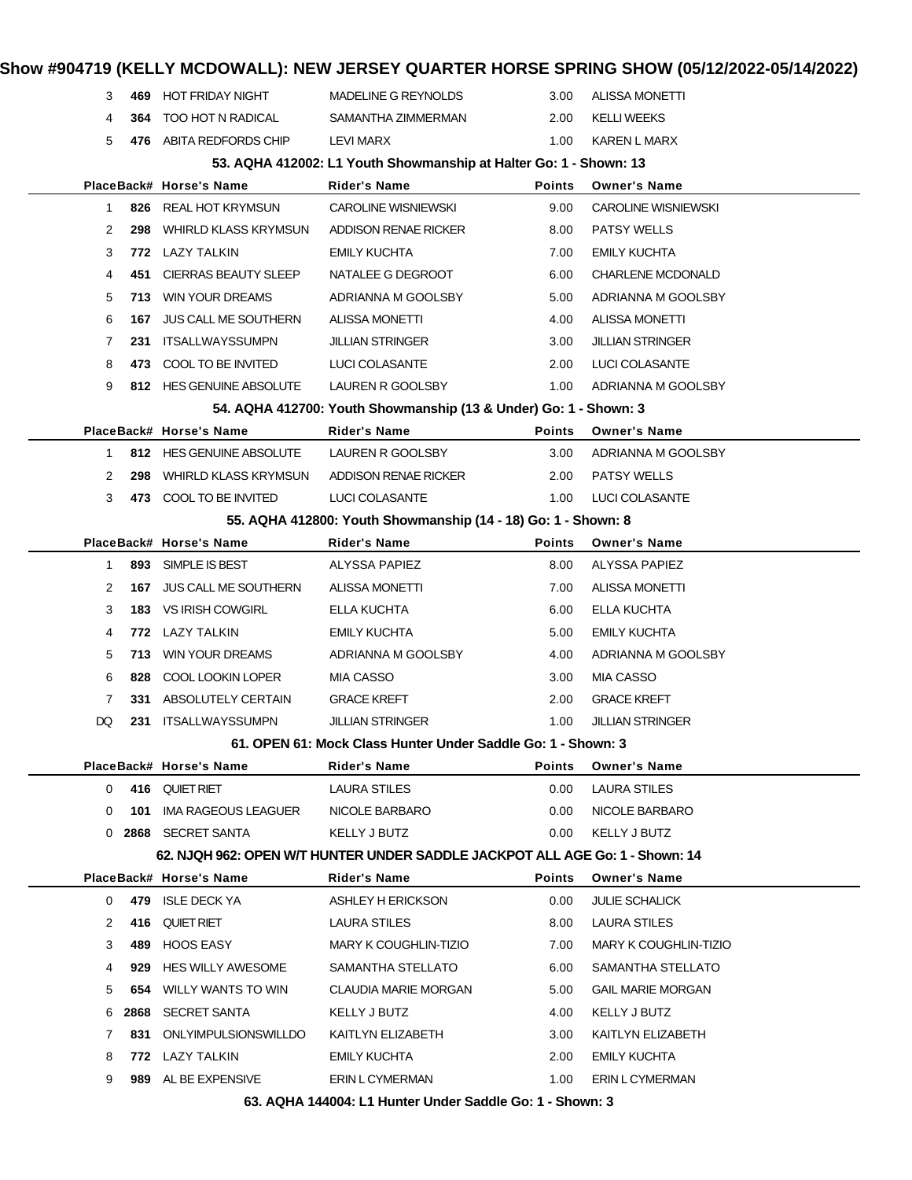# Show #904719 (KELLY MCDOWALL): NEW JERSEY QUARTER HORSE SPRING SHOW (05/12/2022-05/14/2022)

| Place | Back# | Horse's Name | Rider's Name | Points | Owner's Name |
|---|---|---|---|---|---|
| 3 | **469** | HOT FRIDAY NIGHT | MADELINE G REYNOLDS | 3.00 | ALISSA MONETTI |
| 4 | **364** | TOO HOT N RADICAL | SAMANTHA ZIMMERMAN | 2.00 | KELLI WEEKS |
| 5 | **476** | ABITA REDFORDS CHIP | LEVI MARX | 1.00 | KAREN L MARX |

### 53. AQHA 412002: L1 Youth Showmanship at Halter Go: 1 - Shown: 13

| Place | Back# | Horse's Name | Rider's Name | Points | Owner's Name |
|---|---|---|---|---|---|
| 1 | **826** | REAL HOT KRYMSUN | CAROLINE WISNIEWSKI | 9.00 | CAROLINE WISNIEWSKI |
| 2 | **298** | WHIRLD KLASS KRYMSUN | ADDISON RENAE RICKER | 8.00 | PATSY WELLS |
| 3 | **772** | LAZY TALKIN | EMILY KUCHTA | 7.00 | EMILY KUCHTA |
| 4 | **451** | CIERRAS BEAUTY SLEEP | NATALEE G DEGROOT | 6.00 | CHARLENE MCDONALD |
| 5 | **713** | WIN YOUR DREAMS | ADRIANNA M GOOLSBY | 5.00 | ADRIANNA M GOOLSBY |
| 6 | **167** | JUS CALL ME SOUTHERN | ALISSA MONETTI | 4.00 | ALISSA MONETTI |
| 7 | **231** | ITSALLWAYSSUMPN | JILLIAN STRINGER | 3.00 | JILLIAN STRINGER |
| 8 | **473** | COOL TO BE INVITED | LUCI COLASANTE | 2.00 | LUCI COLASANTE |
| 9 | **812** | HES GENUINE ABSOLUTE | LAUREN R GOOLSBY | 1.00 | ADRIANNA M GOOLSBY |

### 54. AQHA 412700: Youth Showmanship (13 & Under) Go: 1 - Shown: 3

| Place | Back# | Horse's Name | Rider's Name | Points | Owner's Name |
|---|---|---|---|---|---|
| 1 | **812** | HES GENUINE ABSOLUTE | LAUREN R GOOLSBY | 3.00 | ADRIANNA M GOOLSBY |
| 2 | **298** | WHIRLD KLASS KRYMSUN | ADDISON RENAE RICKER | 2.00 | PATSY WELLS |
| 3 | **473** | COOL TO BE INVITED | LUCI COLASANTE | 1.00 | LUCI COLASANTE |

### 55. AQHA 412800: Youth Showmanship (14 - 18) Go: 1 - Shown: 8

| Place | Back# | Horse's Name | Rider's Name | Points | Owner's Name |
|---|---|---|---|---|---|
| 1 | **893** | SIMPLE IS BEST | ALYSSA PAPIEZ | 8.00 | ALYSSA PAPIEZ |
| 2 | **167** | JUS CALL ME SOUTHERN | ALISSA MONETTI | 7.00 | ALISSA MONETTI |
| 3 | **183** | VS IRISH COWGIRL | ELLA KUCHTA | 6.00 | ELLA KUCHTA |
| 4 | **772** | LAZY TALKIN | EMILY KUCHTA | 5.00 | EMILY KUCHTA |
| 5 | **713** | WIN YOUR DREAMS | ADRIANNA M GOOLSBY | 4.00 | ADRIANNA M GOOLSBY |
| 6 | **828** | COOL LOOKIN LOPER | MIA CASSO | 3.00 | MIA CASSO |
| 7 | **331** | ABSOLUTELY CERTAIN | GRACE KREFT | 2.00 | GRACE KREFT |
| DQ | **231** | ITSALLWAYSSUMPN | JILLIAN STRINGER | 1.00 | JILLIAN STRINGER |

### 61. OPEN 61: Mock Class Hunter Under Saddle Go: 1 - Shown: 3

| Place | Back# | Horse's Name | Rider's Name | Points | Owner's Name |
|---|---|---|---|---|---|
| 0 | **416** | QUIET RIET | LAURA STILES | 0.00 | LAURA STILES |
| 0 | **101** | IMA RAGEOUS LEAGUER | NICOLE BARBARO | 0.00 | NICOLE BARBARO |
| 0 | **2868** | SECRET SANTA | KELLY J BUTZ | 0.00 | KELLY J BUTZ |

### 62. NJQH 962: OPEN W/T HUNTER UNDER SADDLE JACKPOT ALL AGE Go: 1 - Shown: 14

| Place | Back# | Horse's Name | Rider's Name | Points | Owner's Name |
|---|---|---|---|---|---|
| 0 | **479** | ISLE DECK YA | ASHLEY H ERICKSON | 0.00 | JULIE SCHALICK |
| 2 | **416** | QUIET RIET | LAURA STILES | 8.00 | LAURA STILES |
| 3 | **489** | HOOS EASY | MARY K COUGHLIN-TIZIO | 7.00 | MARY K COUGHLIN-TIZIO |
| 4 | **929** | HES WILLY AWESOME | SAMANTHA STELLATO | 6.00 | SAMANTHA STELLATO |
| 5 | **654** | WILLY WANTS TO WIN | CLAUDIA MARIE MORGAN | 5.00 | GAIL MARIE MORGAN |
| 6 | **2868** | SECRET SANTA | KELLY J BUTZ | 4.00 | KELLY J BUTZ |
| 7 | **831** | ONLYIMPULSIONSWILLDO | KAITLYN ELIZABETH | 3.00 | KAITLYN ELIZABETH |
| 8 | **772** | LAZY TALKIN | EMILY KUCHTA | 2.00 | EMILY KUCHTA |
| 9 | **989** | AL BE EXPENSIVE | ERIN L CYMERMAN | 1.00 | ERIN L CYMERMAN |

### 63. AQHA 144004: L1 Hunter Under Saddle Go: 1 - Shown: 3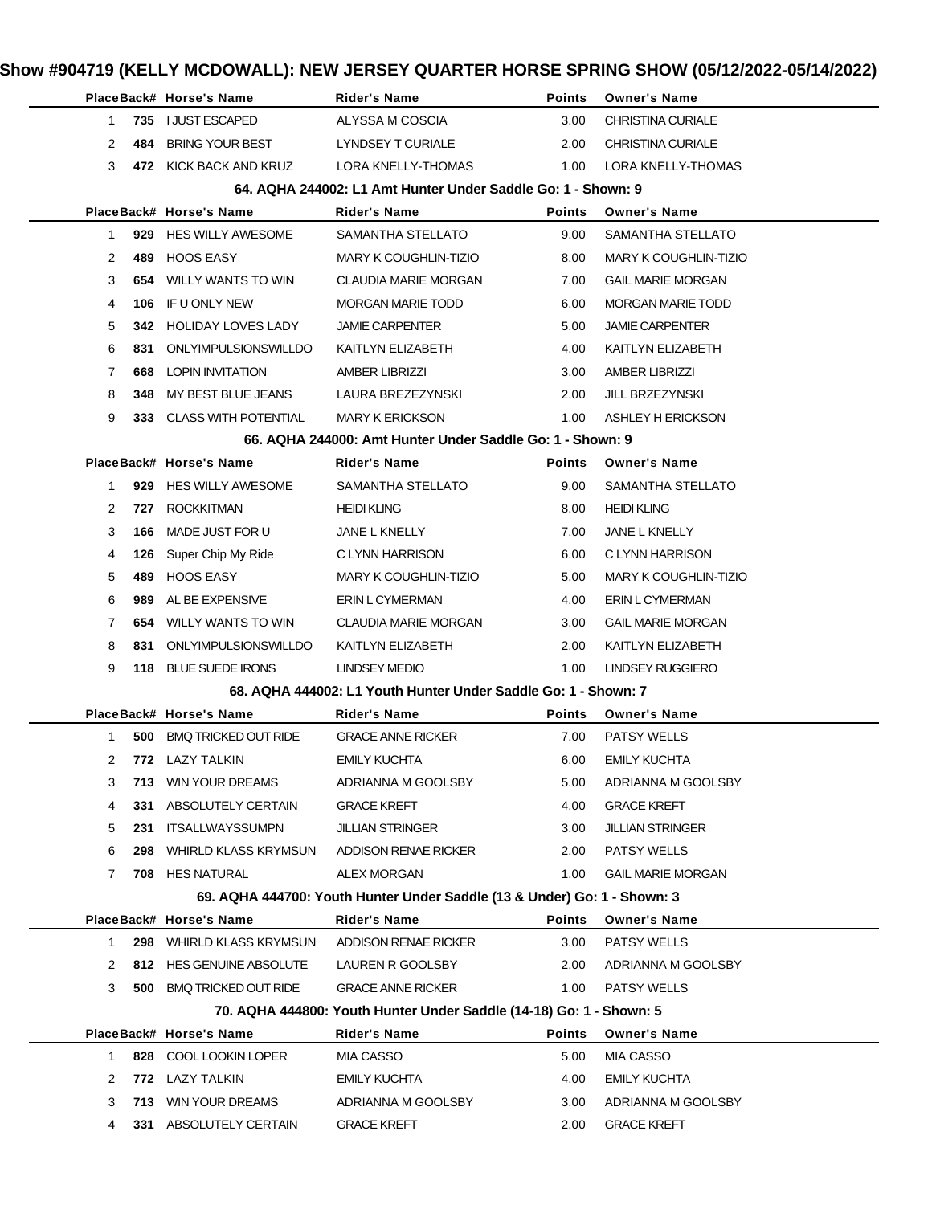# Show #904719 (KELLY MCDOWALL): NEW JERSEY QUARTER HORSE SPRING SHOW (05/12/2022-05/14/2022)

| Place | Back# | Horse's Name | Rider's Name | Points | Owner's Name |
|---|---|---|---|---|---|
| 1 | 735 | I JUST ESCAPED | ALYSSA M COSCIA | 3.00 | CHRISTINA CURIALE |
| 2 | 484 | BRING YOUR BEST | LYNDSEY T CURIALE | 2.00 | CHRISTINA CURIALE |
| 3 | 472 | KICK BACK AND KRUZ | LORA KNELLY-THOMAS | 1.00 | LORA KNELLY-THOMAS |

### 64. AQHA 244002: L1 Amt Hunter Under Saddle Go: 1 - Shown: 9

| Place | Back# | Horse's Name | Rider's Name | Points | Owner's Name |
|---|---|---|---|---|---|
| 1 | 929 | HES WILLY AWESOME | SAMANTHA STELLATO | 9.00 | SAMANTHA STELLATO |
| 2 | 489 | HOOS EASY | MARY K COUGHLIN-TIZIO | 8.00 | MARY K COUGHLIN-TIZIO |
| 3 | 654 | WILLY WANTS TO WIN | CLAUDIA MARIE MORGAN | 7.00 | GAIL MARIE MORGAN |
| 4 | 106 | IF U ONLY NEW | MORGAN MARIE TODD | 6.00 | MORGAN MARIE TODD |
| 5 | 342 | HOLIDAY LOVES LADY | JAMIE CARPENTER | 5.00 | JAMIE CARPENTER |
| 6 | 831 | ONLYIMPULSIONSWILLDO | KAITLYN ELIZABETH | 4.00 | KAITLYN ELIZABETH |
| 7 | 668 | LOPIN INVITATION | AMBER LIBRIZZI | 3.00 | AMBER LIBRIZZI |
| 8 | 348 | MY BEST BLUE JEANS | LAURA BREZEZYNSKI | 2.00 | JILL BRZEZYNSKI |
| 9 | 333 | CLASS WITH POTENTIAL | MARY K ERICKSON | 1.00 | ASHLEY H ERICKSON |

### 66. AQHA 244000: Amt Hunter Under Saddle Go: 1 - Shown: 9

| Place | Back# | Horse's Name | Rider's Name | Points | Owner's Name |
|---|---|---|---|---|---|
| 1 | 929 | HES WILLY AWESOME | SAMANTHA STELLATO | 9.00 | SAMANTHA STELLATO |
| 2 | 727 | ROCKKITMAN | HEIDI KLING | 8.00 | HEIDI KLING |
| 3 | 166 | MADE JUST FOR U | JANE L KNELLY | 7.00 | JANE L KNELLY |
| 4 | 126 | Super Chip My Ride | C LYNN HARRISON | 6.00 | C LYNN HARRISON |
| 5 | 489 | HOOS EASY | MARY K COUGHLIN-TIZIO | 5.00 | MARY K COUGHLIN-TIZIO |
| 6 | 989 | AL BE EXPENSIVE | ERIN L CYMERMAN | 4.00 | ERIN L CYMERMAN |
| 7 | 654 | WILLY WANTS TO WIN | CLAUDIA MARIE MORGAN | 3.00 | GAIL MARIE MORGAN |
| 8 | 831 | ONLYIMPULSIONSWILLDO | KAITLYN ELIZABETH | 2.00 | KAITLYN ELIZABETH |
| 9 | 118 | BLUE SUEDE IRONS | LINDSEY MEDIO | 1.00 | LINDSEY RUGGIERO |

### 68. AQHA 444002: L1 Youth Hunter Under Saddle Go: 1 - Shown: 7

| Place | Back# | Horse's Name | Rider's Name | Points | Owner's Name |
|---|---|---|---|---|---|
| 1 | 500 | BMQ TRICKED OUT RIDE | GRACE ANNE RICKER | 7.00 | PATSY WELLS |
| 2 | 772 | LAZY TALKIN | EMILY KUCHTA | 6.00 | EMILY KUCHTA |
| 3 | 713 | WIN YOUR DREAMS | ADRIANNA M GOOLSBY | 5.00 | ADRIANNA M GOOLSBY |
| 4 | 331 | ABSOLUTELY CERTAIN | GRACE KREFT | 4.00 | GRACE KREFT |
| 5 | 231 | ITSALLWAYSSUMPN | JILLIAN STRINGER | 3.00 | JILLIAN STRINGER |
| 6 | 298 | WHIRLD KLASS KRYMSUN | ADDISON RENAE RICKER | 2.00 | PATSY WELLS |
| 7 | 708 | HES NATURAL | ALEX MORGAN | 1.00 | GAIL MARIE MORGAN |

### 69. AQHA 444700: Youth Hunter Under Saddle (13 & Under) Go: 1 - Shown: 3

| Place | Back# | Horse's Name | Rider's Name | Points | Owner's Name |
|---|---|---|---|---|---|
| 1 | 298 | WHIRLD KLASS KRYMSUN | ADDISON RENAE RICKER | 3.00 | PATSY WELLS |
| 2 | 812 | HES GENUINE ABSOLUTE | LAUREN R GOOLSBY | 2.00 | ADRIANNA M GOOLSBY |
| 3 | 500 | BMQ TRICKED OUT RIDE | GRACE ANNE RICKER | 1.00 | PATSY WELLS |

### 70. AQHA 444800: Youth Hunter Under Saddle (14-18) Go: 1 - Shown: 5

| Place | Back# | Horse's Name | Rider's Name | Points | Owner's Name |
|---|---|---|---|---|---|
| 1 | 828 | COOL LOOKIN LOPER | MIA CASSO | 5.00 | MIA CASSO |
| 2 | 772 | LAZY TALKIN | EMILY KUCHTA | 4.00 | EMILY KUCHTA |
| 3 | 713 | WIN YOUR DREAMS | ADRIANNA M GOOLSBY | 3.00 | ADRIANNA M GOOLSBY |
| 4 | 331 | ABSOLUTELY CERTAIN | GRACE KREFT | 2.00 | GRACE KREFT |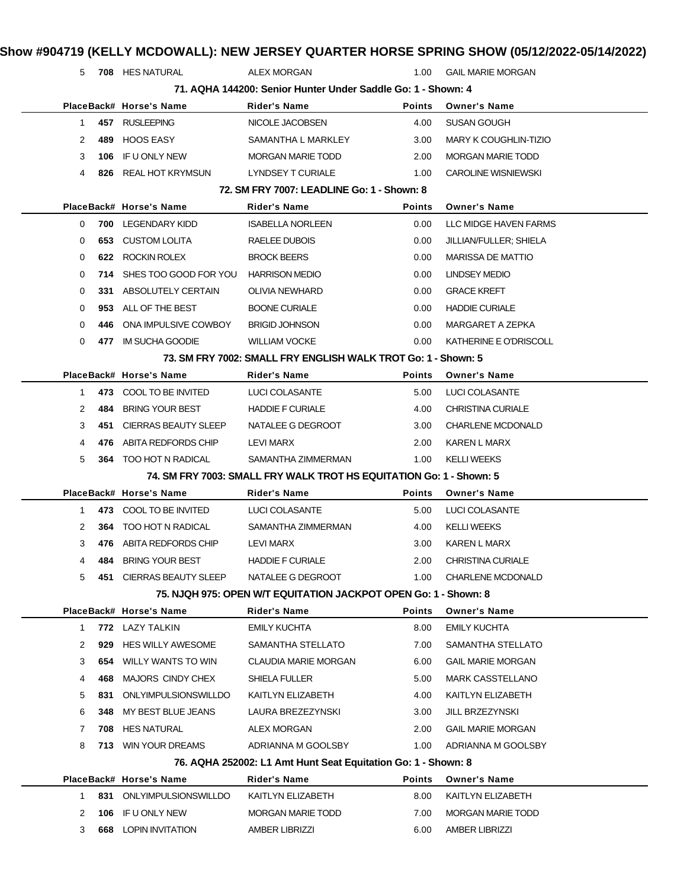# Show #904719 (KELLY MCDOWALL): NEW JERSEY QUARTER HORSE SPRING SHOW (05/12/2022-05/14/2022)

| Place | Back# | Horse's Name | Rider's Name | Points | Owner's Name |
|---|---|---|---|---|---|
| 5 | 708 | HES NATURAL | ALEX MORGAN | 1.00 | GAIL MARIE MORGAN |

### 71. AQHA 144200: Senior Hunter Under Saddle Go: 1 - Shown: 4

| Place | Back# | Horse's Name | Rider's Name | Points | Owner's Name |
|---|---|---|---|---|---|
| 1 | 457 | RUSLEEPING | NICOLE JACOBSEN | 4.00 | SUSAN GOUGH |
| 2 | 489 | HOOS EASY | SAMANTHA L MARKLEY | 3.00 | MARY K COUGHLIN-TIZIO |
| 3 | 106 | IF U ONLY NEW | MORGAN MARIE TODD | 2.00 | MORGAN MARIE TODD |
| 4 | 826 | REAL HOT KRYMSUN | LYNDSEY T CURIALE | 1.00 | CAROLINE WISNIEWSKI |

### 72. SM FRY 7007: LEADLINE Go: 1 - Shown: 8

| Place | Back# | Horse's Name | Rider's Name | Points | Owner's Name |
|---|---|---|---|---|---|
| 0 | 700 | LEGENDARY KIDD | ISABELLA NORLEEN | 0.00 | LLC MIDGE HAVEN FARMS |
| 0 | 653 | CUSTOM LOLITA | RAELEE DUBOIS | 0.00 | JILLIAN/FULLER; SHIELA |
| 0 | 622 | ROCKIN ROLEX | BROCK BEERS | 0.00 | MARISSA DE MATTIO |
| 0 | 714 | SHES TOO GOOD FOR YOU | HARRISON MEDIO | 0.00 | LINDSEY MEDIO |
| 0 | 331 | ABSOLUTELY CERTAIN | OLIVIA NEWHARD | 0.00 | GRACE KREFT |
| 0 | 953 | ALL OF THE BEST | BOONE CURIALE | 0.00 | HADDIE CURIALE |
| 0 | 446 | ONA IMPULSIVE COWBOY | BRIGID JOHNSON | 0.00 | MARGARET A ZEPKA |
| 0 | 477 | IM SUCHA GOODIE | WILLIAM VOCKE | 0.00 | KATHERINE E O'DRISCOLL |

### 73. SM FRY 7002: SMALL FRY ENGLISH WALK TROT Go: 1 - Shown: 5

| Place | Back# | Horse's Name | Rider's Name | Points | Owner's Name |
|---|---|---|---|---|---|
| 1 | 473 | COOL TO BE INVITED | LUCI COLASANTE | 5.00 | LUCI COLASANTE |
| 2 | 484 | BRING YOUR BEST | HADDIE F CURIALE | 4.00 | CHRISTINA CURIALE |
| 3 | 451 | CIERRAS BEAUTY SLEEP | NATALEE G DEGROOT | 3.00 | CHARLENE MCDONALD |
| 4 | 476 | ABITA REDFORDS CHIP | LEVI MARX | 2.00 | KAREN L MARX |
| 5 | 364 | TOO HOT N RADICAL | SAMANTHA ZIMMERMAN | 1.00 | KELLI WEEKS |

### 74. SM FRY 7003: SMALL FRY WALK TROT HS EQUITATION Go: 1 - Shown: 5

| Place | Back# | Horse's Name | Rider's Name | Points | Owner's Name |
|---|---|---|---|---|---|
| 1 | 473 | COOL TO BE INVITED | LUCI COLASANTE | 5.00 | LUCI COLASANTE |
| 2 | 364 | TOO HOT N RADICAL | SAMANTHA ZIMMERMAN | 4.00 | KELLI WEEKS |
| 3 | 476 | ABITA REDFORDS CHIP | LEVI MARX | 3.00 | KAREN L MARX |
| 4 | 484 | BRING YOUR BEST | HADDIE F CURIALE | 2.00 | CHRISTINA CURIALE |
| 5 | 451 | CIERRAS BEAUTY SLEEP | NATALEE G DEGROOT | 1.00 | CHARLENE MCDONALD |

### 75. NJQH 975: OPEN W/T EQUITATION JACKPOT OPEN Go: 1 - Shown: 8

| Place | Back# | Horse's Name | Rider's Name | Points | Owner's Name |
|---|---|---|---|---|---|
| 1 | 772 | LAZY TALKIN | EMILY KUCHTA | 8.00 | EMILY KUCHTA |
| 2 | 929 | HES WILLY AWESOME | SAMANTHA STELLATO | 7.00 | SAMANTHA STELLATO |
| 3 | 654 | WILLY WANTS TO WIN | CLAUDIA MARIE MORGAN | 6.00 | GAIL MARIE MORGAN |
| 4 | 468 | MAJORS CINDY CHEX | SHIELA FULLER | 5.00 | MARK CASSTELLANO |
| 5 | 831 | ONLYIMPULSIONSWILLDO | KAITLYN ELIZABETH | 4.00 | KAITLYN ELIZABETH |
| 6 | 348 | MY BEST BLUE JEANS | LAURA BREZEZYNSKI | 3.00 | JILL BRZEZYNSKI |
| 7 | 708 | HES NATURAL | ALEX MORGAN | 2.00 | GAIL MARIE MORGAN |
| 8 | 713 | WIN YOUR DREAMS | ADRIANNA M GOOLSBY | 1.00 | ADRIANNA M GOOLSBY |

### 76. AQHA 252002: L1 Amt Hunt Seat Equitation Go: 1 - Shown: 8

| Place | Back# | Horse's Name | Rider's Name | Points | Owner's Name |
|---|---|---|---|---|---|
| 1 | 831 | ONLYIMPULSIONSWILLDO | KAITLYN ELIZABETH | 8.00 | KAITLYN ELIZABETH |
| 2 | 106 | IF U ONLY NEW | MORGAN MARIE TODD | 7.00 | MORGAN MARIE TODD |
| 3 | 668 | LOPIN INVITATION | AMBER LIBRIZZI | 6.00 | AMBER LIBRIZZI |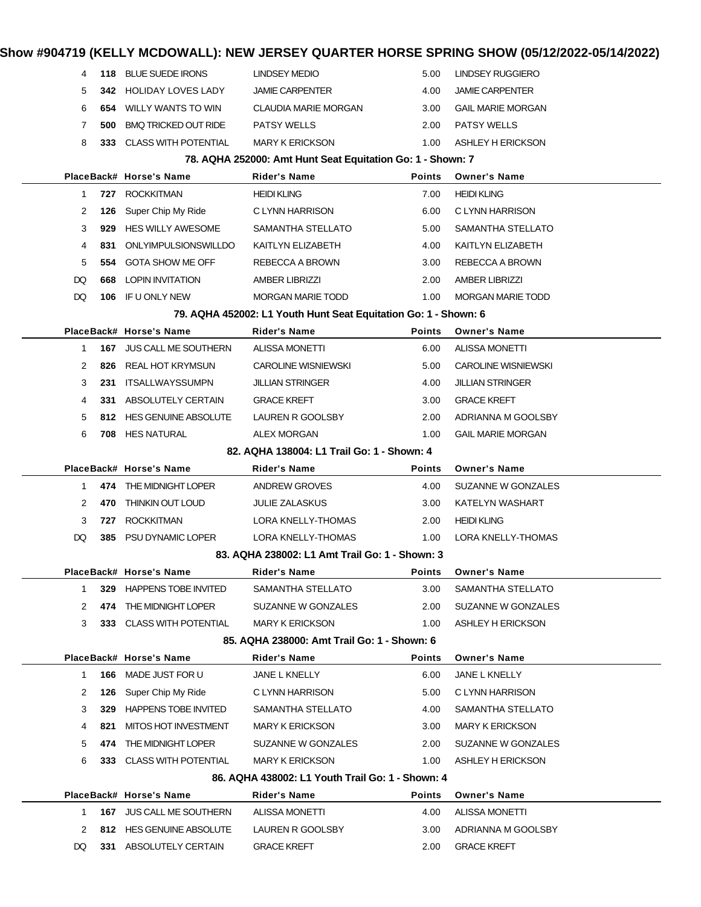# Show #904719 (KELLY MCDOWALL): NEW JERSEY QUARTER HORSE SPRING SHOW (05/12/2022-05/14/2022)

| Place | Back# | Horse's Name | Rider's Name | Points | Owner's Name |
|---|---|---|---|---|---|
| 4 | **118** | BLUE SUEDE IRONS | LINDSEY MEDIO | 5.00 | LINDSEY RUGGIERO |
| 5 | **342** | HOLIDAY LOVES LADY | JAMIE CARPENTER | 4.00 | JAMIE CARPENTER |
| 6 | **654** | WILLY WANTS TO WIN | CLAUDIA MARIE MORGAN | 3.00 | GAIL MARIE MORGAN |
| 7 | **500** | BMQ TRICKED OUT RIDE | PATSY WELLS | 2.00 | PATSY WELLS |
| 8 | **333** | CLASS WITH POTENTIAL | MARY K ERICKSON | 1.00 | ASHLEY H ERICKSON |

### 78. AQHA 252000: Amt Hunt Seat Equitation Go: 1 - Shown: 7

| Place | Back# | Horse's Name | Rider's Name | Points | Owner's Name |
|---|---|---|---|---|---|
| 1 | **727** | ROCKKITMAN | HEIDI KLING | 7.00 | HEIDI KLING |
| 2 | **126** | Super Chip My Ride | C LYNN HARRISON | 6.00 | C LYNN HARRISON |
| 3 | **929** | HES WILLY AWESOME | SAMANTHA STELLATO | 5.00 | SAMANTHA STELLATO |
| 4 | **831** | ONLYIMPULSIONSWILLDO | KAITLYN ELIZABETH | 4.00 | KAITLYN ELIZABETH |
| 5 | **554** | GOTA SHOW ME OFF | REBECCA A BROWN | 3.00 | REBECCA A BROWN |
| DQ | **668** | LOPIN INVITATION | AMBER LIBRIZZI | 2.00 | AMBER LIBRIZZI |
| DQ | **106** | IF U ONLY NEW | MORGAN MARIE TODD | 1.00 | MORGAN MARIE TODD |

### 79. AQHA 452002: L1 Youth Hunt Seat Equitation Go: 1 - Shown: 6

| Place | Back# | Horse's Name | Rider's Name | Points | Owner's Name |
|---|---|---|---|---|---|
| 1 | **167** | JUS CALL ME SOUTHERN | ALISSA MONETTI | 6.00 | ALISSA MONETTI |
| 2 | **826** | REAL HOT KRYMSUN | CAROLINE WISNIEWSKI | 5.00 | CAROLINE WISNIEWSKI |
| 3 | **231** | ITSALLWAYSSUMPN | JILLIAN STRINGER | 4.00 | JILLIAN STRINGER |
| 4 | **331** | ABSOLUTELY CERTAIN | GRACE KREFT | 3.00 | GRACE KREFT |
| 5 | **812** | HES GENUINE ABSOLUTE | LAUREN R GOOLSBY | 2.00 | ADRIANNA M GOOLSBY |
| 6 | **708** | HES NATURAL | ALEX MORGAN | 1.00 | GAIL MARIE MORGAN |

### 82. AQHA 138004: L1 Trail Go: 1 - Shown: 4

| Place | Back# | Horse's Name | Rider's Name | Points | Owner's Name |
|---|---|---|---|---|---|
| 1 | **474** | THE MIDNIGHT LOPER | ANDREW GROVES | 4.00 | SUZANNE W GONZALES |
| 2 | **470** | THINKIN OUT LOUD | JULIE ZALASKUS | 3.00 | KATELYN WASHART |
| 3 | **727** | ROCKKITMAN | LORA KNELLY-THOMAS | 2.00 | HEIDI KLING |
| DQ | **385** | PSU DYNAMIC LOPER | LORA KNELLY-THOMAS | 1.00 | LORA KNELLY-THOMAS |

### 83. AQHA 238002: L1 Amt Trail Go: 1 - Shown: 3

| Place | Back# | Horse's Name | Rider's Name | Points | Owner's Name |
|---|---|---|---|---|---|
| 1 | **329** | HAPPENS TOBE INVITED | SAMANTHA STELLATO | 3.00 | SAMANTHA STELLATO |
| 2 | **474** | THE MIDNIGHT LOPER | SUZANNE W GONZALES | 2.00 | SUZANNE W GONZALES |
| 3 | **333** | CLASS WITH POTENTIAL | MARY K ERICKSON | 1.00 | ASHLEY H ERICKSON |

### 85. AQHA 238000: Amt Trail Go: 1 - Shown: 6

| Place | Back# | Horse's Name | Rider's Name | Points | Owner's Name |
|---|---|---|---|---|---|
| 1 | **166** | MADE JUST FOR U | JANE L KNELLY | 6.00 | JANE L KNELLY |
| 2 | **126** | Super Chip My Ride | C LYNN HARRISON | 5.00 | C LYNN HARRISON |
| 3 | **329** | HAPPENS TOBE INVITED | SAMANTHA STELLATO | 4.00 | SAMANTHA STELLATO |
| 4 | **821** | MITOS HOT INVESTMENT | MARY K ERICKSON | 3.00 | MARY K ERICKSON |
| 5 | **474** | THE MIDNIGHT LOPER | SUZANNE W GONZALES | 2.00 | SUZANNE W GONZALES |
| 6 | **333** | CLASS WITH POTENTIAL | MARY K ERICKSON | 1.00 | ASHLEY H ERICKSON |

### 86. AQHA 438002: L1 Youth Trail Go: 1 - Shown: 4

| Place | Back# | Horse's Name | Rider's Name | Points | Owner's Name |
|---|---|---|---|---|---|
| 1 | **167** | JUS CALL ME SOUTHERN | ALISSA MONETTI | 4.00 | ALISSA MONETTI |
| 2 | **812** | HES GENUINE ABSOLUTE | LAUREN R GOOLSBY | 3.00 | ADRIANNA M GOOLSBY |
| DQ | **331** | ABSOLUTELY CERTAIN | GRACE KREFT | 2.00 | GRACE KREFT |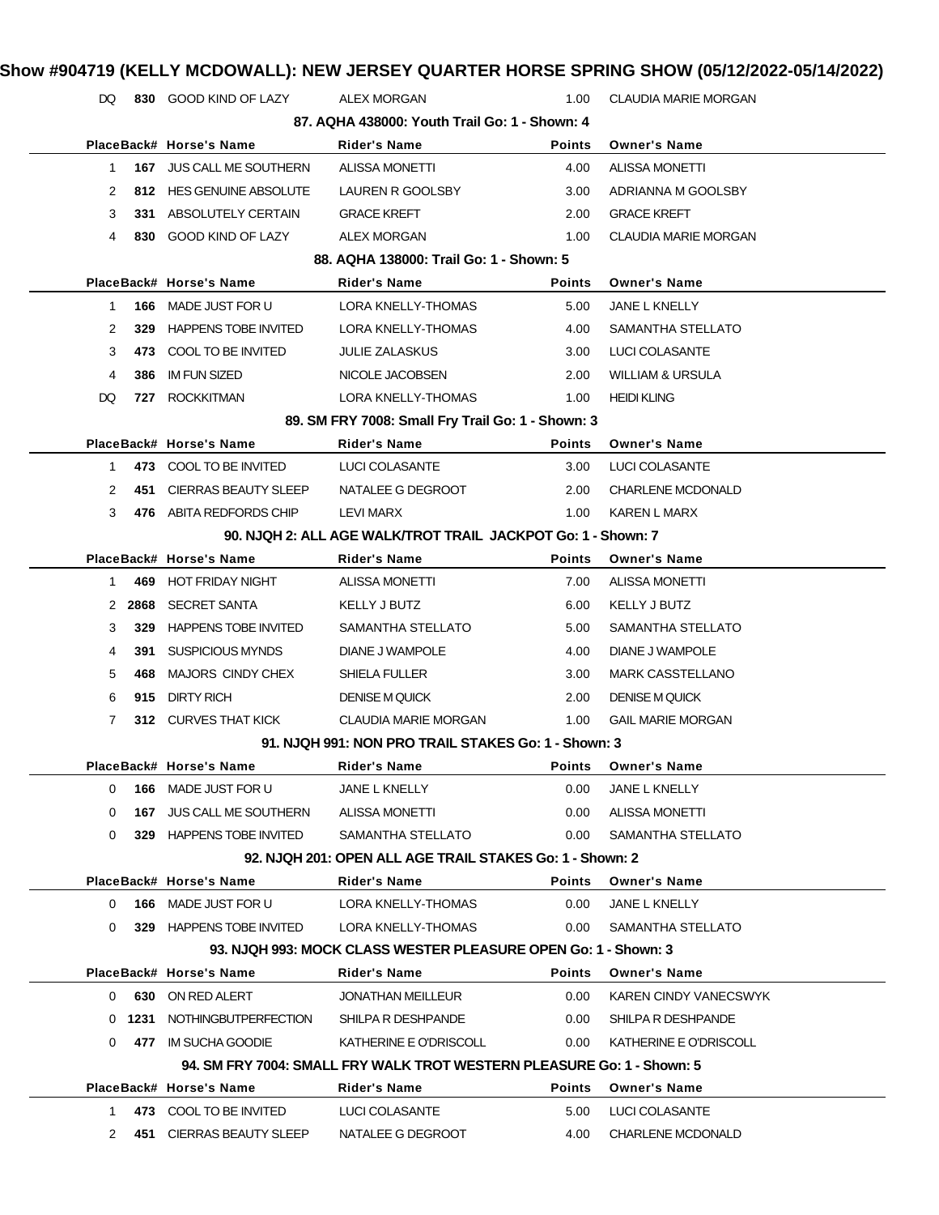# Show #904719 (KELLY MCDOWALL): NEW JERSEY QUARTER HORSE SPRING SHOW (05/12/2022-05/14/2022)

| Place | Back# | Horse's Name | Rider's Name | Points | Owner's Name |
|---|---|---|---|---|---|
| DQ | 830 | GOOD KIND OF LAZY | ALEX MORGAN | 1.00 | CLAUDIA MARIE MORGAN |

### 87. AQHA 438000: Youth Trail Go: 1 - Shown: 4

| Place | Back# | Horse's Name | Rider's Name | Points | Owner's Name |
|---|---|---|---|---|---|
| 1 | 167 | JUS CALL ME SOUTHERN | ALISSA MONETTI | 4.00 | ALISSA MONETTI |
| 2 | 812 | HES GENUINE ABSOLUTE | LAUREN R GOOLSBY | 3.00 | ADRIANNA M GOOLSBY |
| 3 | 331 | ABSOLUTELY CERTAIN | GRACE KREFT | 2.00 | GRACE KREFT |
| 4 | 830 | GOOD KIND OF LAZY | ALEX MORGAN | 1.00 | CLAUDIA MARIE MORGAN |

### 88. AQHA 138000: Trail Go: 1 - Shown: 5

| Place | Back# | Horse's Name | Rider's Name | Points | Owner's Name |
|---|---|---|---|---|---|
| 1 | 166 | MADE JUST FOR U | LORA KNELLY-THOMAS | 5.00 | JANE L KNELLY |
| 2 | 329 | HAPPENS TOBE INVITED | LORA KNELLY-THOMAS | 4.00 | SAMANTHA STELLATO |
| 3 | 473 | COOL TO BE INVITED | JULIE ZALASKUS | 3.00 | LUCI COLASANTE |
| 4 | 386 | IM FUN SIZED | NICOLE JACOBSEN | 2.00 | WILLIAM & URSULA |
| DQ | 727 | ROCKKITMAN | LORA KNELLY-THOMAS | 1.00 | HEIDI KLING |

### 89. SM FRY 7008: Small Fry Trail Go: 1 - Shown: 3

| Place | Back# | Horse's Name | Rider's Name | Points | Owner's Name |
|---|---|---|---|---|---|
| 1 | 473 | COOL TO BE INVITED | LUCI COLASANTE | 3.00 | LUCI COLASANTE |
| 2 | 451 | CIERRAS BEAUTY SLEEP | NATALEE G DEGROOT | 2.00 | CHARLENE MCDONALD |
| 3 | 476 | ABITA REDFORDS CHIP | LEVI MARX | 1.00 | KAREN L MARX |

### 90. NJQH 2: ALL AGE WALK/TROT TRAIL JACKPOT Go: 1 - Shown: 7

| Place | Back# | Horse's Name | Rider's Name | Points | Owner's Name |
|---|---|---|---|---|---|
| 1 | 469 | HOT FRIDAY NIGHT | ALISSA MONETTI | 7.00 | ALISSA MONETTI |
| 2 | 2868 | SECRET SANTA | KELLY J BUTZ | 6.00 | KELLY J BUTZ |
| 3 | 329 | HAPPENS TOBE INVITED | SAMANTHA STELLATO | 5.00 | SAMANTHA STELLATO |
| 4 | 391 | SUSPICIOUS MYNDS | DIANE J WAMPOLE | 4.00 | DIANE J WAMPOLE |
| 5 | 468 | MAJORS CINDY CHEX | SHIELA FULLER | 3.00 | MARK CASSTELLANO |
| 6 | 915 | DIRTY RICH | DENISE M QUICK | 2.00 | DENISE M QUICK |
| 7 | 312 | CURVES THAT KICK | CLAUDIA MARIE MORGAN | 1.00 | GAIL MARIE MORGAN |

### 91. NJQH 991: NON PRO TRAIL STAKES Go: 1 - Shown: 3

| Place | Back# | Horse's Name | Rider's Name | Points | Owner's Name |
|---|---|---|---|---|---|
| 0 | 166 | MADE JUST FOR U | JANE L KNELLY | 0.00 | JANE L KNELLY |
| 0 | 167 | JUS CALL ME SOUTHERN | ALISSA MONETTI | 0.00 | ALISSA MONETTI |
| 0 | 329 | HAPPENS TOBE INVITED | SAMANTHA STELLATO | 0.00 | SAMANTHA STELLATO |

### 92. NJQH 201: OPEN ALL AGE TRAIL STAKES Go: 1 - Shown: 2

| Place | Back# | Horse's Name | Rider's Name | Points | Owner's Name |
|---|---|---|---|---|---|
| 0 | 166 | MADE JUST FOR U | LORA KNELLY-THOMAS | 0.00 | JANE L KNELLY |
| 0 | 329 | HAPPENS TOBE INVITED | LORA KNELLY-THOMAS | 0.00 | SAMANTHA STELLATO |

### 93. NJQH 993: MOCK CLASS WESTER PLEASURE OPEN Go: 1 - Shown: 3

| Place | Back# | Horse's Name | Rider's Name | Points | Owner's Name |
|---|---|---|---|---|---|
| 0 | 630 | ON RED ALERT | JONATHAN MEILLEUR | 0.00 | KAREN CINDY VANECSWYK |
| 0 | 1231 | NOTHINGBUTPERFECTION | SHILPA R DESHPANDE | 0.00 | SHILPA R DESHPANDE |
| 0 | 477 | IM SUCHA GOODIE | KATHERINE E O'DRISCOLL | 0.00 | KATHERINE E O'DRISCOLL |

### 94. SM FRY 7004: SMALL FRY WALK TROT WESTERN PLEASURE Go: 1 - Shown: 5

| Place | Back# | Horse's Name | Rider's Name | Points | Owner's Name |
|---|---|---|---|---|---|
| 1 | 473 | COOL TO BE INVITED | LUCI COLASANTE | 5.00 | LUCI COLASANTE |
| 2 | 451 | CIERRAS BEAUTY SLEEP | NATALEE G DEGROOT | 4.00 | CHARLENE MCDONALD |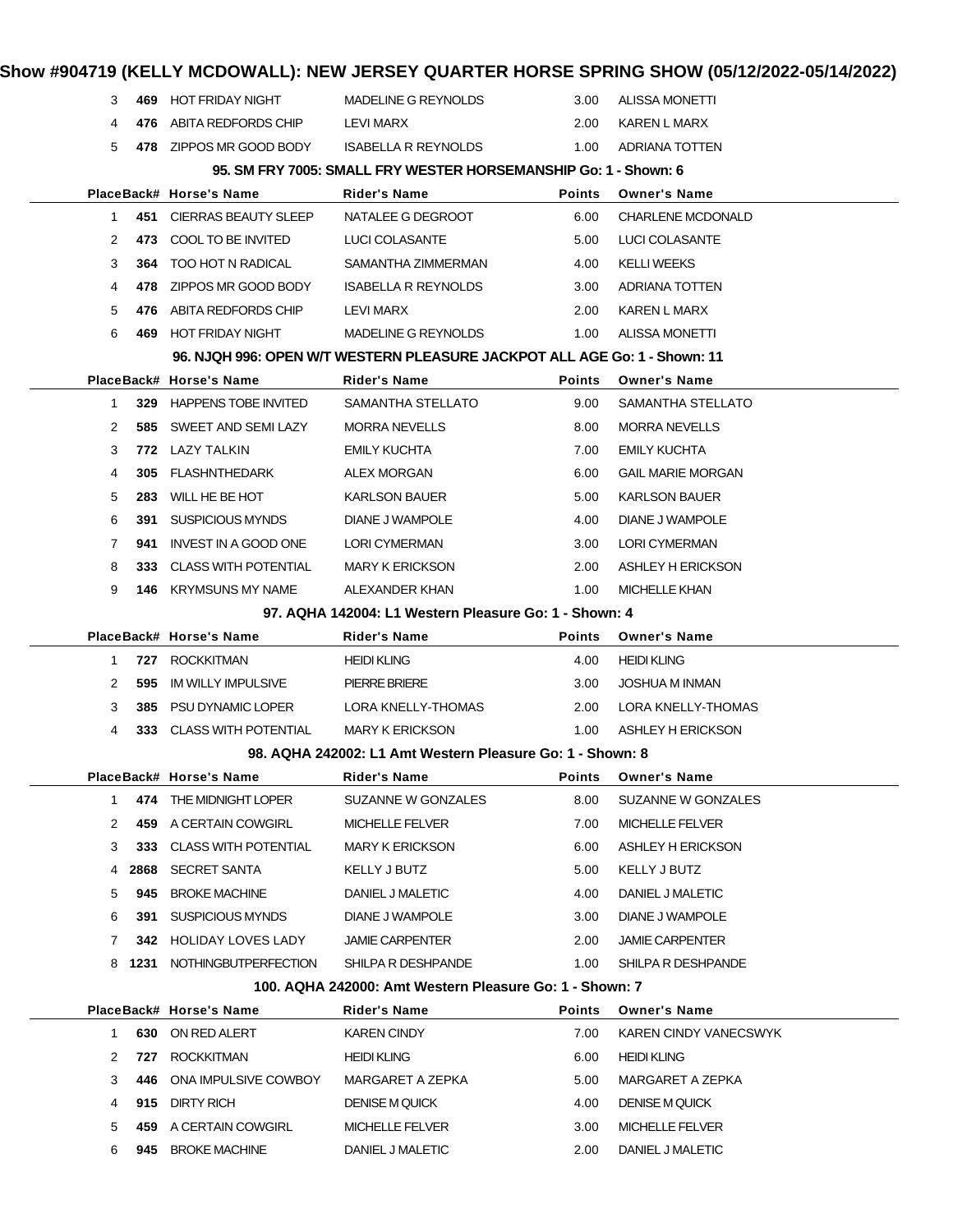# Show #904719 (KELLY MCDOWALL): NEW JERSEY QUARTER HORSE SPRING SHOW (05/12/2022-05/14/2022)

| Place | Back# | Horse's Name | Rider's Name | Points | Owner's Name |
|---|---|---|---|---|---|
| 3 | 469 | HOT FRIDAY NIGHT | MADELINE G REYNOLDS | 3.00 | ALISSA MONETTI |
| 4 | 476 | ABITA REDFORDS CHIP | LEVI MARX | 2.00 | KAREN L MARX |
| 5 | 478 | ZIPPOS MR GOOD BODY | ISABELLA R REYNOLDS | 1.00 | ADRIANA TOTTEN |

### 95. SM FRY 7005: SMALL FRY WESTER HORSEMANSHIP Go: 1 - Shown: 6

| Place | Back# | Horse's Name | Rider's Name | Points | Owner's Name |
|---|---|---|---|---|---|
| 1 | 451 | CIERRAS BEAUTY SLEEP | NATALEE G DEGROOT | 6.00 | CHARLENE MCDONALD |
| 2 | 473 | COOL TO BE INVITED | LUCI COLASANTE | 5.00 | LUCI COLASANTE |
| 3 | 364 | TOO HOT N RADICAL | SAMANTHA ZIMMERMAN | 4.00 | KELLI WEEKS |
| 4 | 478 | ZIPPOS MR GOOD BODY | ISABELLA R REYNOLDS | 3.00 | ADRIANA TOTTEN |
| 5 | 476 | ABITA REDFORDS CHIP | LEVI MARX | 2.00 | KAREN L MARX |
| 6 | 469 | HOT FRIDAY NIGHT | MADELINE G REYNOLDS | 1.00 | ALISSA MONETTI |

### 96. NJQH 996: OPEN W/T WESTERN PLEASURE JACKPOT ALL AGE Go: 1 - Shown: 11

| Place | Back# | Horse's Name | Rider's Name | Points | Owner's Name |
|---|---|---|---|---|---|
| 1 | 329 | HAPPENS TOBE INVITED | SAMANTHA STELLATO | 9.00 | SAMANTHA STELLATO |
| 2 | 585 | SWEET AND SEMI LAZY | MORRA NEVELLS | 8.00 | MORRA NEVELLS |
| 3 | 772 | LAZY TALKIN | EMILY KUCHTA | 7.00 | EMILY KUCHTA |
| 4 | 305 | FLASHNTHEDARK | ALEX MORGAN | 6.00 | GAIL MARIE MORGAN |
| 5 | 283 | WILL HE BE HOT | KARLSON BAUER | 5.00 | KARLSON BAUER |
| 6 | 391 | SUSPICIOUS MYNDS | DIANE J WAMPOLE | 4.00 | DIANE J WAMPOLE |
| 7 | 941 | INVEST IN A GOOD ONE | LORI CYMERMAN | 3.00 | LORI CYMERMAN |
| 8 | 333 | CLASS WITH POTENTIAL | MARY K ERICKSON | 2.00 | ASHLEY H ERICKSON |
| 9 | 146 | KRYMSUNS MY NAME | ALEXANDER KHAN | 1.00 | MICHELLE KHAN |

### 97. AQHA 142004: L1 Western Pleasure Go: 1 - Shown: 4

| Place | Back# | Horse's Name | Rider's Name | Points | Owner's Name |
|---|---|---|---|---|---|
| 1 | 727 | ROCKKITMAN | HEIDI KLING | 4.00 | HEIDI KLING |
| 2 | 595 | IM WILLY IMPULSIVE | PIERRE BRIERE | 3.00 | JOSHUA M INMAN |
| 3 | 385 | PSU DYNAMIC LOPER | LORA KNELLY-THOMAS | 2.00 | LORA KNELLY-THOMAS |
| 4 | 333 | CLASS WITH POTENTIAL | MARY K ERICKSON | 1.00 | ASHLEY H ERICKSON |

### 98. AQHA 242002: L1 Amt Western Pleasure Go: 1 - Shown: 8

| Place | Back# | Horse's Name | Rider's Name | Points | Owner's Name |
|---|---|---|---|---|---|
| 1 | 474 | THE MIDNIGHT LOPER | SUZANNE W GONZALES | 8.00 | SUZANNE W GONZALES |
| 2 | 459 | A CERTAIN COWGIRL | MICHELLE FELVER | 7.00 | MICHELLE FELVER |
| 3 | 333 | CLASS WITH POTENTIAL | MARY K ERICKSON | 6.00 | ASHLEY H ERICKSON |
| 4 | 2868 | SECRET SANTA | KELLY J BUTZ | 5.00 | KELLY J BUTZ |
| 5 | 945 | BROKE MACHINE | DANIEL J MALETIC | 4.00 | DANIEL J MALETIC |
| 6 | 391 | SUSPICIOUS MYNDS | DIANE J WAMPOLE | 3.00 | DIANE J WAMPOLE |
| 7 | 342 | HOLIDAY LOVES LADY | JAMIE CARPENTER | 2.00 | JAMIE CARPENTER |
| 8 | 1231 | NOTHINGBUTPERFECTION | SHILPA R DESHPANDE | 1.00 | SHILPA R DESHPANDE |

### 100. AQHA 242000: Amt Western Pleasure Go: 1 - Shown: 7

| Place | Back# | Horse's Name | Rider's Name | Points | Owner's Name |
|---|---|---|---|---|---|
| 1 | 630 | ON RED ALERT | KAREN CINDY | 7.00 | KAREN CINDY VANECSWYK |
| 2 | 727 | ROCKKITMAN | HEIDI KLING | 6.00 | HEIDI KLING |
| 3 | 446 | ONA IMPULSIVE COWBOY | MARGARET A ZEPKA | 5.00 | MARGARET A ZEPKA |
| 4 | 915 | DIRTY RICH | DENISE M QUICK | 4.00 | DENISE M QUICK |
| 5 | 459 | A CERTAIN COWGIRL | MICHELLE FELVER | 3.00 | MICHELLE FELVER |
| 6 | 945 | BROKE MACHINE | DANIEL J MALETIC | 2.00 | DANIEL J MALETIC |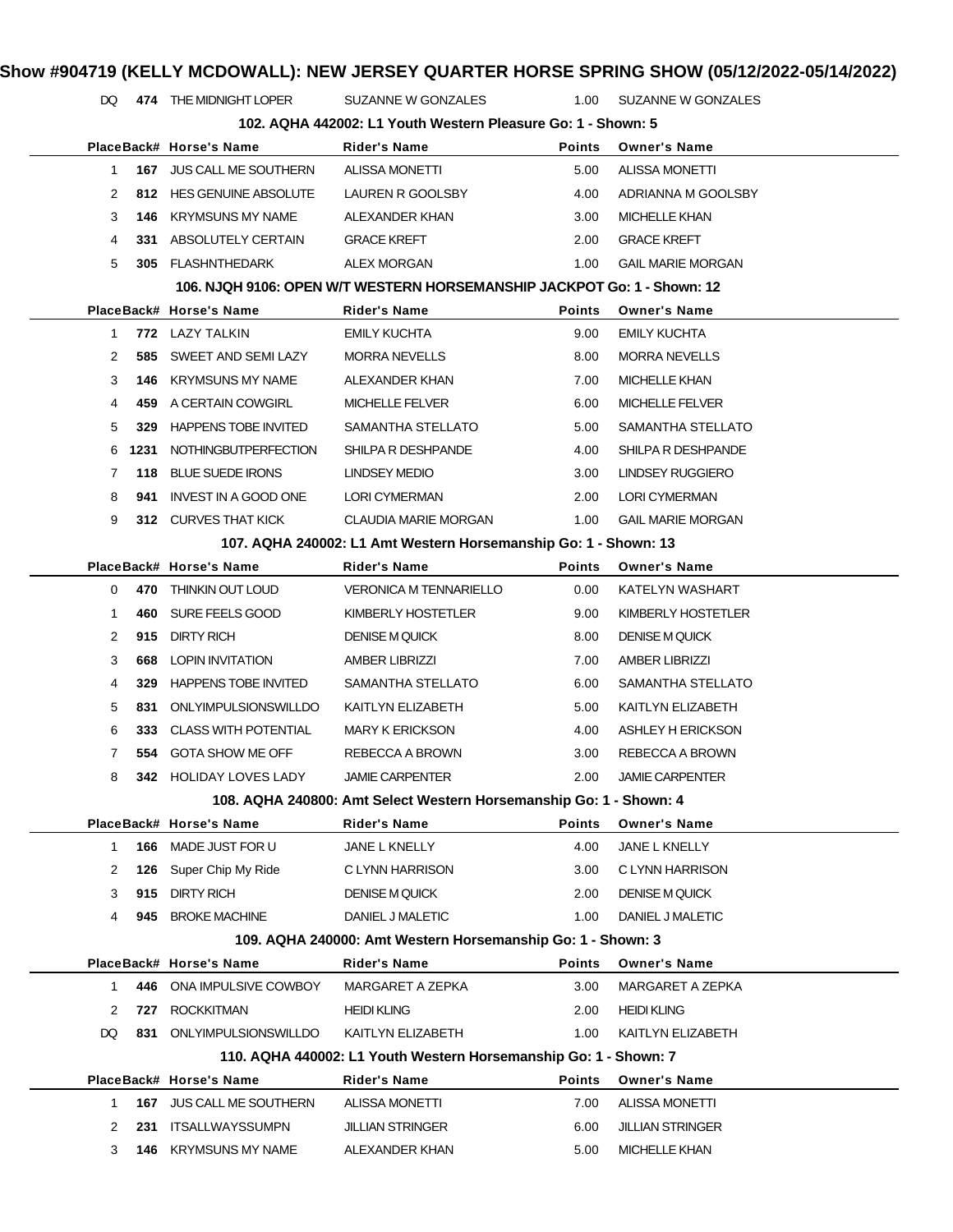# Show #904719 (KELLY MCDOWALL): NEW JERSEY QUARTER HORSE SPRING SHOW (05/12/2022-05/14/2022)

| Place | Back# | Horse's Name | Rider's Name | Points | Owner's Name |
|---|---|---|---|---|---|
| DQ | **474** | THE MIDNIGHT LOPER | SUZANNE W GONZALES | 1.00 | SUZANNE W GONZALES |

### 102. AQHA 442002: L1 Youth Western Pleasure Go: 1 - Shown: 5

| Place | Back# | Horse's Name | Rider's Name | Points | Owner's Name |
|---|---|---|---|---|---|
| 1 | **167** | JUS CALL ME SOUTHERN | ALISSA MONETTI | 5.00 | ALISSA MONETTI |
| 2 | **812** | HES GENUINE ABSOLUTE | LAUREN R GOOLSBY | 4.00 | ADRIANNA M GOOLSBY |
| 3 | **146** | KRYMSUNS MY NAME | ALEXANDER KHAN | 3.00 | MICHELLE KHAN |
| 4 | **331** | ABSOLUTELY CERTAIN | GRACE KREFT | 2.00 | GRACE KREFT |
| 5 | **305** | FLASHNTHEDARK | ALEX MORGAN | 1.00 | GAIL MARIE MORGAN |

### 106. NJQH 9106: OPEN W/T WESTERN HORSEMANSHIP JACKPOT Go: 1 - Shown: 12

| Place | Back# | Horse's Name | Rider's Name | Points | Owner's Name |
|---|---|---|---|---|---|
| 1 | **772** | LAZY TALKIN | EMILY KUCHTA | 9.00 | EMILY KUCHTA |
| 2 | **585** | SWEET AND SEMI LAZY | MORRA NEVELLS | 8.00 | MORRA NEVELLS |
| 3 | **146** | KRYMSUNS MY NAME | ALEXANDER KHAN | 7.00 | MICHELLE KHAN |
| 4 | **459** | A CERTAIN COWGIRL | MICHELLE FELVER | 6.00 | MICHELLE FELVER |
| 5 | **329** | HAPPENS TOBE INVITED | SAMANTHA STELLATO | 5.00 | SAMANTHA STELLATO |
| 6 | **1231** | NOTHINGBUTPERFECTION | SHILPA R DESHPANDE | 4.00 | SHILPA R DESHPANDE |
| 7 | **118** | BLUE SUEDE IRONS | LINDSEY MEDIO | 3.00 | LINDSEY RUGGIERO |
| 8 | **941** | INVEST IN A GOOD ONE | LORI CYMERMAN | 2.00 | LORI CYMERMAN |
| 9 | **312** | CURVES THAT KICK | CLAUDIA MARIE MORGAN | 1.00 | GAIL MARIE MORGAN |

### 107. AQHA 240002: L1 Amt Western Horsemanship Go: 1 - Shown: 13

| Place | Back# | Horse's Name | Rider's Name | Points | Owner's Name |
|---|---|---|---|---|---|
| 0 | **470** | THINKIN OUT LOUD | VERONICA M TENNARIELLO | 0.00 | KATELYN WASHART |
| 1 | **460** | SURE FEELS GOOD | KIMBERLY HOSTETLER | 9.00 | KIMBERLY HOSTETLER |
| 2 | **915** | DIRTY RICH | DENISE M QUICK | 8.00 | DENISE M QUICK |
| 3 | **668** | LOPIN INVITATION | AMBER LIBRIZZI | 7.00 | AMBER LIBRIZZI |
| 4 | **329** | HAPPENS TOBE INVITED | SAMANTHA STELLATO | 6.00 | SAMANTHA STELLATO |
| 5 | **831** | ONLYIMPULSIONSWILLDO | KAITLYN ELIZABETH | 5.00 | KAITLYN ELIZABETH |
| 6 | **333** | CLASS WITH POTENTIAL | MARY K ERICKSON | 4.00 | ASHLEY H ERICKSON |
| 7 | **554** | GOTA SHOW ME OFF | REBECCA A BROWN | 3.00 | REBECCA A BROWN |
| 8 | **342** | HOLIDAY LOVES LADY | JAMIE CARPENTER | 2.00 | JAMIE CARPENTER |

### 108. AQHA 240800: Amt Select Western Horsemanship Go: 1 - Shown: 4

| Place | Back# | Horse's Name | Rider's Name | Points | Owner's Name |
|---|---|---|---|---|---|
| 1 | **166** | MADE JUST FOR U | JANE L KNELLY | 4.00 | JANE L KNELLY |
| 2 | **126** | Super Chip My Ride | C LYNN HARRISON | 3.00 | C LYNN HARRISON |
| 3 | **915** | DIRTY RICH | DENISE M QUICK | 2.00 | DENISE M QUICK |
| 4 | **945** | BROKE MACHINE | DANIEL J MALETIC | 1.00 | DANIEL J MALETIC |

### 109. AQHA 240000: Amt Western Horsemanship Go: 1 - Shown: 3

| Place | Back# | Horse's Name | Rider's Name | Points | Owner's Name |
|---|---|---|---|---|---|
| 1 | **446** | ONA IMPULSIVE COWBOY | MARGARET A ZEPKA | 3.00 | MARGARET A ZEPKA |
| 2 | **727** | ROCKKITMAN | HEIDI KLING | 2.00 | HEIDI KLING |
| DQ | **831** | ONLYIMPULSIONSWILLDO | KAITLYN ELIZABETH | 1.00 | KAITLYN ELIZABETH |

### 110. AQHA 440002: L1 Youth Western Horsemanship Go: 1 - Shown: 7

| Place | Back# | Horse's Name | Rider's Name | Points | Owner's Name |
|---|---|---|---|---|---|
| 1 | **167** | JUS CALL ME SOUTHERN | ALISSA MONETTI | 7.00 | ALISSA MONETTI |
| 2 | **231** | ITSALLWAYSSUMPN | JILLIAN STRINGER | 6.00 | JILLIAN STRINGER |
| 3 | **146** | KRYMSUNS MY NAME | ALEXANDER KHAN | 5.00 | MICHELLE KHAN |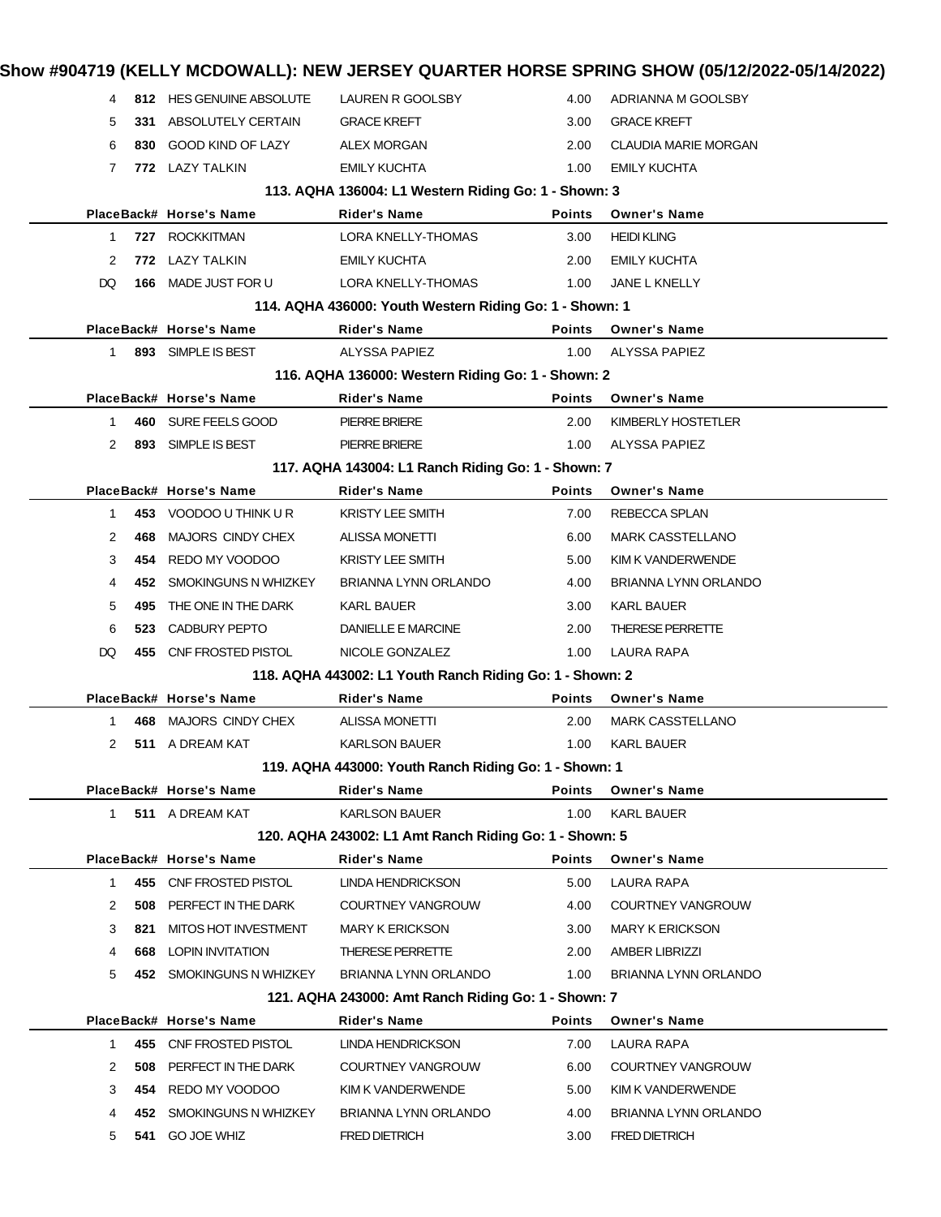# Show #904719 (KELLY MCDOWALL): NEW JERSEY QUARTER HORSE SPRING SHOW (05/12/2022-05/14/2022)

| Place | Back# | Horse's Name | Rider's Name | Points | Owner's Name |
|---|---|---|---|---|---|
| 4 | 812 | HES GENUINE ABSOLUTE | LAUREN R GOOLSBY | 4.00 | ADRIANNA M GOOLSBY |
| 5 | 331 | ABSOLUTELY CERTAIN | GRACE KREFT | 3.00 | GRACE KREFT |
| 6 | 830 | GOOD KIND OF LAZY | ALEX MORGAN | 2.00 | CLAUDIA MARIE MORGAN |
| 7 | 772 | LAZY TALKIN | EMILY KUCHTA | 1.00 | EMILY KUCHTA |

### 113. AQHA 136004: L1 Western Riding Go: 1 - Shown: 3

| Place | Back# | Horse's Name | Rider's Name | Points | Owner's Name |
|---|---|---|---|---|---|
| 1 | 727 | ROCKKITMAN | LORA KNELLY-THOMAS | 3.00 | HEIDI KLING |
| 2 | 772 | LAZY TALKIN | EMILY KUCHTA | 2.00 | EMILY KUCHTA |
| DQ | 166 | MADE JUST FOR U | LORA KNELLY-THOMAS | 1.00 | JANE L KNELLY |

### 114. AQHA 436000: Youth Western Riding Go: 1 - Shown: 1

| Place | Back# | Horse's Name | Rider's Name | Points | Owner's Name |
|---|---|---|---|---|---|
| 1 | 893 | SIMPLE IS BEST | ALYSSA PAPIEZ | 1.00 | ALYSSA PAPIEZ |

### 116. AQHA 136000: Western Riding Go: 1 - Shown: 2

| Place | Back# | Horse's Name | Rider's Name | Points | Owner's Name |
|---|---|---|---|---|---|
| 1 | 460 | SURE FEELS GOOD | PIERRE BRIERE | 2.00 | KIMBERLY HOSTETLER |
| 2 | 893 | SIMPLE IS BEST | PIERRE BRIERE | 1.00 | ALYSSA PAPIEZ |

### 117. AQHA 143004: L1 Ranch Riding Go: 1 - Shown: 7

| Place | Back# | Horse's Name | Rider's Name | Points | Owner's Name |
|---|---|---|---|---|---|
| 1 | 453 | VOODOO U THINK U R | KRISTY LEE SMITH | 7.00 | REBECCA SPLAN |
| 2 | 468 | MAJORS CINDY CHEX | ALISSA MONETTI | 6.00 | MARK CASSTELLANO |
| 3 | 454 | REDO MY VOODOO | KRISTY LEE SMITH | 5.00 | KIM K VANDERWENDE |
| 4 | 452 | SMOKINGUNS N WHIZKEY | BRIANNA LYNN ORLANDO | 4.00 | BRIANNA LYNN ORLANDO |
| 5 | 495 | THE ONE IN THE DARK | KARL BAUER | 3.00 | KARL BAUER |
| 6 | 523 | CADBURY PEPTO | DANIELLE E MARCINE | 2.00 | THERESE PERRETTE |
| DQ | 455 | CNF FROSTED PISTOL | NICOLE GONZALEZ | 1.00 | LAURA RAPA |

### 118. AQHA 443002: L1 Youth Ranch Riding Go: 1 - Shown: 2

| Place | Back# | Horse's Name | Rider's Name | Points | Owner's Name |
|---|---|---|---|---|---|
| 1 | 468 | MAJORS CINDY CHEX | ALISSA MONETTI | 2.00 | MARK CASSTELLANO |
| 2 | 511 | A DREAM KAT | KARLSON BAUER | 1.00 | KARL BAUER |

### 119. AQHA 443000: Youth Ranch Riding Go: 1 - Shown: 1

| Place | Back# | Horse's Name | Rider's Name | Points | Owner's Name |
|---|---|---|---|---|---|
| 1 | 511 | A DREAM KAT | KARLSON BAUER | 1.00 | KARL BAUER |

### 120. AQHA 243002: L1 Amt Ranch Riding Go: 1 - Shown: 5

| Place | Back# | Horse's Name | Rider's Name | Points | Owner's Name |
|---|---|---|---|---|---|
| 1 | 455 | CNF FROSTED PISTOL | LINDA HENDRICKSON | 5.00 | LAURA RAPA |
| 2 | 508 | PERFECT IN THE DARK | COURTNEY VANGROUW | 4.00 | COURTNEY VANGROUW |
| 3 | 821 | MITOS HOT INVESTMENT | MARY K ERICKSON | 3.00 | MARY K ERICKSON |
| 4 | 668 | LOPIN INVITATION | THERESE PERRETTE | 2.00 | AMBER LIBRIZZI |
| 5 | 452 | SMOKINGUNS N WHIZKEY | BRIANNA LYNN ORLANDO | 1.00 | BRIANNA LYNN ORLANDO |

### 121. AQHA 243000: Amt Ranch Riding Go: 1 - Shown: 7

| Place | Back# | Horse's Name | Rider's Name | Points | Owner's Name |
|---|---|---|---|---|---|
| 1 | 455 | CNF FROSTED PISTOL | LINDA HENDRICKSON | 7.00 | LAURA RAPA |
| 2 | 508 | PERFECT IN THE DARK | COURTNEY VANGROUW | 6.00 | COURTNEY VANGROUW |
| 3 | 454 | REDO MY VOODOO | KIM K VANDERWENDE | 5.00 | KIM K VANDERWENDE |
| 4 | 452 | SMOKINGUNS N WHIZKEY | BRIANNA LYNN ORLANDO | 4.00 | BRIANNA LYNN ORLANDO |
| 5 | 541 | GO JOE WHIZ | FRED DIETRICH | 3.00 | FRED DIETRICH |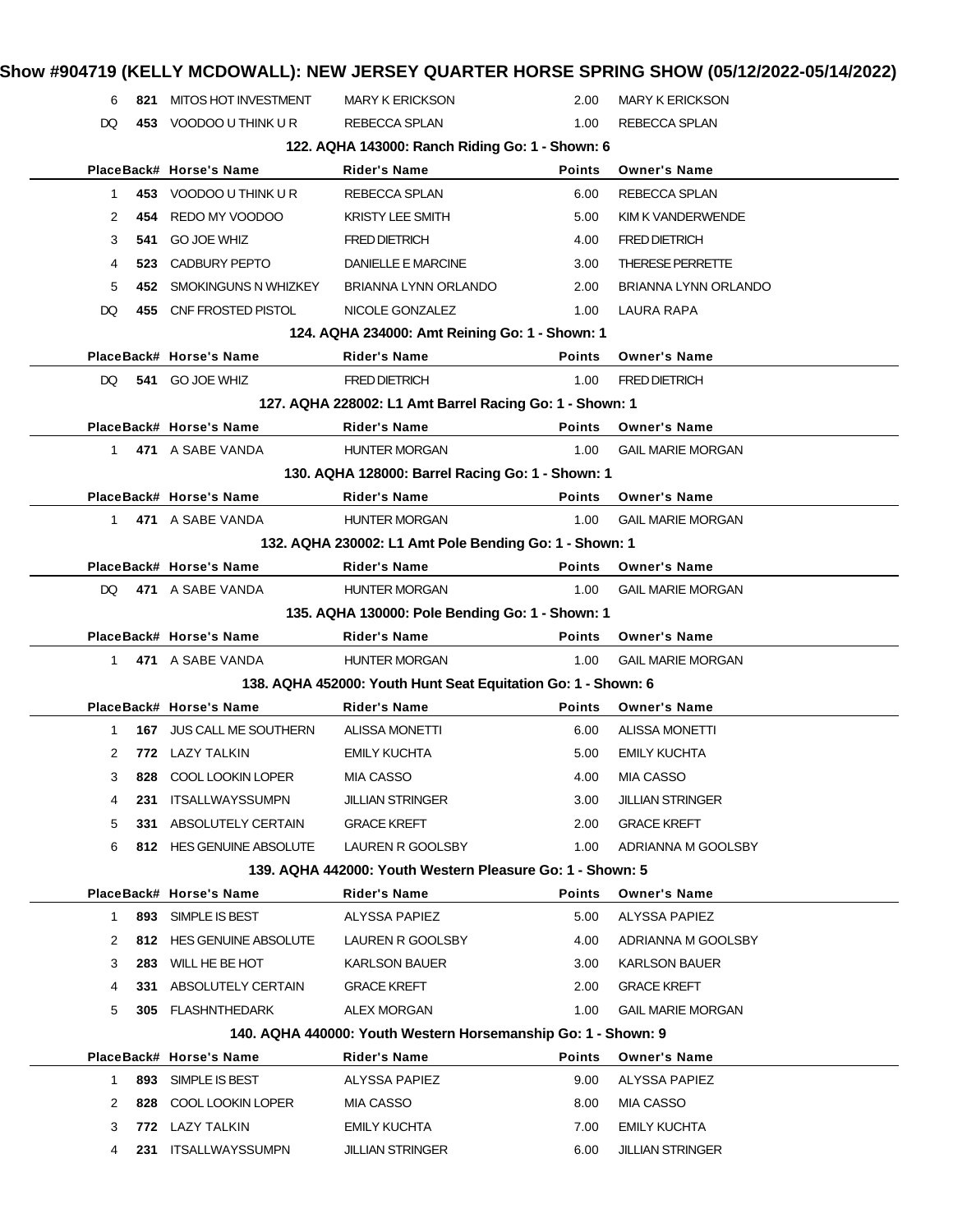# Show #904719 (KELLY MCDOWALL): NEW JERSEY QUARTER HORSE SPRING SHOW (05/12/2022-05/14/2022)

| Place | Back# | Horse's Name | Rider's Name | Points | Owner's Name |
|---|---|---|---|---|---|
| 6 | **821** | MITOS HOT INVESTMENT | MARY K ERICKSON | 2.00 | MARY K ERICKSON |
| DQ | **453** | VOODOO U THINK U R | REBECCA SPLAN | 1.00 | REBECCA SPLAN |

### 122. AQHA 143000: Ranch Riding Go: 1 - Shown: 6

| Place | Back# | Horse's Name | Rider's Name | Points | Owner's Name |
|---|---|---|---|---|---|
| 1 | **453** | VOODOO U THINK U R | REBECCA SPLAN | 6.00 | REBECCA SPLAN |
| 2 | **454** | REDO MY VOODOO | KRISTY LEE SMITH | 5.00 | KIM K VANDERWENDE |
| 3 | **541** | GO JOE WHIZ | FRED DIETRICH | 4.00 | FRED DIETRICH |
| 4 | **523** | CADBURY PEPTO | DANIELLE E MARCINE | 3.00 | THERESE PERRETTE |
| 5 | **452** | SMOKINGUNS N WHIZKEY | BRIANNA LYNN ORLANDO | 2.00 | BRIANNA LYNN ORLANDO |
| DQ | **455** | CNF FROSTED PISTOL | NICOLE GONZALEZ | 1.00 | LAURA RAPA |

### 124. AQHA 234000: Amt Reining Go: 1 - Shown: 1

| Place | Back# | Horse's Name | Rider's Name | Points | Owner's Name |
|---|---|---|---|---|---|
| DQ | **541** | GO JOE WHIZ | FRED DIETRICH | 1.00 | FRED DIETRICH |

### 127. AQHA 228002: L1 Amt Barrel Racing Go: 1 - Shown: 1

| Place | Back# | Horse's Name | Rider's Name | Points | Owner's Name |
|---|---|---|---|---|---|
| 1 | **471** | A SABE VANDA | HUNTER MORGAN | 1.00 | GAIL MARIE MORGAN |

### 130. AQHA 128000: Barrel Racing Go: 1 - Shown: 1

| Place | Back# | Horse's Name | Rider's Name | Points | Owner's Name |
|---|---|---|---|---|---|
| 1 | **471** | A SABE VANDA | HUNTER MORGAN | 1.00 | GAIL MARIE MORGAN |

### 132. AQHA 230002: L1 Amt Pole Bending Go: 1 - Shown: 1

| Place | Back# | Horse's Name | Rider's Name | Points | Owner's Name |
|---|---|---|---|---|---|
| DQ | **471** | A SABE VANDA | HUNTER MORGAN | 1.00 | GAIL MARIE MORGAN |

### 135. AQHA 130000: Pole Bending Go: 1 - Shown: 1

| Place | Back# | Horse's Name | Rider's Name | Points | Owner's Name |
|---|---|---|---|---|---|
| 1 | **471** | A SABE VANDA | HUNTER MORGAN | 1.00 | GAIL MARIE MORGAN |

### 138. AQHA 452000: Youth Hunt Seat Equitation Go: 1 - Shown: 6

| Place | Back# | Horse's Name | Rider's Name | Points | Owner's Name |
|---|---|---|---|---|---|
| 1 | **167** | JUS CALL ME SOUTHERN | ALISSA MONETTI | 6.00 | ALISSA MONETTI |
| 2 | **772** | LAZY TALKIN | EMILY KUCHTA | 5.00 | EMILY KUCHTA |
| 3 | **828** | COOL LOOKIN LOPER | MIA CASSO | 4.00 | MIA CASSO |
| 4 | **231** | ITSALLWAYSSUMPN | JILLIAN STRINGER | 3.00 | JILLIAN STRINGER |
| 5 | **331** | ABSOLUTELY CERTAIN | GRACE KREFT | 2.00 | GRACE KREFT |
| 6 | **812** | HES GENUINE ABSOLUTE | LAUREN R GOOLSBY | 1.00 | ADRIANNA M GOOLSBY |

### 139. AQHA 442000: Youth Western Pleasure Go: 1 - Shown: 5

| Place | Back# | Horse's Name | Rider's Name | Points | Owner's Name |
|---|---|---|---|---|---|
| 1 | **893** | SIMPLE IS BEST | ALYSSA PAPIEZ | 5.00 | ALYSSA PAPIEZ |
| 2 | **812** | HES GENUINE ABSOLUTE | LAUREN R GOOLSBY | 4.00 | ADRIANNA M GOOLSBY |
| 3 | **283** | WILL HE BE HOT | KARLSON BAUER | 3.00 | KARLSON BAUER |
| 4 | **331** | ABSOLUTELY CERTAIN | GRACE KREFT | 2.00 | GRACE KREFT |
| 5 | **305** | FLASHNTHEDARK | ALEX MORGAN | 1.00 | GAIL MARIE MORGAN |

### 140. AQHA 440000: Youth Western Horsemanship Go: 1 - Shown: 9

| Place | Back# | Horse's Name | Rider's Name | Points | Owner's Name |
|---|---|---|---|---|---|
| 1 | **893** | SIMPLE IS BEST | ALYSSA PAPIEZ | 9.00 | ALYSSA PAPIEZ |
| 2 | **828** | COOL LOOKIN LOPER | MIA CASSO | 8.00 | MIA CASSO |
| 3 | **772** | LAZY TALKIN | EMILY KUCHTA | 7.00 | EMILY KUCHTA |
| 4 | **231** | ITSALLWAYSSUMPN | JILLIAN STRINGER | 6.00 | JILLIAN STRINGER |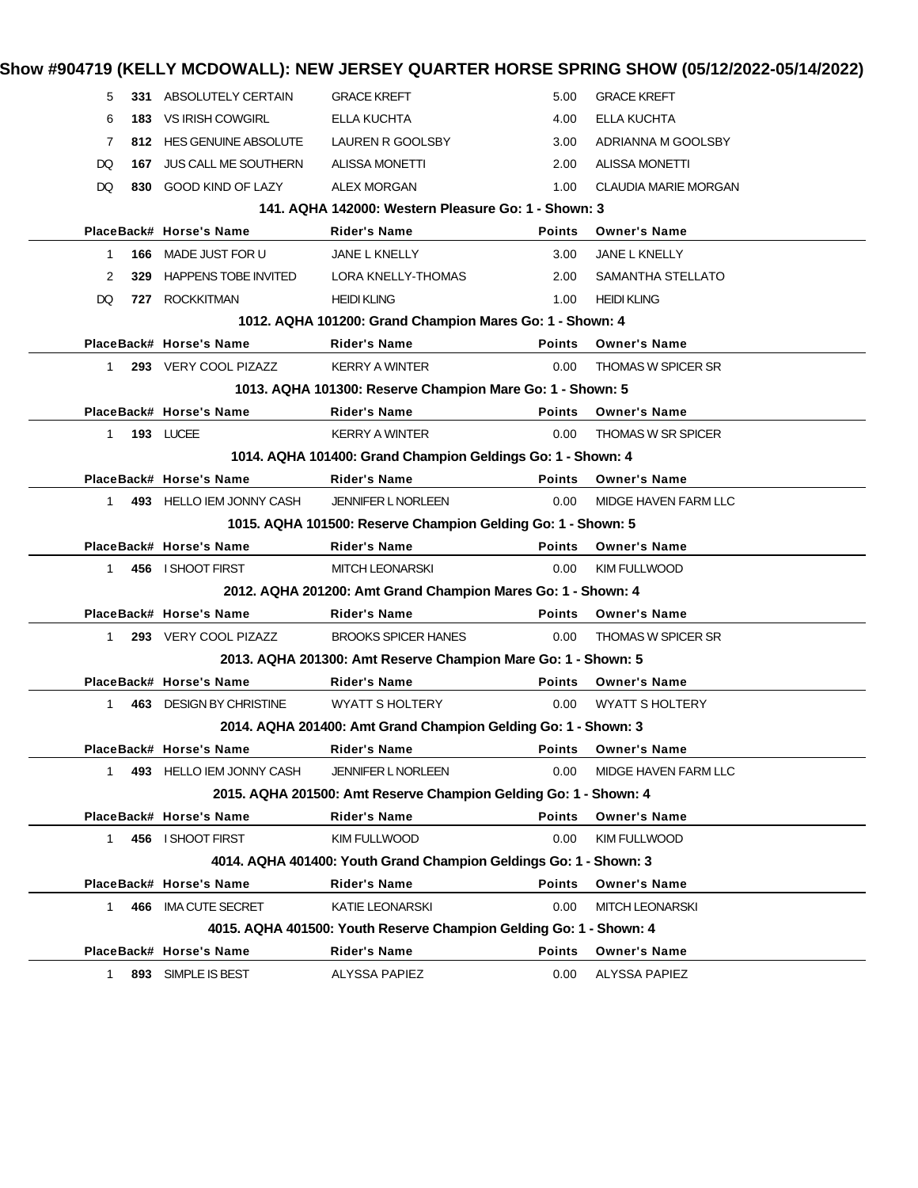# Show #904719 (KELLY MCDOWALL): NEW JERSEY QUARTER HORSE SPRING SHOW (05/12/2022-05/14/2022)

| | | | | | |
|---|---|---|---|---|---|
| 5 | **331** | ABSOLUTELY CERTAIN | GRACE KREFT | 5.00 | GRACE KREFT |
| 6 | **183** | VS IRISH COWGIRL | ELLA KUCHTA | 4.00 | ELLA KUCHTA |
| 7 | **812** | HES GENUINE ABSOLUTE | LAUREN R GOOLSBY | 3.00 | ADRIANNA M GOOLSBY |
| DQ | **167** | JUS CALL ME SOUTHERN | ALISSA MONETTI | 2.00 | ALISSA MONETTI |
| DQ | **830** | GOOD KIND OF LAZY | ALEX MORGAN | 1.00 | CLAUDIA MARIE MORGAN |

### 141. AQHA 142000: Western Pleasure Go: 1 - Shown: 3

| Place | Back# | Horse's Name | Rider's Name | Points | Owner's Name |
|---|---|---|---|---|---|
| 1 | **166** | MADE JUST FOR U | JANE L KNELLY | 3.00 | JANE L KNELLY |
| 2 | **329** | HAPPENS TOBE INVITED | LORA KNELLY-THOMAS | 2.00 | SAMANTHA STELLATO |
| DQ | **727** | ROCKKITMAN | HEIDI KLING | 1.00 | HEIDI KLING |

### 1012. AQHA 101200: Grand Champion Mares Go: 1 - Shown: 4

| Place | Back# | Horse's Name | Rider's Name | Points | Owner's Name |
|---|---|---|---|---|---|
| 1 | **293** | VERY COOL PIZAZZ | KERRY A WINTER | 0.00 | THOMAS W SPICER SR |

### 1013. AQHA 101300: Reserve Champion Mare Go: 1 - Shown: 5

| Place | Back# | Horse's Name | Rider's Name | Points | Owner's Name |
|---|---|---|---|---|---|
| 1 | **193** | LUCEE | KERRY A WINTER | 0.00 | THOMAS W SR SPICER |

### 1014. AQHA 101400: Grand Champion Geldings Go: 1 - Shown: 4

| Place | Back# | Horse's Name | Rider's Name | Points | Owner's Name |
|---|---|---|---|---|---|
| 1 | **493** | HELLO IEM JONNY CASH | JENNIFER L NORLEEN | 0.00 | MIDGE HAVEN FARM LLC |

### 1015. AQHA 101500: Reserve Champion Gelding Go: 1 - Shown: 5

| Place | Back# | Horse's Name | Rider's Name | Points | Owner's Name |
|---|---|---|---|---|---|
| 1 | **456** | I SHOOT FIRST | MITCH LEONARSKI | 0.00 | KIM FULLWOOD |

### 2012. AQHA 201200: Amt Grand Champion Mares Go: 1 - Shown: 4

| Place | Back# | Horse's Name | Rider's Name | Points | Owner's Name |
|---|---|---|---|---|---|
| 1 | **293** | VERY COOL PIZAZZ | BROOKS SPICER HANES | 0.00 | THOMAS W SPICER SR |

### 2013. AQHA 201300: Amt Reserve Champion Mare Go: 1 - Shown: 5

| Place | Back# | Horse's Name | Rider's Name | Points | Owner's Name |
|---|---|---|---|---|---|
| 1 | **463** | DESIGN BY CHRISTINE | WYATT S HOLTERY | 0.00 | WYATT S HOLTERY |

### 2014. AQHA 201400: Amt Grand Champion Gelding Go: 1 - Shown: 3

| Place | Back# | Horse's Name | Rider's Name | Points | Owner's Name |
|---|---|---|---|---|---|
| 1 | **493** | HELLO IEM JONNY CASH | JENNIFER L NORLEEN | 0.00 | MIDGE HAVEN FARM LLC |

### 2015. AQHA 201500: Amt Reserve Champion Gelding Go: 1 - Shown: 4

| Place | Back# | Horse's Name | Rider's Name | Points | Owner's Name |
|---|---|---|---|---|---|
| 1 | **456** | I SHOOT FIRST | KIM FULLWOOD | 0.00 | KIM FULLWOOD |

### 4014. AQHA 401400: Youth Grand Champion Geldings Go: 1 - Shown: 3

| Place | Back# | Horse's Name | Rider's Name | Points | Owner's Name |
|---|---|---|---|---|---|
| 1 | **466** | IMA CUTE SECRET | KATIE LEONARSKI | 0.00 | MITCH LEONARSKI |

### 4015. AQHA 401500: Youth Reserve Champion Gelding Go: 1 - Shown: 4

| Place | Back# | Horse's Name | Rider's Name | Points | Owner's Name |
|---|---|---|---|---|---|
| 1 | **893** | SIMPLE IS BEST | ALYSSA PAPIEZ | 0.00 | ALYSSA PAPIEZ |